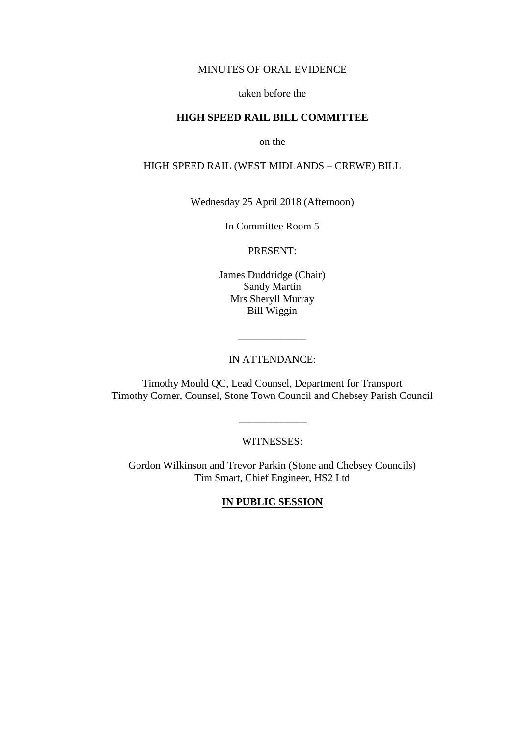MINUTES OF ORAL EVIDENCE

taken before the

**HIGH SPEED RAIL BILL COMMITTEE**

on the

HIGH SPEED RAIL (WEST MIDLANDS – CREWE) BILL

Wednesday 25 April 2018 (Afternoon)

In Committee Room 5

PRESENT:

James Duddridge (Chair)
Sandy Martin
Mrs Sheryll Murray
Bill Wiggin

_____________

IN ATTENDANCE:

Timothy Mould QC, Lead Counsel, Department for Transport
Timothy Corner, Counsel, Stone Town Council and Chebsey Parish Council

_____________

WITNESSES:

Gordon Wilkinson and Trevor Parkin (Stone and Chebsey Councils)
Tim Smart, Chief Engineer, HS2 Ltd

**IN PUBLIC SESSION**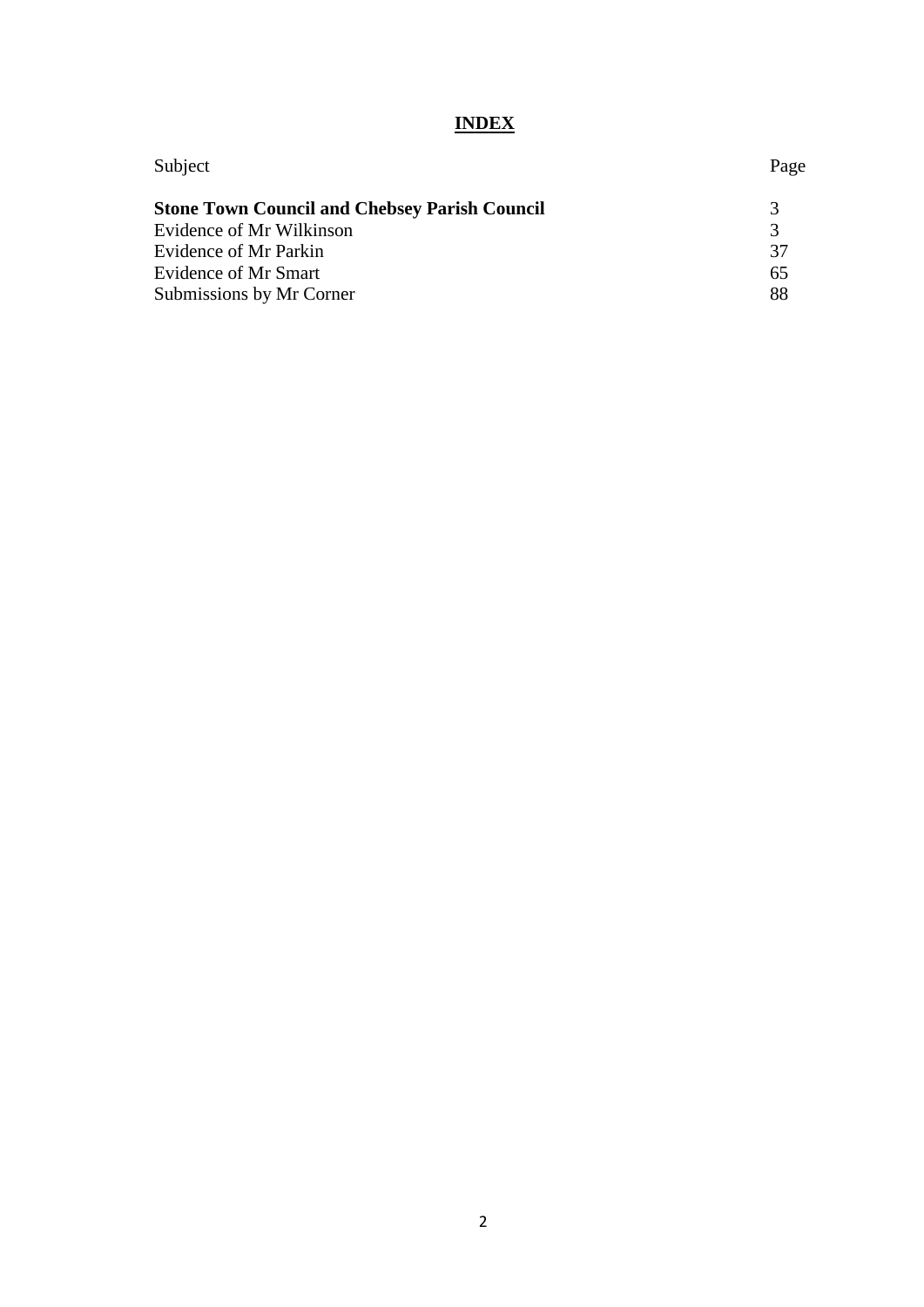# INDEX

| Subject | Page |
| --- | --- |
| **Stone Town Council and Chebsey Parish Council** | 3 |
| Evidence of Mr Wilkinson | 3 |
| Evidence of Mr Parkin | 37 |
| Evidence of Mr Smart | 65 |
| Submissions by Mr Corner | 88 |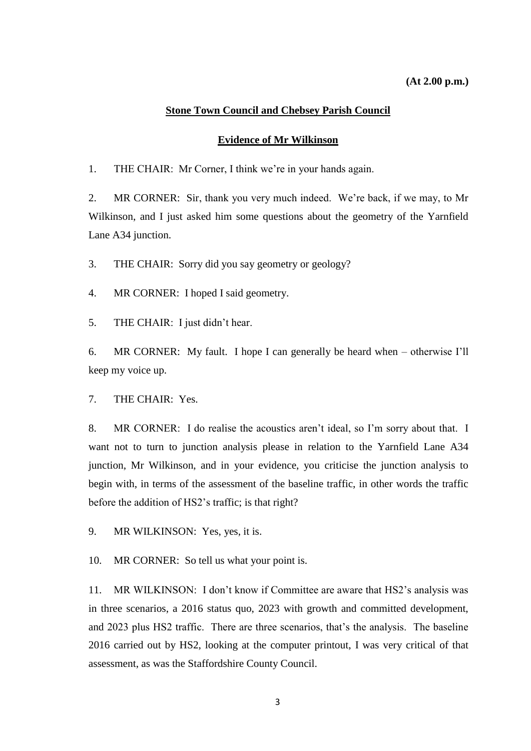**(At 2.00 p.m.)**

**Stone Town Council and Chebsey Parish Council**

**Evidence of Mr Wilkinson**

1. THE CHAIR: Mr Corner, I think we're in your hands again.

2. MR CORNER: Sir, thank you very much indeed. We're back, if we may, to Mr Wilkinson, and I just asked him some questions about the geometry of the Yarnfield Lane A34 junction.

3. THE CHAIR: Sorry did you say geometry or geology?

4. MR CORNER: I hoped I said geometry.

5. THE CHAIR: I just didn't hear.

6. MR CORNER: My fault. I hope I can generally be heard when – otherwise I'll keep my voice up.

7. THE CHAIR: Yes.

8. MR CORNER: I do realise the acoustics aren't ideal, so I'm sorry about that. I want not to turn to junction analysis please in relation to the Yarnfield Lane A34 junction, Mr Wilkinson, and in your evidence, you criticise the junction analysis to begin with, in terms of the assessment of the baseline traffic, in other words the traffic before the addition of HS2's traffic; is that right?

9. MR WILKINSON: Yes, yes, it is.

10. MR CORNER: So tell us what your point is.

11. MR WILKINSON: I don't know if Committee are aware that HS2's analysis was in three scenarios, a 2016 status quo, 2023 with growth and committed development, and 2023 plus HS2 traffic. There are three scenarios, that's the analysis. The baseline 2016 carried out by HS2, looking at the computer printout, I was very critical of that assessment, as was the Staffordshire County Council.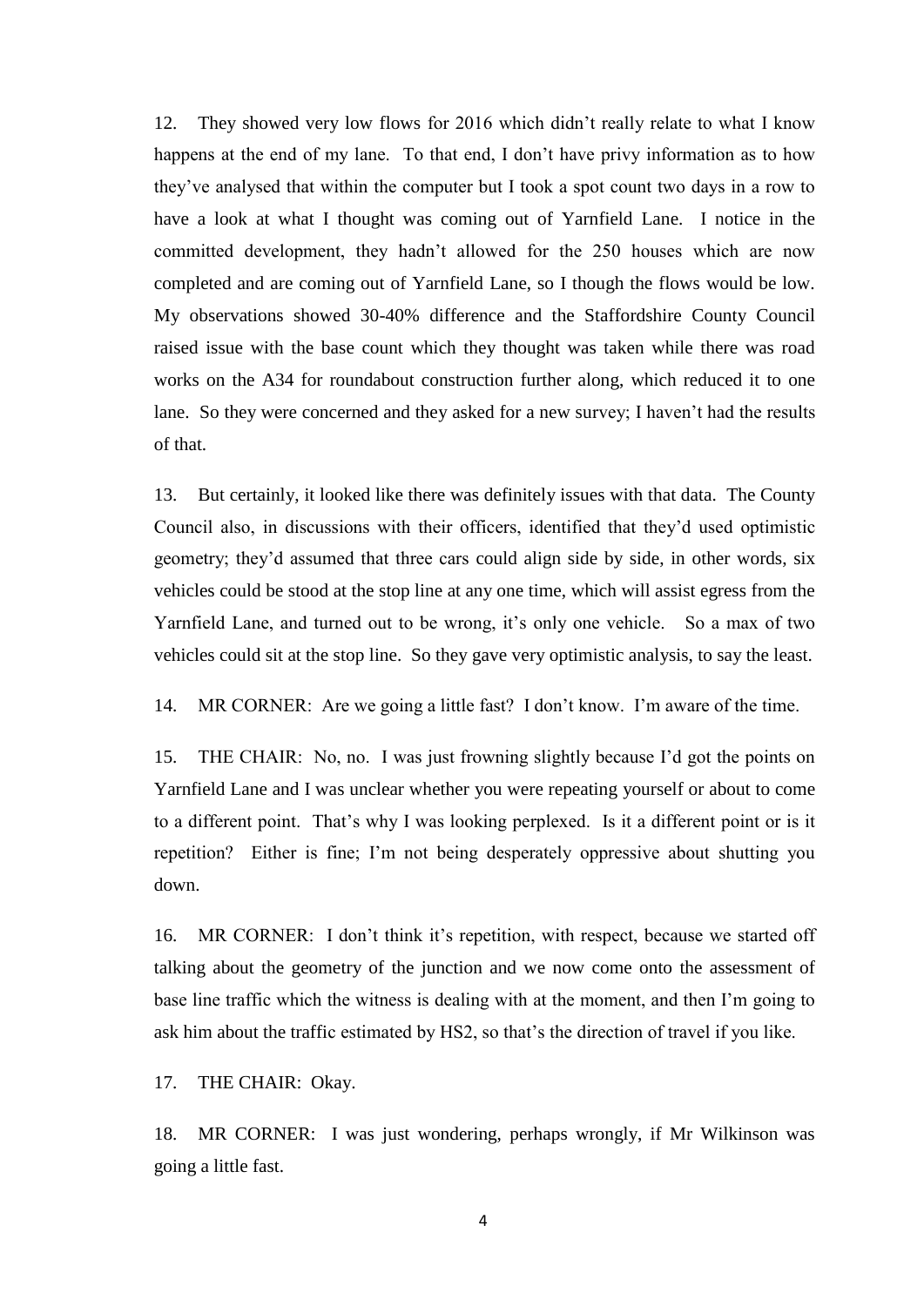12. They showed very low flows for 2016 which didn't really relate to what I know happens at the end of my lane. To that end, I don't have privy information as to how they've analysed that within the computer but I took a spot count two days in a row to have a look at what I thought was coming out of Yarnfield Lane. I notice in the committed development, they hadn't allowed for the 250 houses which are now completed and are coming out of Yarnfield Lane, so I though the flows would be low. My observations showed 30-40% difference and the Staffordshire County Council raised issue with the base count which they thought was taken while there was road works on the A34 for roundabout construction further along, which reduced it to one lane. So they were concerned and they asked for a new survey; I haven't had the results of that.

13. But certainly, it looked like there was definitely issues with that data. The County Council also, in discussions with their officers, identified that they'd used optimistic geometry; they'd assumed that three cars could align side by side, in other words, six vehicles could be stood at the stop line at any one time, which will assist egress from the Yarnfield Lane, and turned out to be wrong, it's only one vehicle. So a max of two vehicles could sit at the stop line. So they gave very optimistic analysis, to say the least.

14. MR CORNER: Are we going a little fast? I don't know. I'm aware of the time.

15. THE CHAIR: No, no. I was just frowning slightly because I'd got the points on Yarnfield Lane and I was unclear whether you were repeating yourself or about to come to a different point. That's why I was looking perplexed. Is it a different point or is it repetition? Either is fine; I'm not being desperately oppressive about shutting you down.

16. MR CORNER: I don't think it's repetition, with respect, because we started off talking about the geometry of the junction and we now come onto the assessment of base line traffic which the witness is dealing with at the moment, and then I'm going to ask him about the traffic estimated by HS2, so that's the direction of travel if you like.

17. THE CHAIR: Okay.

18. MR CORNER: I was just wondering, perhaps wrongly, if Mr Wilkinson was going a little fast.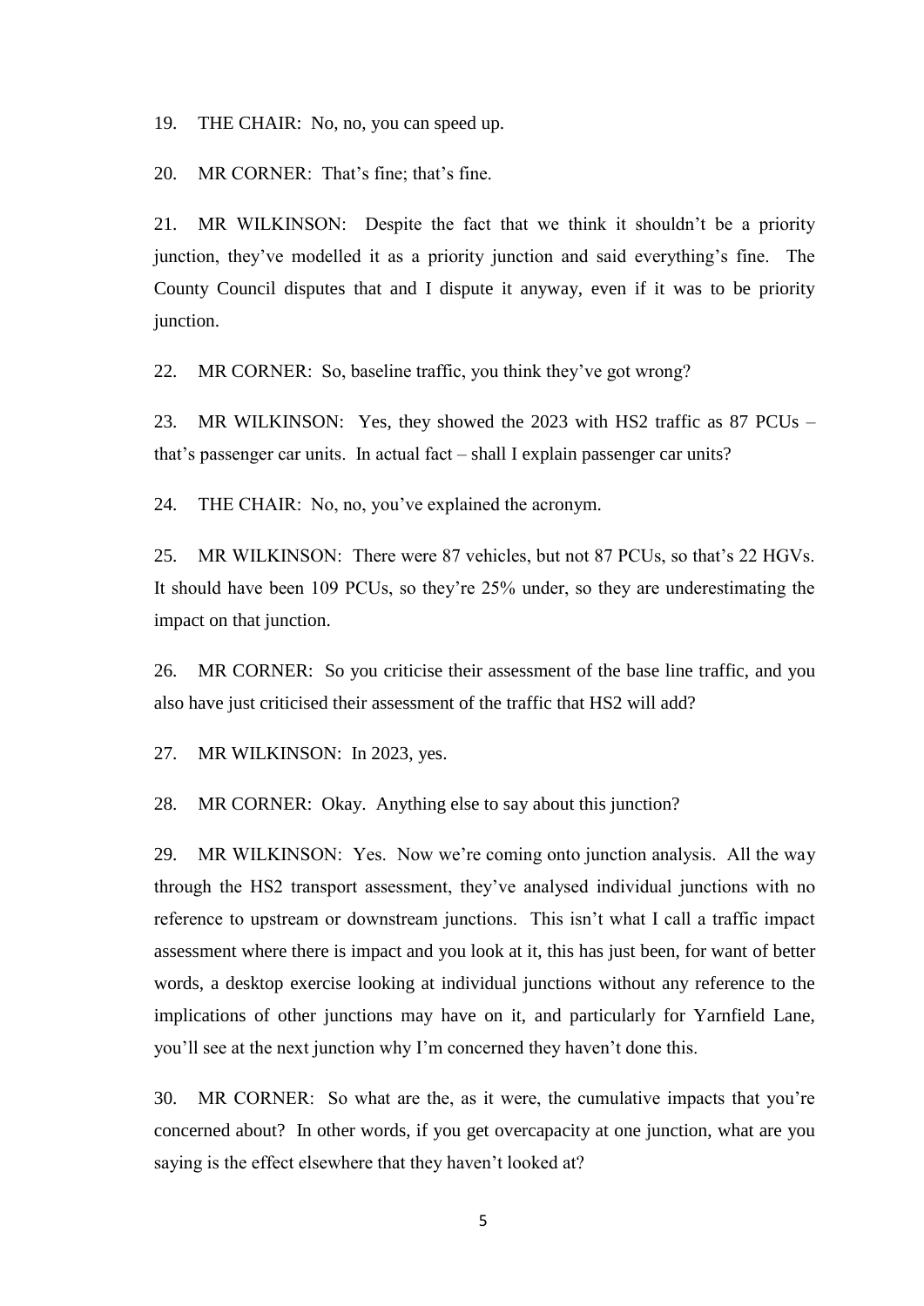19. THE CHAIR: No, no, you can speed up.

20. MR CORNER: That's fine; that's fine.

21. MR WILKINSON: Despite the fact that we think it shouldn't be a priority junction, they've modelled it as a priority junction and said everything's fine. The County Council disputes that and I dispute it anyway, even if it was to be priority junction.

22. MR CORNER: So, baseline traffic, you think they've got wrong?

23. MR WILKINSON: Yes, they showed the 2023 with HS2 traffic as 87 PCUs – that's passenger car units. In actual fact – shall I explain passenger car units?

24. THE CHAIR: No, no, you've explained the acronym.

25. MR WILKINSON: There were 87 vehicles, but not 87 PCUs, so that's 22 HGVs. It should have been 109 PCUs, so they're 25% under, so they are underestimating the impact on that junction.

26. MR CORNER: So you criticise their assessment of the base line traffic, and you also have just criticised their assessment of the traffic that HS2 will add?

27. MR WILKINSON: In 2023, yes.

28. MR CORNER: Okay. Anything else to say about this junction?

29. MR WILKINSON: Yes. Now we're coming onto junction analysis. All the way through the HS2 transport assessment, they've analysed individual junctions with no reference to upstream or downstream junctions. This isn't what I call a traffic impact assessment where there is impact and you look at it, this has just been, for want of better words, a desktop exercise looking at individual junctions without any reference to the implications of other junctions may have on it, and particularly for Yarnfield Lane, you'll see at the next junction why I'm concerned they haven't done this.

30. MR CORNER: So what are the, as it were, the cumulative impacts that you're concerned about? In other words, if you get overcapacity at one junction, what are you saying is the effect elsewhere that they haven't looked at?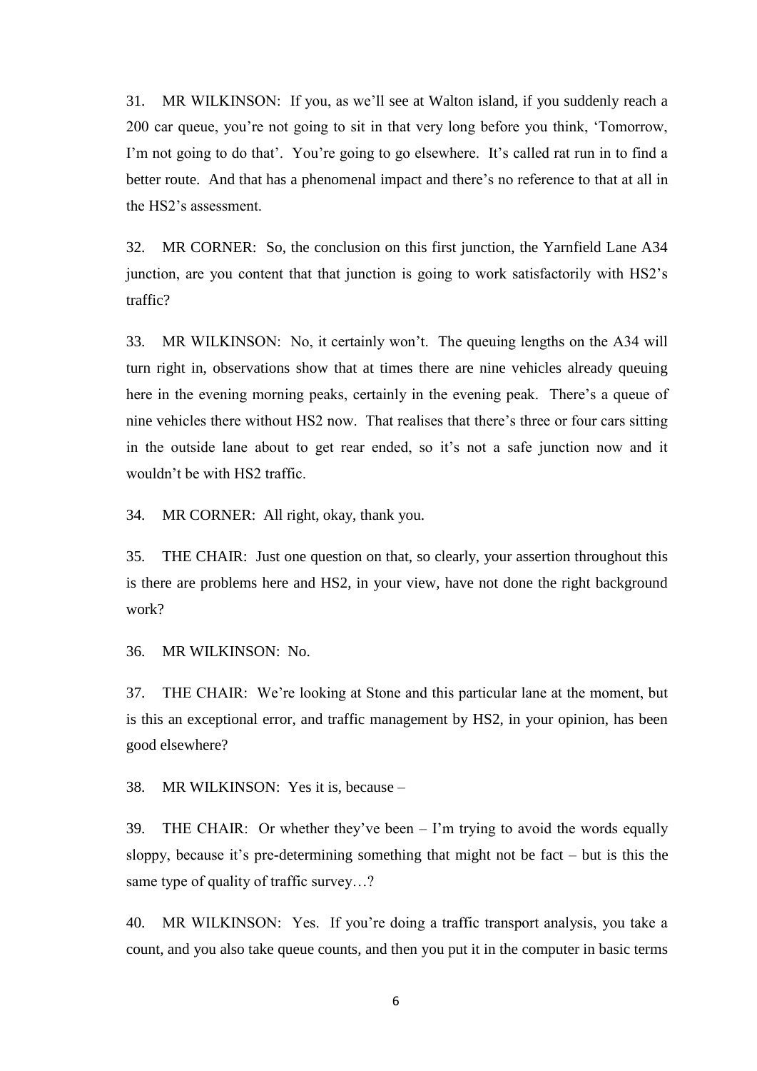31. MR WILKINSON: If you, as we'll see at Walton island, if you suddenly reach a 200 car queue, you're not going to sit in that very long before you think, 'Tomorrow, I'm not going to do that'. You're going to go elsewhere. It's called rat run in to find a better route. And that has a phenomenal impact and there's no reference to that at all in the HS2's assessment.

32. MR CORNER: So, the conclusion on this first junction, the Yarnfield Lane A34 junction, are you content that that junction is going to work satisfactorily with HS2's traffic?

33. MR WILKINSON: No, it certainly won't. The queuing lengths on the A34 will turn right in, observations show that at times there are nine vehicles already queuing here in the evening morning peaks, certainly in the evening peak. There's a queue of nine vehicles there without HS2 now. That realises that there's three or four cars sitting in the outside lane about to get rear ended, so it's not a safe junction now and it wouldn't be with HS2 traffic.

34. MR CORNER: All right, okay, thank you.

35. THE CHAIR: Just one question on that, so clearly, your assertion throughout this is there are problems here and HS2, in your view, have not done the right background work?

36. MR WILKINSON: No.

37. THE CHAIR: We're looking at Stone and this particular lane at the moment, but is this an exceptional error, and traffic management by HS2, in your opinion, has been good elsewhere?

38. MR WILKINSON: Yes it is, because –

39. THE CHAIR: Or whether they've been – I'm trying to avoid the words equally sloppy, because it's pre-determining something that might not be fact – but is this the same type of quality of traffic survey…?

40. MR WILKINSON: Yes. If you're doing a traffic transport analysis, you take a count, and you also take queue counts, and then you put it in the computer in basic terms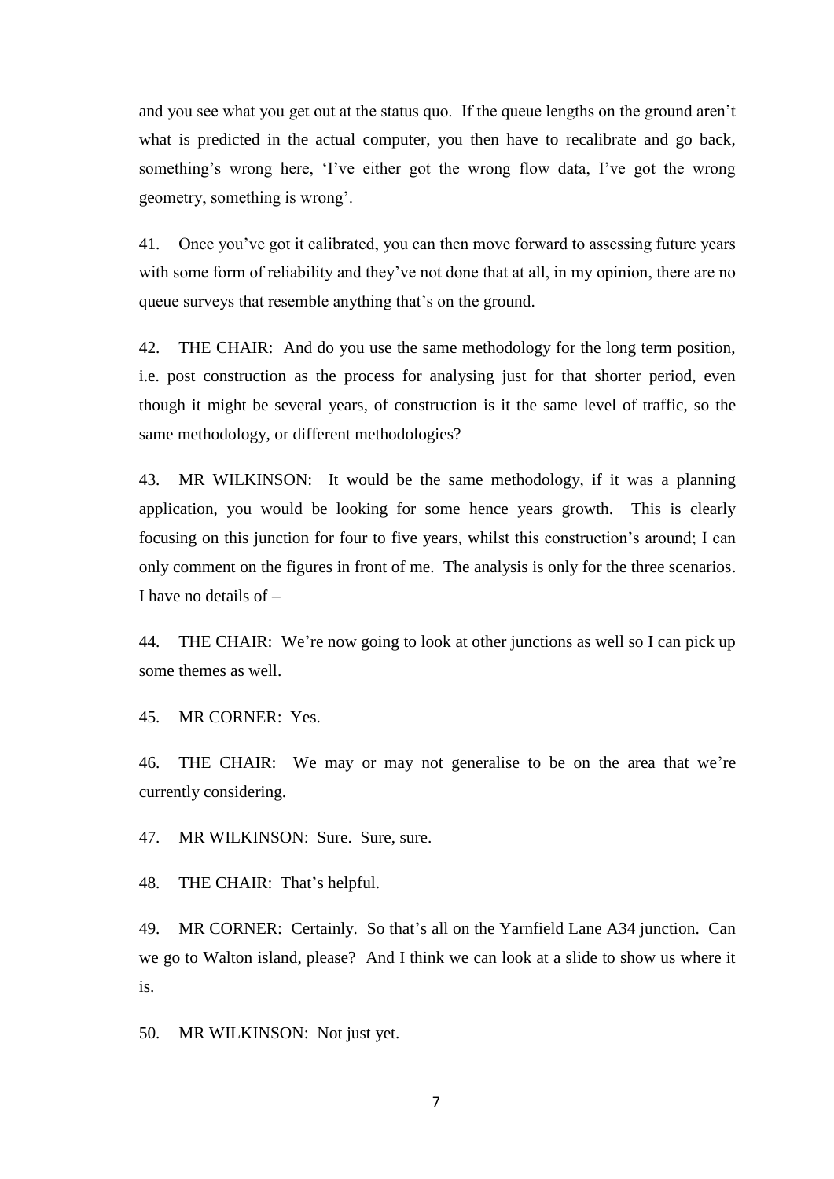and you see what you get out at the status quo. If the queue lengths on the ground aren't what is predicted in the actual computer, you then have to recalibrate and go back, something's wrong here, 'I've either got the wrong flow data, I've got the wrong geometry, something is wrong'.

41. Once you've got it calibrated, you can then move forward to assessing future years with some form of reliability and they've not done that at all, in my opinion, there are no queue surveys that resemble anything that's on the ground.

42. THE CHAIR: And do you use the same methodology for the long term position, i.e. post construction as the process for analysing just for that shorter period, even though it might be several years, of construction is it the same level of traffic, so the same methodology, or different methodologies?

43. MR WILKINSON: It would be the same methodology, if it was a planning application, you would be looking for some hence years growth. This is clearly focusing on this junction for four to five years, whilst this construction's around; I can only comment on the figures in front of me. The analysis is only for the three scenarios. I have no details of –

44. THE CHAIR: We're now going to look at other junctions as well so I can pick up some themes as well.

45. MR CORNER: Yes.

46. THE CHAIR: We may or may not generalise to be on the area that we're currently considering.

47. MR WILKINSON: Sure. Sure, sure.

48. THE CHAIR: That's helpful.

49. MR CORNER: Certainly. So that's all on the Yarnfield Lane A34 junction. Can we go to Walton island, please? And I think we can look at a slide to show us where it is.

50. MR WILKINSON: Not just yet.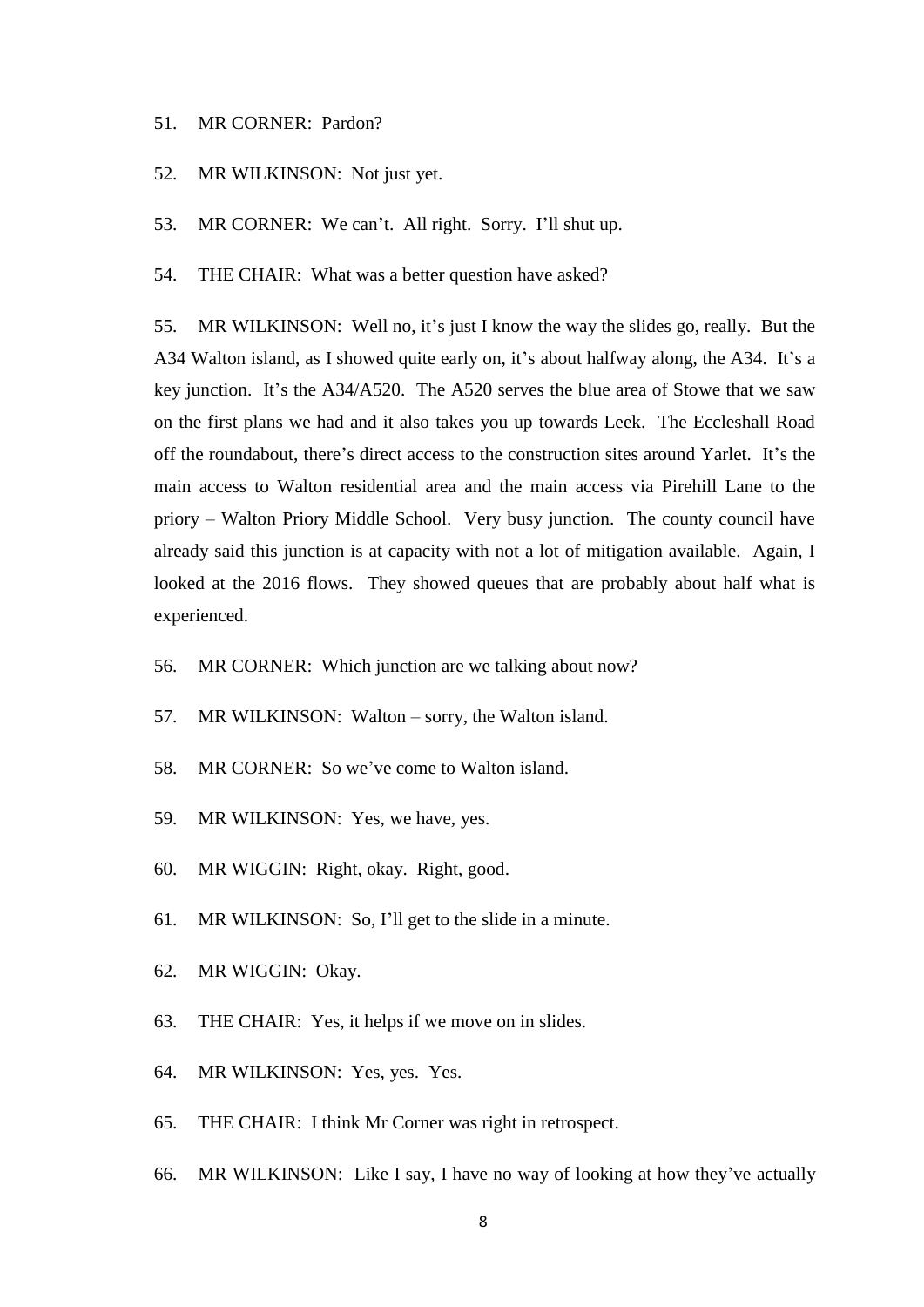51. MR CORNER: Pardon?

52. MR WILKINSON: Not just yet.

53. MR CORNER: We can't. All right. Sorry. I'll shut up.

54. THE CHAIR: What was a better question have asked?

55. MR WILKINSON: Well no, it's just I know the way the slides go, really. But the A34 Walton island, as I showed quite early on, it's about halfway along, the A34. It's a key junction. It's the A34/A520. The A520 serves the blue area of Stowe that we saw on the first plans we had and it also takes you up towards Leek. The Eccleshall Road off the roundabout, there's direct access to the construction sites around Yarlet. It's the main access to Walton residential area and the main access via Pirehill Lane to the priory – Walton Priory Middle School. Very busy junction. The county council have already said this junction is at capacity with not a lot of mitigation available. Again, I looked at the 2016 flows. They showed queues that are probably about half what is experienced.

56. MR CORNER: Which junction are we talking about now?

57. MR WILKINSON: Walton – sorry, the Walton island.

58. MR CORNER: So we've come to Walton island.

59. MR WILKINSON: Yes, we have, yes.

60. MR WIGGIN: Right, okay. Right, good.

61. MR WILKINSON: So, I'll get to the slide in a minute.

62. MR WIGGIN: Okay.

63. THE CHAIR: Yes, it helps if we move on in slides.

64. MR WILKINSON: Yes, yes. Yes.

65. THE CHAIR: I think Mr Corner was right in retrospect.

66. MR WILKINSON: Like I say, I have no way of looking at how they've actually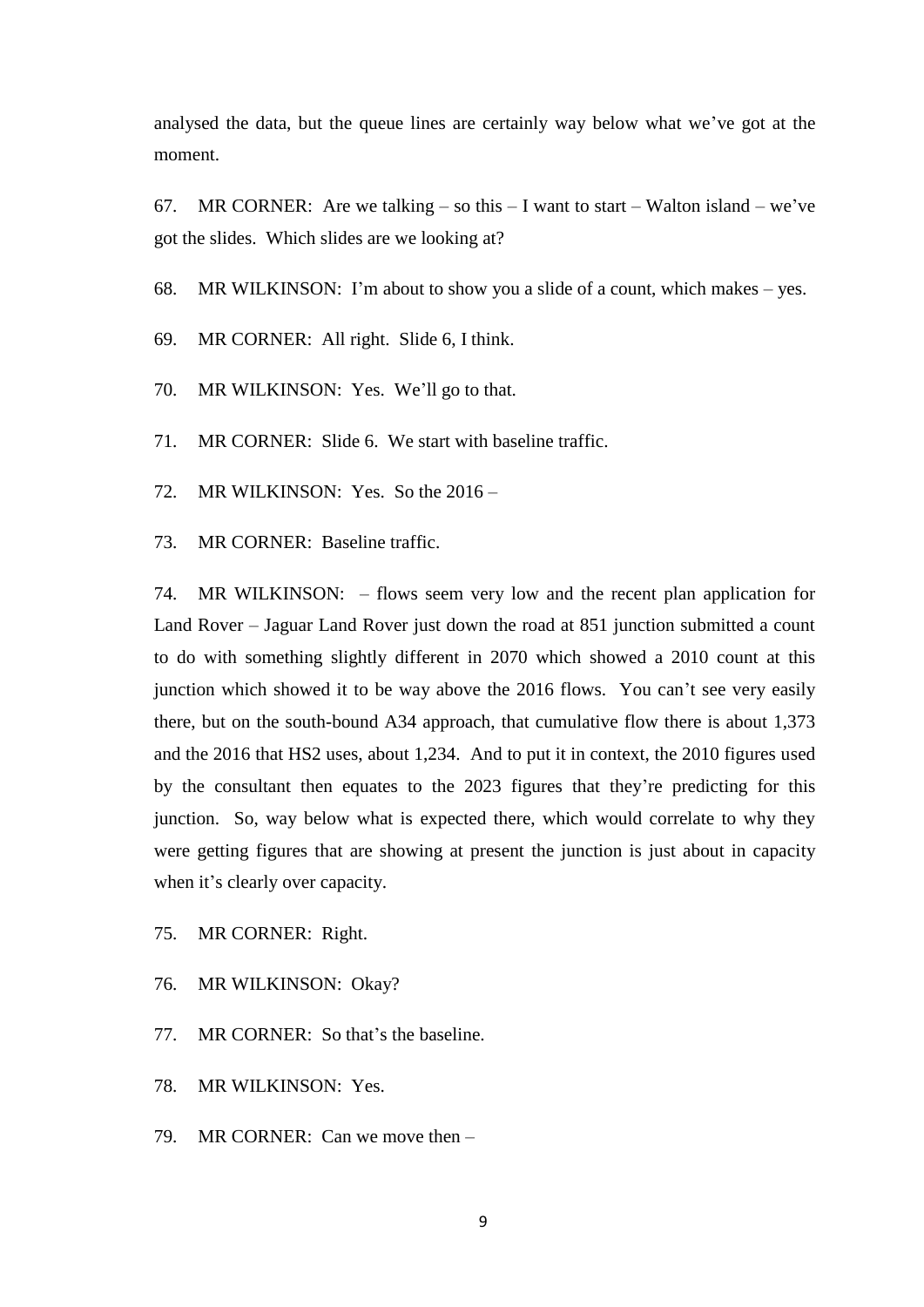analysed the data, but the queue lines are certainly way below what we've got at the moment.

67. MR CORNER: Are we talking – so this – I want to start – Walton island – we've got the slides. Which slides are we looking at?

68. MR WILKINSON: I'm about to show you a slide of a count, which makes – yes.

69. MR CORNER: All right. Slide 6, I think.

70. MR WILKINSON: Yes. We'll go to that.

71. MR CORNER: Slide 6. We start with baseline traffic.

72. MR WILKINSON: Yes. So the 2016 –

73. MR CORNER: Baseline traffic.

74. MR WILKINSON: – flows seem very low and the recent plan application for Land Rover – Jaguar Land Rover just down the road at 851 junction submitted a count to do with something slightly different in 2070 which showed a 2010 count at this junction which showed it to be way above the 2016 flows. You can't see very easily there, but on the south-bound A34 approach, that cumulative flow there is about 1,373 and the 2016 that HS2 uses, about 1,234. And to put it in context, the 2010 figures used by the consultant then equates to the 2023 figures that they're predicting for this junction. So, way below what is expected there, which would correlate to why they were getting figures that are showing at present the junction is just about in capacity when it's clearly over capacity.

75. MR CORNER: Right.

76. MR WILKINSON: Okay?

77. MR CORNER: So that's the baseline.

78. MR WILKINSON: Yes.

79. MR CORNER: Can we move then –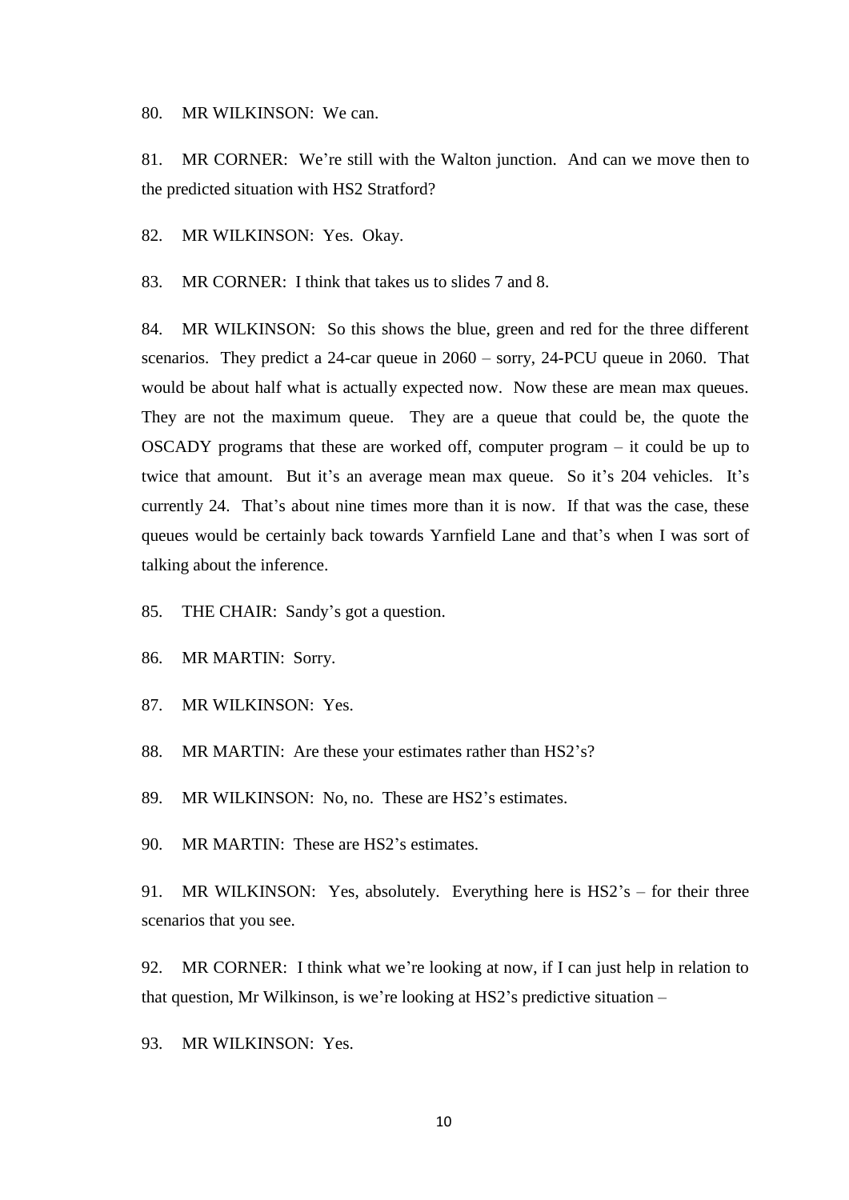80. MR WILKINSON: We can.

81. MR CORNER: We're still with the Walton junction. And can we move then to the predicted situation with HS2 Stratford?

82. MR WILKINSON: Yes. Okay.

83. MR CORNER: I think that takes us to slides 7 and 8.

84. MR WILKINSON: So this shows the blue, green and red for the three different scenarios. They predict a 24-car queue in 2060 – sorry, 24-PCU queue in 2060. That would be about half what is actually expected now. Now these are mean max queues. They are not the maximum queue. They are a queue that could be, the quote the OSCADY programs that these are worked off, computer program – it could be up to twice that amount. But it's an average mean max queue. So it's 204 vehicles. It's currently 24. That's about nine times more than it is now. If that was the case, these queues would be certainly back towards Yarnfield Lane and that's when I was sort of talking about the inference.

85. THE CHAIR: Sandy's got a question.

86. MR MARTIN: Sorry.

87. MR WILKINSON: Yes.

88. MR MARTIN: Are these your estimates rather than HS2's?

89. MR WILKINSON: No, no. These are HS2's estimates.

90. MR MARTIN: These are HS2's estimates.

91. MR WILKINSON: Yes, absolutely. Everything here is HS2's – for their three scenarios that you see.

92. MR CORNER: I think what we're looking at now, if I can just help in relation to that question, Mr Wilkinson, is we're looking at HS2's predictive situation –

93. MR WILKINSON: Yes.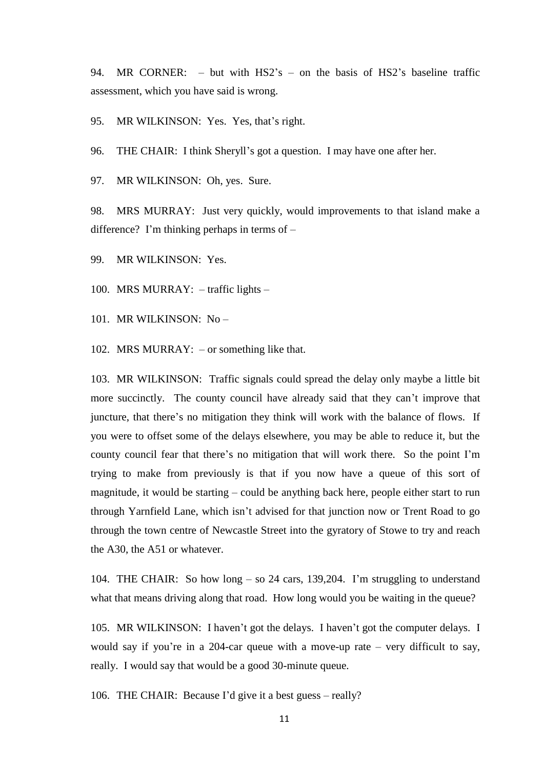94. MR CORNER: – but with HS2's – on the basis of HS2's baseline traffic assessment, which you have said is wrong.

95. MR WILKINSON: Yes. Yes, that's right.

96. THE CHAIR: I think Sheryll's got a question. I may have one after her.

97. MR WILKINSON: Oh, yes. Sure.

98. MRS MURRAY: Just very quickly, would improvements to that island make a difference? I'm thinking perhaps in terms of –

99. MR WILKINSON: Yes.

100. MRS MURRAY: – traffic lights –

101. MR WILKINSON: No –

102. MRS MURRAY: – or something like that.

103. MR WILKINSON: Traffic signals could spread the delay only maybe a little bit more succinctly. The county council have already said that they can't improve that juncture, that there's no mitigation they think will work with the balance of flows. If you were to offset some of the delays elsewhere, you may be able to reduce it, but the county council fear that there's no mitigation that will work there. So the point I'm trying to make from previously is that if you now have a queue of this sort of magnitude, it would be starting – could be anything back here, people either start to run through Yarnfield Lane, which isn't advised for that junction now or Trent Road to go through the town centre of Newcastle Street into the gyratory of Stowe to try and reach the A30, the A51 or whatever.

104. THE CHAIR: So how long – so 24 cars, 139,204. I'm struggling to understand what that means driving along that road. How long would you be waiting in the queue?

105. MR WILKINSON: I haven't got the delays. I haven't got the computer delays. I would say if you're in a 204-car queue with a move-up rate – very difficult to say, really. I would say that would be a good 30-minute queue.

106. THE CHAIR: Because I'd give it a best guess – really?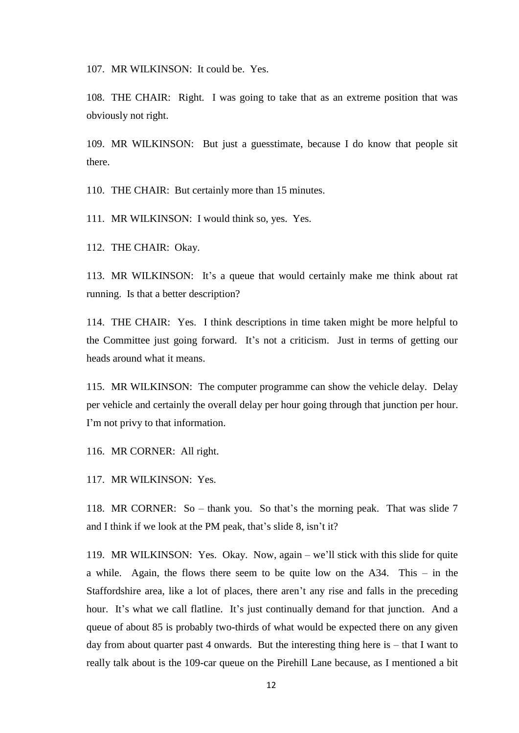107. MR WILKINSON: It could be. Yes.

108. THE CHAIR: Right. I was going to take that as an extreme position that was obviously not right.

109. MR WILKINSON: But just a guesstimate, because I do know that people sit there.

110. THE CHAIR: But certainly more than 15 minutes.

111. MR WILKINSON: I would think so, yes. Yes.

112. THE CHAIR: Okay.

113. MR WILKINSON: It's a queue that would certainly make me think about rat running. Is that a better description?

114. THE CHAIR: Yes. I think descriptions in time taken might be more helpful to the Committee just going forward. It's not a criticism. Just in terms of getting our heads around what it means.

115. MR WILKINSON: The computer programme can show the vehicle delay. Delay per vehicle and certainly the overall delay per hour going through that junction per hour. I'm not privy to that information.

116. MR CORNER: All right.

117. MR WILKINSON: Yes.

118. MR CORNER: So – thank you. So that's the morning peak. That was slide 7 and I think if we look at the PM peak, that's slide 8, isn't it?

119. MR WILKINSON: Yes. Okay. Now, again – we'll stick with this slide for quite a while. Again, the flows there seem to be quite low on the A34. This – in the Staffordshire area, like a lot of places, there aren't any rise and falls in the preceding hour. It's what we call flatline. It's just continually demand for that junction. And a queue of about 85 is probably two-thirds of what would be expected there on any given day from about quarter past 4 onwards. But the interesting thing here is – that I want to really talk about is the 109-car queue on the Pirehill Lane because, as I mentioned a bit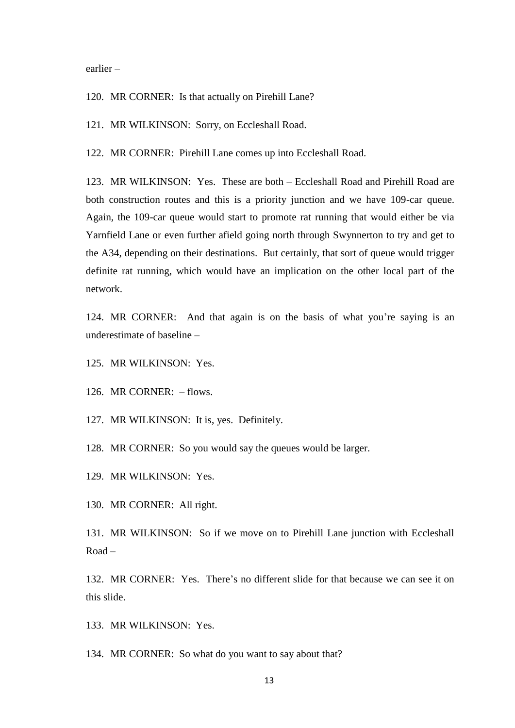earlier –

120. MR CORNER: Is that actually on Pirehill Lane?

121. MR WILKINSON: Sorry, on Eccleshall Road.

122. MR CORNER: Pirehill Lane comes up into Eccleshall Road.

123. MR WILKINSON: Yes. These are both – Eccleshall Road and Pirehill Road are both construction routes and this is a priority junction and we have 109-car queue. Again, the 109-car queue would start to promote rat running that would either be via Yarnfield Lane or even further afield going north through Swynnerton to try and get to the A34, depending on their destinations. But certainly, that sort of queue would trigger definite rat running, which would have an implication on the other local part of the network.

124. MR CORNER: And that again is on the basis of what you're saying is an underestimate of baseline –

125. MR WILKINSON: Yes.

126. MR CORNER: – flows.

127. MR WILKINSON: It is, yes. Definitely.

128. MR CORNER: So you would say the queues would be larger.

129. MR WILKINSON: Yes.

130. MR CORNER: All right.

131. MR WILKINSON: So if we move on to Pirehill Lane junction with Eccleshall Road –

132. MR CORNER: Yes. There's no different slide for that because we can see it on this slide.

133. MR WILKINSON: Yes.

134. MR CORNER: So what do you want to say about that?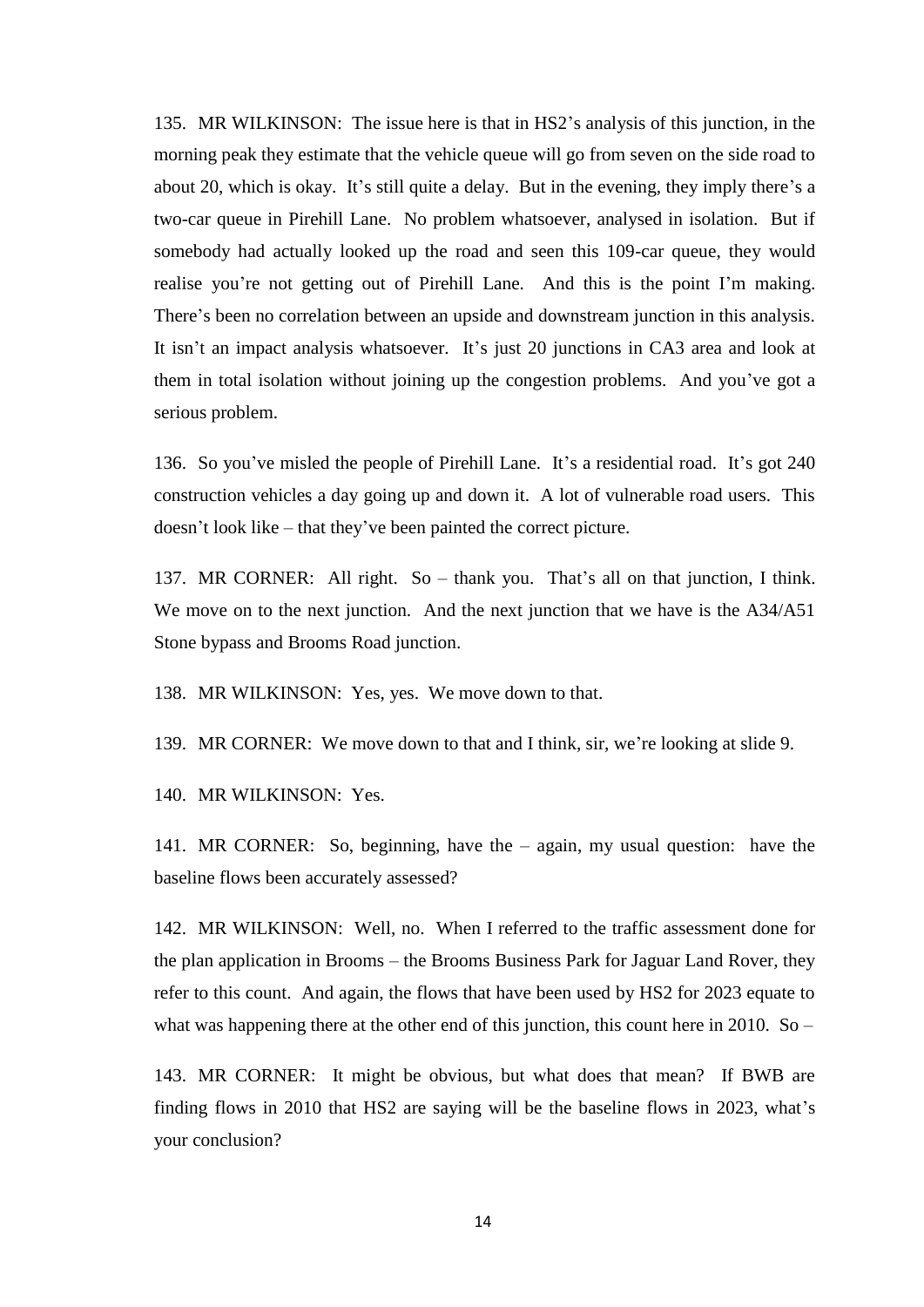135. MR WILKINSON: The issue here is that in HS2's analysis of this junction, in the morning peak they estimate that the vehicle queue will go from seven on the side road to about 20, which is okay. It's still quite a delay. But in the evening, they imply there's a two-car queue in Pirehill Lane. No problem whatsoever, analysed in isolation. But if somebody had actually looked up the road and seen this 109-car queue, they would realise you're not getting out of Pirehill Lane. And this is the point I'm making. There's been no correlation between an upside and downstream junction in this analysis. It isn't an impact analysis whatsoever. It's just 20 junctions in CA3 area and look at them in total isolation without joining up the congestion problems. And you've got a serious problem.

136. So you've misled the people of Pirehill Lane. It's a residential road. It's got 240 construction vehicles a day going up and down it. A lot of vulnerable road users. This doesn't look like – that they've been painted the correct picture.

137. MR CORNER: All right. So – thank you. That's all on that junction, I think. We move on to the next junction. And the next junction that we have is the A34/A51 Stone bypass and Brooms Road junction.

138. MR WILKINSON: Yes, yes. We move down to that.

139. MR CORNER: We move down to that and I think, sir, we're looking at slide 9.

140. MR WILKINSON: Yes.

141. MR CORNER: So, beginning, have the – again, my usual question: have the baseline flows been accurately assessed?

142. MR WILKINSON: Well, no. When I referred to the traffic assessment done for the plan application in Brooms – the Brooms Business Park for Jaguar Land Rover, they refer to this count. And again, the flows that have been used by HS2 for 2023 equate to what was happening there at the other end of this junction, this count here in 2010. So –

143. MR CORNER: It might be obvious, but what does that mean? If BWB are finding flows in 2010 that HS2 are saying will be the baseline flows in 2023, what's your conclusion?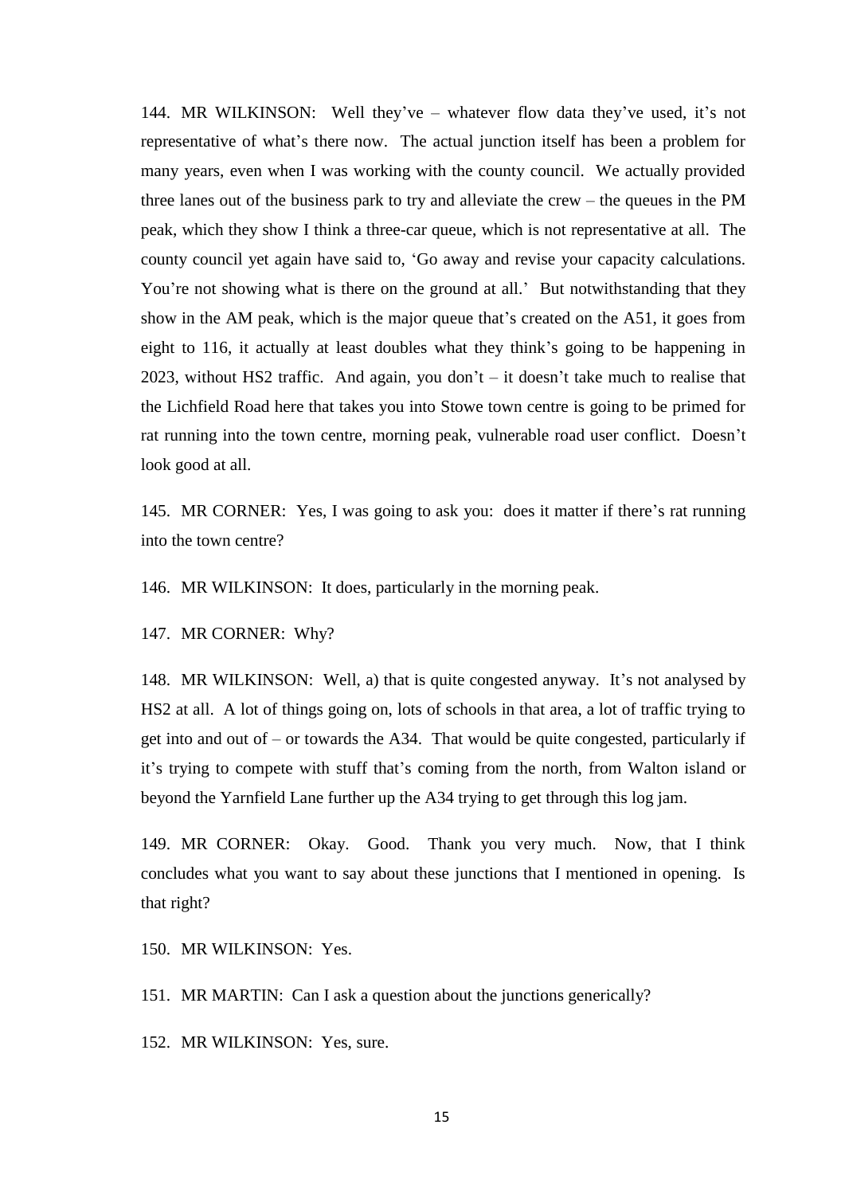144. MR WILKINSON: Well they've – whatever flow data they've used, it's not representative of what's there now. The actual junction itself has been a problem for many years, even when I was working with the county council. We actually provided three lanes out of the business park to try and alleviate the crew – the queues in the PM peak, which they show I think a three-car queue, which is not representative at all. The county council yet again have said to, 'Go away and revise your capacity calculations. You're not showing what is there on the ground at all.' But notwithstanding that they show in the AM peak, which is the major queue that's created on the A51, it goes from eight to 116, it actually at least doubles what they think's going to be happening in 2023, without HS2 traffic. And again, you don't – it doesn't take much to realise that the Lichfield Road here that takes you into Stowe town centre is going to be primed for rat running into the town centre, morning peak, vulnerable road user conflict. Doesn't look good at all.

145. MR CORNER: Yes, I was going to ask you: does it matter if there's rat running into the town centre?

146. MR WILKINSON: It does, particularly in the morning peak.

147. MR CORNER: Why?

148. MR WILKINSON: Well, a) that is quite congested anyway. It's not analysed by HS2 at all. A lot of things going on, lots of schools in that area, a lot of traffic trying to get into and out of – or towards the A34. That would be quite congested, particularly if it's trying to compete with stuff that's coming from the north, from Walton island or beyond the Yarnfield Lane further up the A34 trying to get through this log jam.

149. MR CORNER: Okay. Good. Thank you very much. Now, that I think concludes what you want to say about these junctions that I mentioned in opening. Is that right?

150. MR WILKINSON: Yes.

151. MR MARTIN: Can I ask a question about the junctions generically?

152. MR WILKINSON: Yes, sure.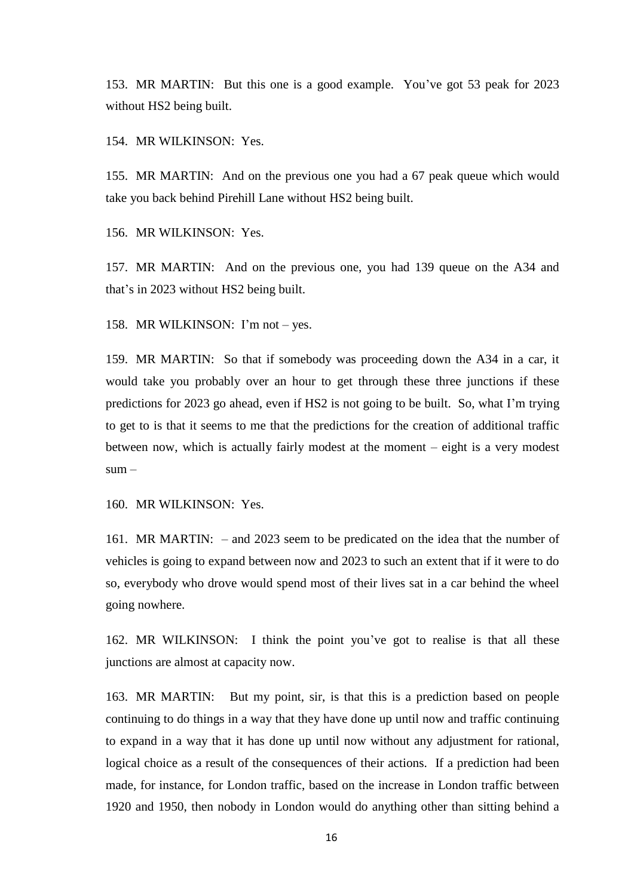153. MR MARTIN: But this one is a good example. You've got 53 peak for 2023 without HS2 being built.

154. MR WILKINSON: Yes.

155. MR MARTIN: And on the previous one you had a 67 peak queue which would take you back behind Pirehill Lane without HS2 being built.

156. MR WILKINSON: Yes.

157. MR MARTIN: And on the previous one, you had 139 queue on the A34 and that's in 2023 without HS2 being built.

158. MR WILKINSON: I'm not – yes.

159. MR MARTIN: So that if somebody was proceeding down the A34 in a car, it would take you probably over an hour to get through these three junctions if these predictions for 2023 go ahead, even if HS2 is not going to be built. So, what I'm trying to get to is that it seems to me that the predictions for the creation of additional traffic between now, which is actually fairly modest at the moment – eight is a very modest sum –

160. MR WILKINSON: Yes.

161. MR MARTIN: – and 2023 seem to be predicated on the idea that the number of vehicles is going to expand between now and 2023 to such an extent that if it were to do so, everybody who drove would spend most of their lives sat in a car behind the wheel going nowhere.

162. MR WILKINSON: I think the point you've got to realise is that all these junctions are almost at capacity now.

163. MR MARTIN: But my point, sir, is that this is a prediction based on people continuing to do things in a way that they have done up until now and traffic continuing to expand in a way that it has done up until now without any adjustment for rational, logical choice as a result of the consequences of their actions. If a prediction had been made, for instance, for London traffic, based on the increase in London traffic between 1920 and 1950, then nobody in London would do anything other than sitting behind a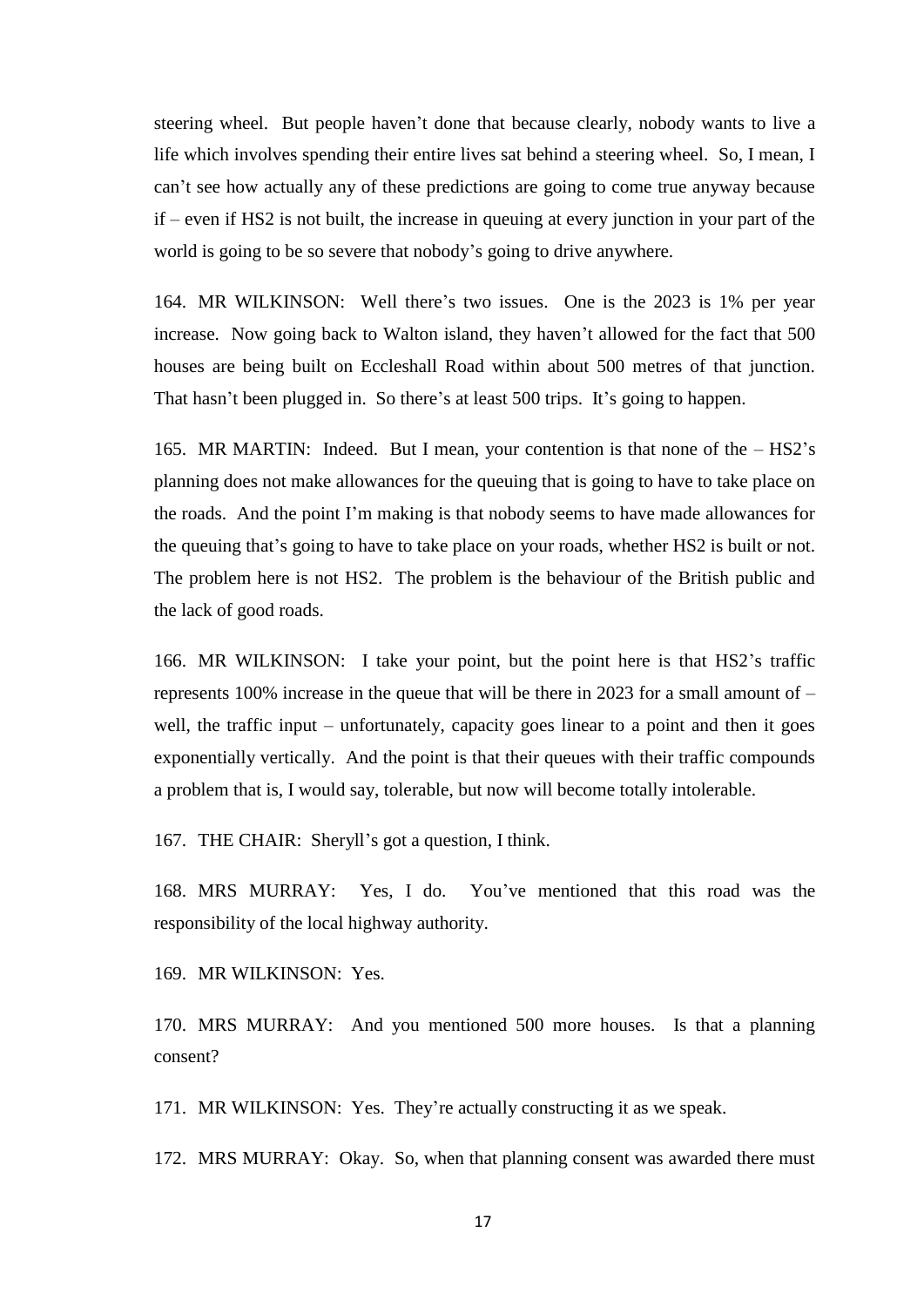steering wheel. But people haven't done that because clearly, nobody wants to live a life which involves spending their entire lives sat behind a steering wheel. So, I mean, I can't see how actually any of these predictions are going to come true anyway because if – even if HS2 is not built, the increase in queuing at every junction in your part of the world is going to be so severe that nobody's going to drive anywhere.

164. MR WILKINSON: Well there's two issues. One is the 2023 is 1% per year increase. Now going back to Walton island, they haven't allowed for the fact that 500 houses are being built on Eccleshall Road within about 500 metres of that junction. That hasn't been plugged in. So there's at least 500 trips. It's going to happen.

165. MR MARTIN: Indeed. But I mean, your contention is that none of the – HS2's planning does not make allowances for the queuing that is going to have to take place on the roads. And the point I'm making is that nobody seems to have made allowances for the queuing that's going to have to take place on your roads, whether HS2 is built or not. The problem here is not HS2. The problem is the behaviour of the British public and the lack of good roads.

166. MR WILKINSON: I take your point, but the point here is that HS2's traffic represents 100% increase in the queue that will be there in 2023 for a small amount of – well, the traffic input – unfortunately, capacity goes linear to a point and then it goes exponentially vertically. And the point is that their queues with their traffic compounds a problem that is, I would say, tolerable, but now will become totally intolerable.

167. THE CHAIR: Sheryll's got a question, I think.

168. MRS MURRAY: Yes, I do. You've mentioned that this road was the responsibility of the local highway authority.

169. MR WILKINSON: Yes.

170. MRS MURRAY: And you mentioned 500 more houses. Is that a planning consent?

171. MR WILKINSON: Yes. They're actually constructing it as we speak.

172. MRS MURRAY: Okay. So, when that planning consent was awarded there must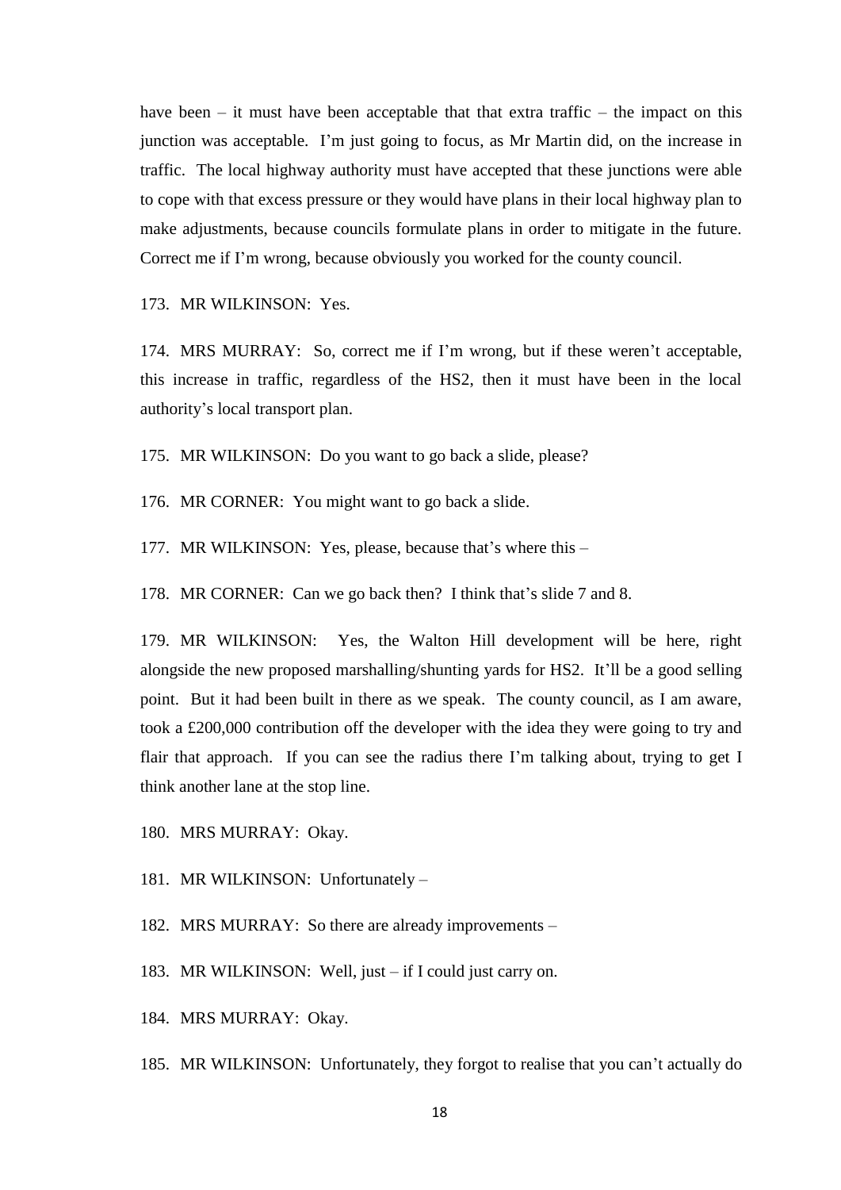have been – it must have been acceptable that that extra traffic – the impact on this junction was acceptable. I'm just going to focus, as Mr Martin did, on the increase in traffic. The local highway authority must have accepted that these junctions were able to cope with that excess pressure or they would have plans in their local highway plan to make adjustments, because councils formulate plans in order to mitigate in the future. Correct me if I'm wrong, because obviously you worked for the county council.

173. MR WILKINSON: Yes.

174. MRS MURRAY: So, correct me if I'm wrong, but if these weren't acceptable, this increase in traffic, regardless of the HS2, then it must have been in the local authority's local transport plan.

175. MR WILKINSON: Do you want to go back a slide, please?

176. MR CORNER: You might want to go back a slide.

177. MR WILKINSON: Yes, please, because that's where this –

178. MR CORNER: Can we go back then? I think that's slide 7 and 8.

179. MR WILKINSON: Yes, the Walton Hill development will be here, right alongside the new proposed marshalling/shunting yards for HS2. It'll be a good selling point. But it had been built in there as we speak. The county council, as I am aware, took a £200,000 contribution off the developer with the idea they were going to try and flair that approach. If you can see the radius there I'm talking about, trying to get I think another lane at the stop line.

180. MRS MURRAY: Okay.

181. MR WILKINSON: Unfortunately –

182. MRS MURRAY: So there are already improvements –

183. MR WILKINSON: Well, just – if I could just carry on.

184. MRS MURRAY: Okay.

185. MR WILKINSON: Unfortunately, they forgot to realise that you can't actually do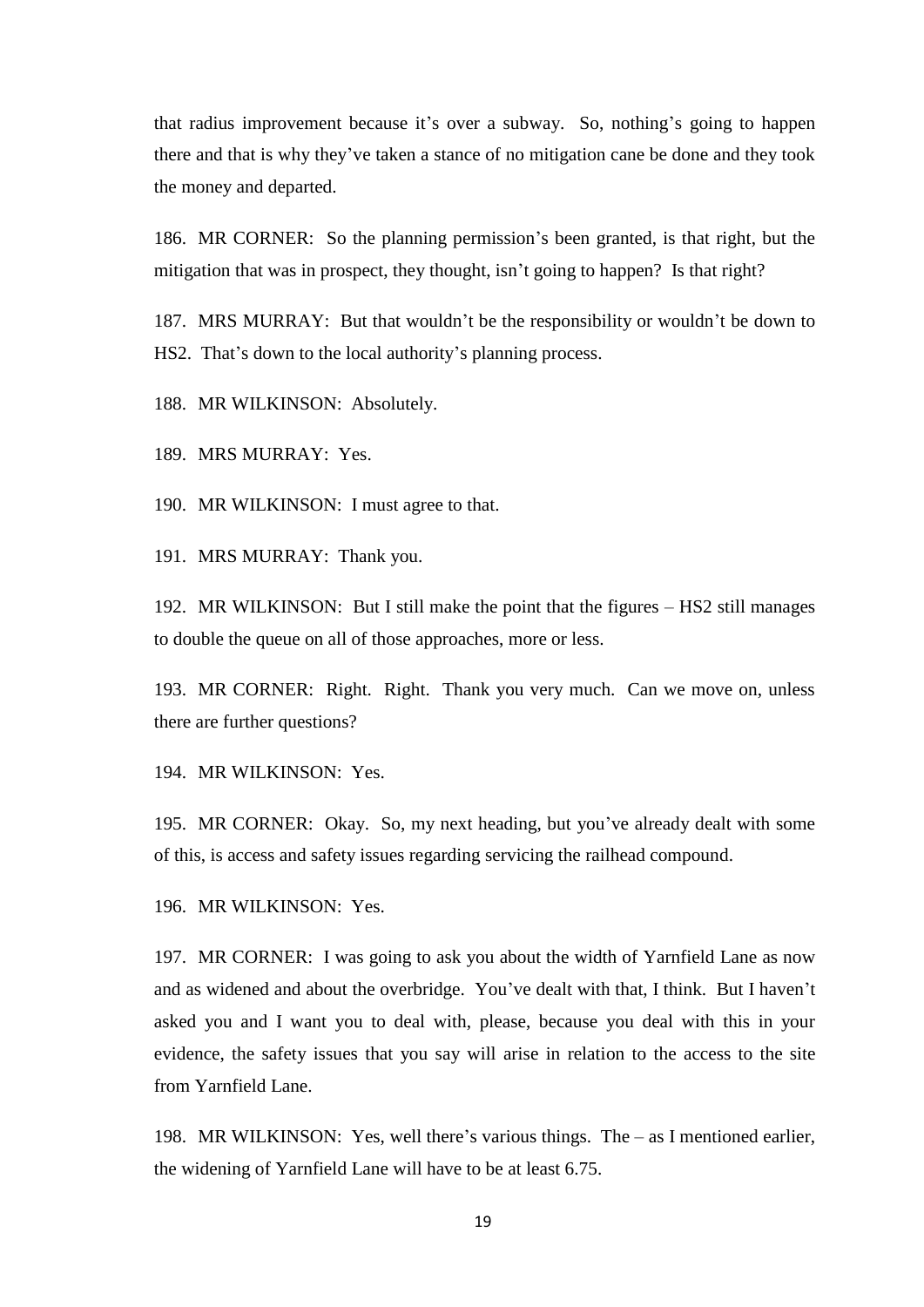that radius improvement because it's over a subway. So, nothing's going to happen there and that is why they've taken a stance of no mitigation cane be done and they took the money and departed.

186. MR CORNER: So the planning permission's been granted, is that right, but the mitigation that was in prospect, they thought, isn't going to happen? Is that right?

187. MRS MURRAY: But that wouldn't be the responsibility or wouldn't be down to HS2. That's down to the local authority's planning process.

188. MR WILKINSON: Absolutely.

189. MRS MURRAY: Yes.

190. MR WILKINSON: I must agree to that.

191. MRS MURRAY: Thank you.

192. MR WILKINSON: But I still make the point that the figures – HS2 still manages to double the queue on all of those approaches, more or less.

193. MR CORNER: Right. Right. Thank you very much. Can we move on, unless there are further questions?

194. MR WILKINSON: Yes.

195. MR CORNER: Okay. So, my next heading, but you've already dealt with some of this, is access and safety issues regarding servicing the railhead compound.

196. MR WILKINSON: Yes.

197. MR CORNER: I was going to ask you about the width of Yarnfield Lane as now and as widened and about the overbridge. You've dealt with that, I think. But I haven't asked you and I want you to deal with, please, because you deal with this in your evidence, the safety issues that you say will arise in relation to the access to the site from Yarnfield Lane.

198. MR WILKINSON: Yes, well there's various things. The – as I mentioned earlier, the widening of Yarnfield Lane will have to be at least 6.75.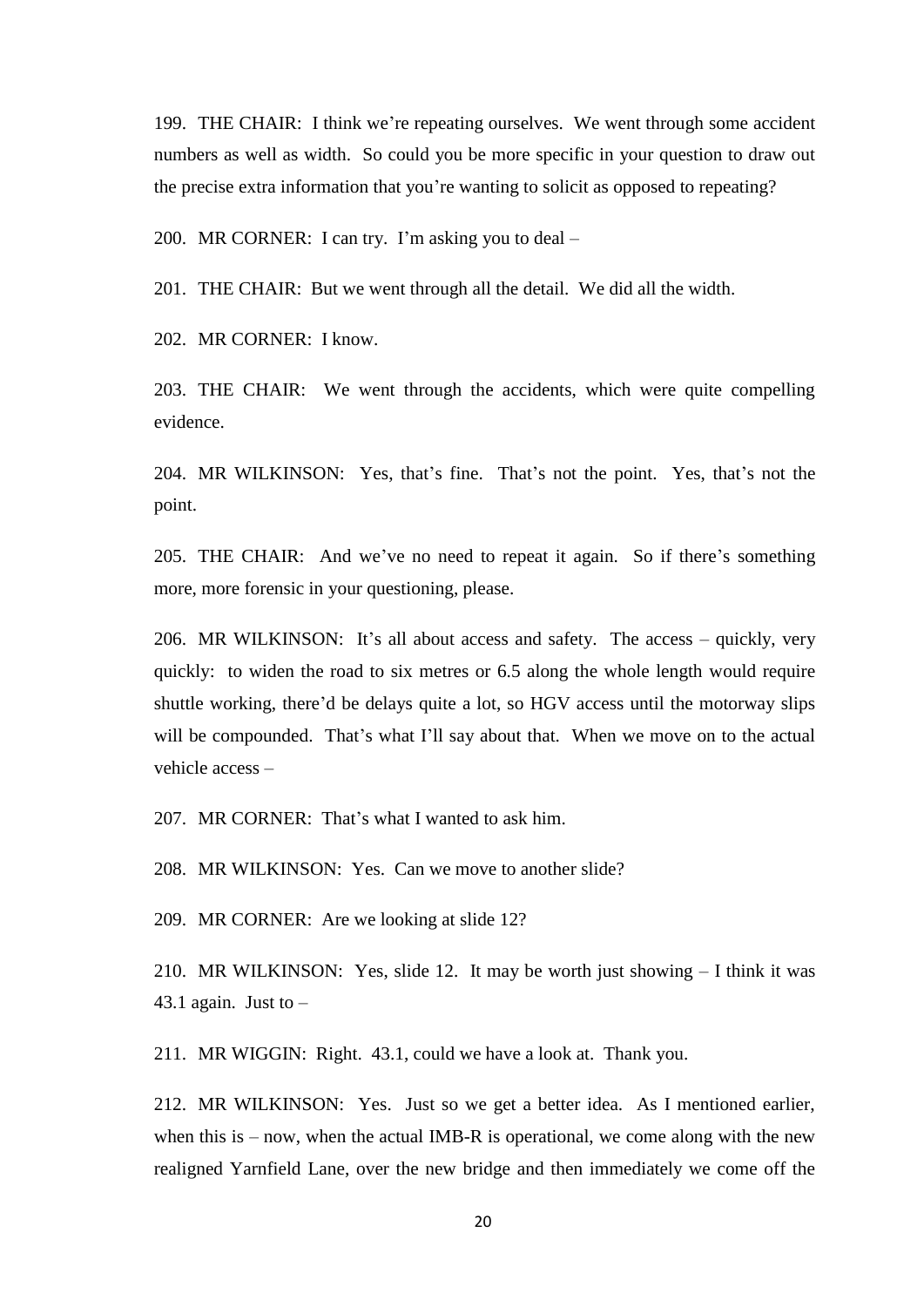199. THE CHAIR: I think we're repeating ourselves. We went through some accident numbers as well as width. So could you be more specific in your question to draw out the precise extra information that you're wanting to solicit as opposed to repeating?

200. MR CORNER: I can try. I'm asking you to deal –

201. THE CHAIR: But we went through all the detail. We did all the width.

202. MR CORNER: I know.

203. THE CHAIR: We went through the accidents, which were quite compelling evidence.

204. MR WILKINSON: Yes, that's fine. That's not the point. Yes, that's not the point.

205. THE CHAIR: And we've no need to repeat it again. So if there's something more, more forensic in your questioning, please.

206. MR WILKINSON: It's all about access and safety. The access – quickly, very quickly: to widen the road to six metres or 6.5 along the whole length would require shuttle working, there'd be delays quite a lot, so HGV access until the motorway slips will be compounded. That's what I'll say about that. When we move on to the actual vehicle access –

207. MR CORNER: That's what I wanted to ask him.

208. MR WILKINSON: Yes. Can we move to another slide?

209. MR CORNER: Are we looking at slide 12?

210. MR WILKINSON: Yes, slide 12. It may be worth just showing – I think it was 43.1 again. Just to –

211. MR WIGGIN: Right. 43.1, could we have a look at. Thank you.

212. MR WILKINSON: Yes. Just so we get a better idea. As I mentioned earlier, when this is – now, when the actual IMB-R is operational, we come along with the new realigned Yarnfield Lane, over the new bridge and then immediately we come off the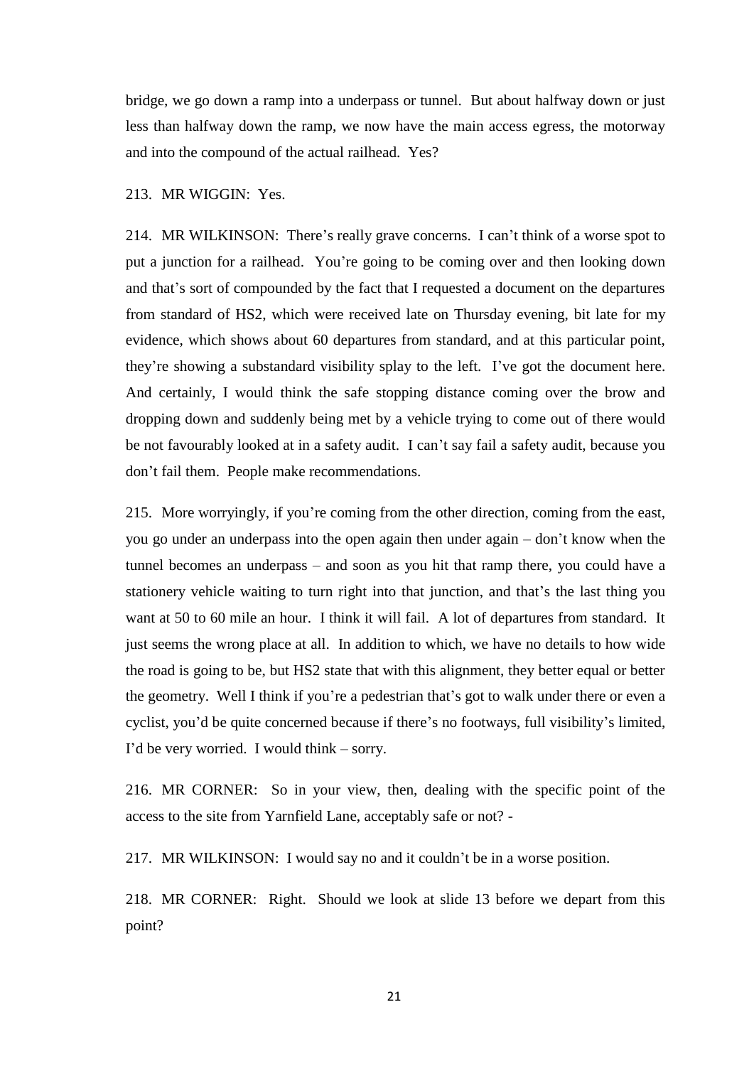bridge, we go down a ramp into a underpass or tunnel. But about halfway down or just less than halfway down the ramp, we now have the main access egress, the motorway and into the compound of the actual railhead. Yes?

213. MR WIGGIN: Yes.

214. MR WILKINSON: There's really grave concerns. I can't think of a worse spot to put a junction for a railhead. You're going to be coming over and then looking down and that's sort of compounded by the fact that I requested a document on the departures from standard of HS2, which were received late on Thursday evening, bit late for my evidence, which shows about 60 departures from standard, and at this particular point, they're showing a substandard visibility splay to the left. I've got the document here. And certainly, I would think the safe stopping distance coming over the brow and dropping down and suddenly being met by a vehicle trying to come out of there would be not favourably looked at in a safety audit. I can't say fail a safety audit, because you don't fail them. People make recommendations.

215. More worryingly, if you're coming from the other direction, coming from the east, you go under an underpass into the open again then under again – don't know when the tunnel becomes an underpass – and soon as you hit that ramp there, you could have a stationery vehicle waiting to turn right into that junction, and that's the last thing you want at 50 to 60 mile an hour. I think it will fail. A lot of departures from standard. It just seems the wrong place at all. In addition to which, we have no details to how wide the road is going to be, but HS2 state that with this alignment, they better equal or better the geometry. Well I think if you're a pedestrian that's got to walk under there or even a cyclist, you'd be quite concerned because if there's no footways, full visibility's limited, I'd be very worried. I would think – sorry.

216. MR CORNER: So in your view, then, dealing with the specific point of the access to the site from Yarnfield Lane, acceptably safe or not? -

217. MR WILKINSON: I would say no and it couldn't be in a worse position.

218. MR CORNER: Right. Should we look at slide 13 before we depart from this point?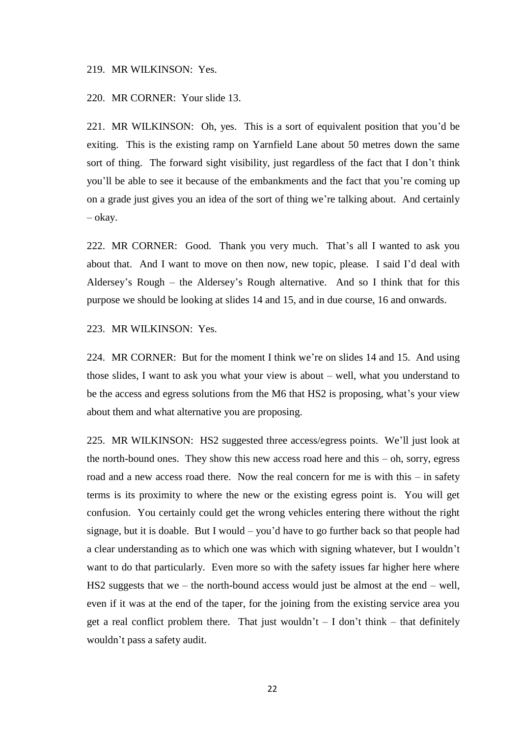219. MR WILKINSON: Yes.

220. MR CORNER: Your slide 13.

221. MR WILKINSON: Oh, yes. This is a sort of equivalent position that you'd be exiting. This is the existing ramp on Yarnfield Lane about 50 metres down the same sort of thing. The forward sight visibility, just regardless of the fact that I don't think you'll be able to see it because of the embankments and the fact that you're coming up on a grade just gives you an idea of the sort of thing we're talking about. And certainly – okay.

222. MR CORNER: Good. Thank you very much. That's all I wanted to ask you about that. And I want to move on then now, new topic, please. I said I'd deal with Aldersey's Rough – the Aldersey's Rough alternative. And so I think that for this purpose we should be looking at slides 14 and 15, and in due course, 16 and onwards.

223. MR WILKINSON: Yes.

224. MR CORNER: But for the moment I think we're on slides 14 and 15. And using those slides, I want to ask you what your view is about – well, what you understand to be the access and egress solutions from the M6 that HS2 is proposing, what's your view about them and what alternative you are proposing.

225. MR WILKINSON: HS2 suggested three access/egress points. We'll just look at the north-bound ones. They show this new access road here and this – oh, sorry, egress road and a new access road there. Now the real concern for me is with this – in safety terms is its proximity to where the new or the existing egress point is. You will get confusion. You certainly could get the wrong vehicles entering there without the right signage, but it is doable. But I would – you'd have to go further back so that people had a clear understanding as to which one was which with signing whatever, but I wouldn't want to do that particularly. Even more so with the safety issues far higher here where HS2 suggests that we – the north-bound access would just be almost at the end – well, even if it was at the end of the taper, for the joining from the existing service area you get a real conflict problem there. That just wouldn't – I don't think – that definitely wouldn't pass a safety audit.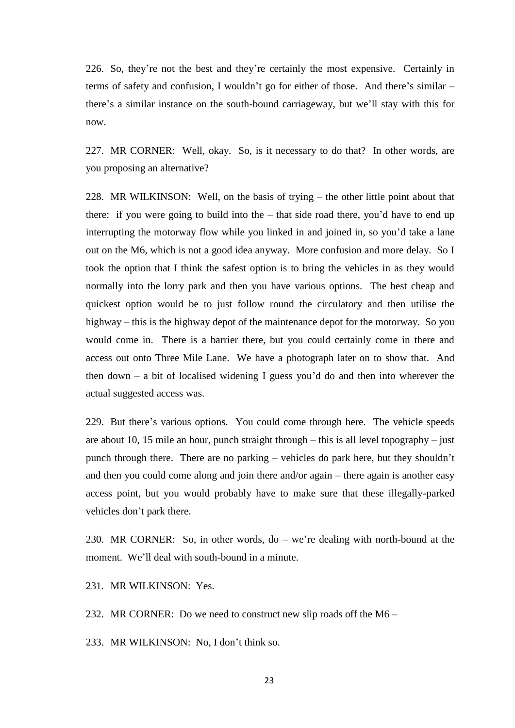226. So, they're not the best and they're certainly the most expensive. Certainly in terms of safety and confusion, I wouldn't go for either of those. And there's similar – there's a similar instance on the south-bound carriageway, but we'll stay with this for now.

227. MR CORNER: Well, okay. So, is it necessary to do that? In other words, are you proposing an alternative?

228. MR WILKINSON: Well, on the basis of trying – the other little point about that there: if you were going to build into the – that side road there, you'd have to end up interrupting the motorway flow while you linked in and joined in, so you'd take a lane out on the M6, which is not a good idea anyway. More confusion and more delay. So I took the option that I think the safest option is to bring the vehicles in as they would normally into the lorry park and then you have various options. The best cheap and quickest option would be to just follow round the circulatory and then utilise the highway – this is the highway depot of the maintenance depot for the motorway. So you would come in. There is a barrier there, but you could certainly come in there and access out onto Three Mile Lane. We have a photograph later on to show that. And then down – a bit of localised widening I guess you'd do and then into wherever the actual suggested access was.

229. But there's various options. You could come through here. The vehicle speeds are about 10, 15 mile an hour, punch straight through – this is all level topography – just punch through there. There are no parking – vehicles do park here, but they shouldn't and then you could come along and join there and/or again – there again is another easy access point, but you would probably have to make sure that these illegally-parked vehicles don't park there.

230. MR CORNER: So, in other words, do – we're dealing with north-bound at the moment. We'll deal with south-bound in a minute.

231. MR WILKINSON: Yes.

232. MR CORNER: Do we need to construct new slip roads off the M6 –

233. MR WILKINSON: No, I don't think so.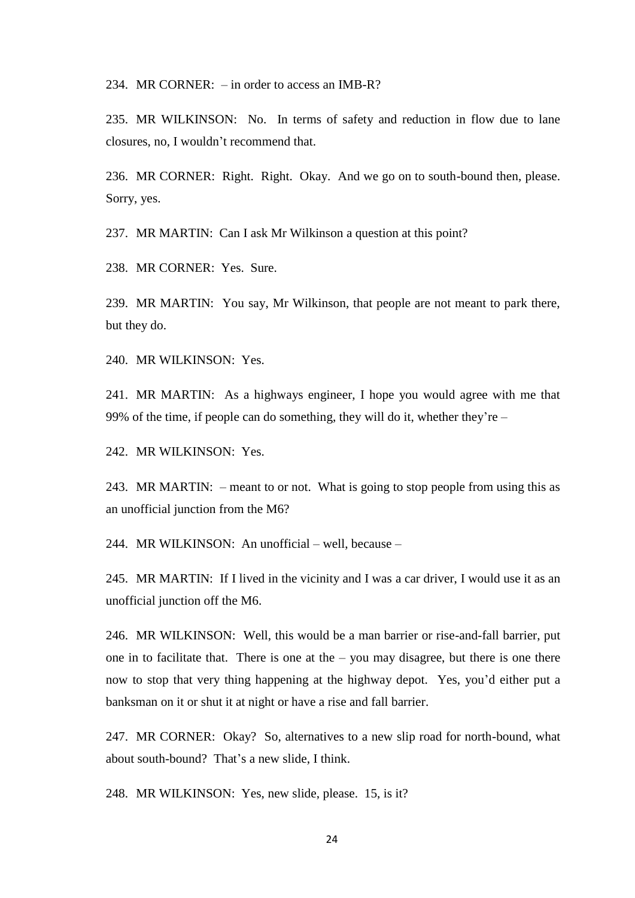234. MR CORNER: – in order to access an IMB-R?

235. MR WILKINSON: No. In terms of safety and reduction in flow due to lane closures, no, I wouldn't recommend that.

236. MR CORNER: Right. Right. Okay. And we go on to south-bound then, please. Sorry, yes.

237. MR MARTIN: Can I ask Mr Wilkinson a question at this point?

238. MR CORNER: Yes. Sure.

239. MR MARTIN: You say, Mr Wilkinson, that people are not meant to park there, but they do.

240. MR WILKINSON: Yes.

241. MR MARTIN: As a highways engineer, I hope you would agree with me that 99% of the time, if people can do something, they will do it, whether they're –

242. MR WILKINSON: Yes.

243. MR MARTIN: – meant to or not. What is going to stop people from using this as an unofficial junction from the M6?

244. MR WILKINSON: An unofficial – well, because –

245. MR MARTIN: If I lived in the vicinity and I was a car driver, I would use it as an unofficial junction off the M6.

246. MR WILKINSON: Well, this would be a man barrier or rise-and-fall barrier, put one in to facilitate that. There is one at the – you may disagree, but there is one there now to stop that very thing happening at the highway depot. Yes, you'd either put a banksman on it or shut it at night or have a rise and fall barrier.

247. MR CORNER: Okay? So, alternatives to a new slip road for north-bound, what about south-bound? That's a new slide, I think.

248. MR WILKINSON: Yes, new slide, please. 15, is it?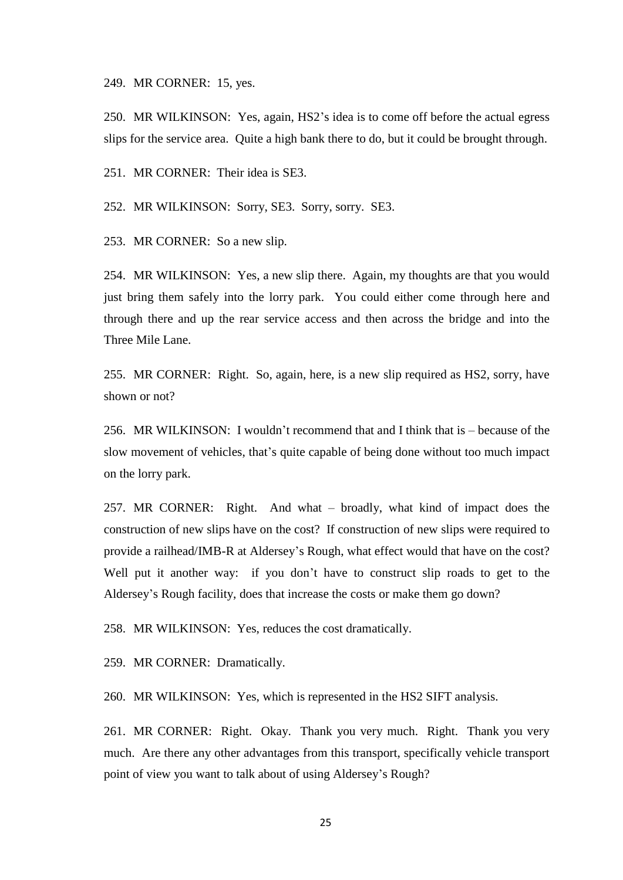249. MR CORNER: 15, yes.

250. MR WILKINSON: Yes, again, HS2's idea is to come off before the actual egress slips for the service area. Quite a high bank there to do, but it could be brought through.

251. MR CORNER: Their idea is SE3.

252. MR WILKINSON: Sorry, SE3. Sorry, sorry. SE3.

253. MR CORNER: So a new slip.

254. MR WILKINSON: Yes, a new slip there. Again, my thoughts are that you would just bring them safely into the lorry park. You could either come through here and through there and up the rear service access and then across the bridge and into the Three Mile Lane.

255. MR CORNER: Right. So, again, here, is a new slip required as HS2, sorry, have shown or not?

256. MR WILKINSON: I wouldn't recommend that and I think that is – because of the slow movement of vehicles, that's quite capable of being done without too much impact on the lorry park.

257. MR CORNER: Right. And what – broadly, what kind of impact does the construction of new slips have on the cost? If construction of new slips were required to provide a railhead/IMB-R at Aldersey's Rough, what effect would that have on the cost? Well put it another way: if you don't have to construct slip roads to get to the Aldersey's Rough facility, does that increase the costs or make them go down?

258. MR WILKINSON: Yes, reduces the cost dramatically.

259. MR CORNER: Dramatically.

260. MR WILKINSON: Yes, which is represented in the HS2 SIFT analysis.

261. MR CORNER: Right. Okay. Thank you very much. Right. Thank you very much. Are there any other advantages from this transport, specifically vehicle transport point of view you want to talk about of using Aldersey's Rough?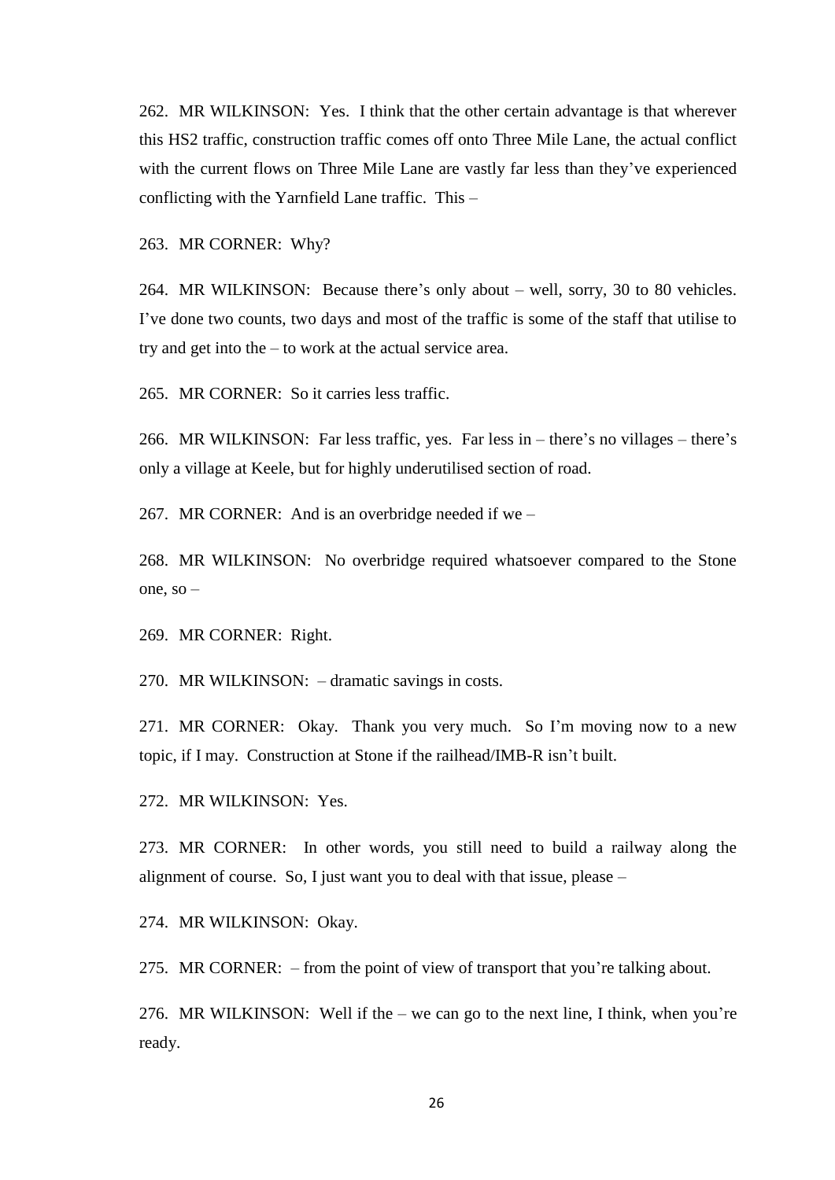262. MR WILKINSON: Yes. I think that the other certain advantage is that wherever this HS2 traffic, construction traffic comes off onto Three Mile Lane, the actual conflict with the current flows on Three Mile Lane are vastly far less than they've experienced conflicting with the Yarnfield Lane traffic. This –

263. MR CORNER: Why?

264. MR WILKINSON: Because there's only about – well, sorry, 30 to 80 vehicles. I've done two counts, two days and most of the traffic is some of the staff that utilise to try and get into the – to work at the actual service area.

265. MR CORNER: So it carries less traffic.

266. MR WILKINSON: Far less traffic, yes. Far less in – there's no villages – there's only a village at Keele, but for highly underutilised section of road.

267. MR CORNER: And is an overbridge needed if we –

268. MR WILKINSON: No overbridge required whatsoever compared to the Stone one, so –

269. MR CORNER: Right.

270. MR WILKINSON: – dramatic savings in costs.

271. MR CORNER: Okay. Thank you very much. So I'm moving now to a new topic, if I may. Construction at Stone if the railhead/IMB-R isn't built.

272. MR WILKINSON: Yes.

273. MR CORNER: In other words, you still need to build a railway along the alignment of course. So, I just want you to deal with that issue, please –

274. MR WILKINSON: Okay.

275. MR CORNER: – from the point of view of transport that you're talking about.

276. MR WILKINSON: Well if the – we can go to the next line, I think, when you're ready.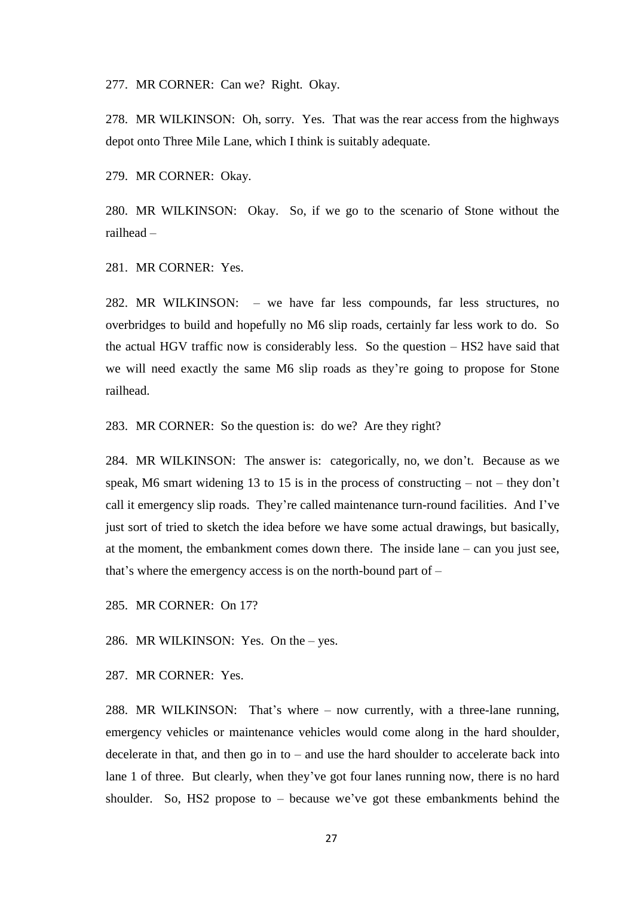277. MR CORNER: Can we? Right. Okay.

278. MR WILKINSON: Oh, sorry. Yes. That was the rear access from the highways depot onto Three Mile Lane, which I think is suitably adequate.

279. MR CORNER: Okay.

280. MR WILKINSON: Okay. So, if we go to the scenario of Stone without the railhead –

281. MR CORNER: Yes.

282. MR WILKINSON: – we have far less compounds, far less structures, no overbridges to build and hopefully no M6 slip roads, certainly far less work to do. So the actual HGV traffic now is considerably less. So the question – HS2 have said that we will need exactly the same M6 slip roads as they're going to propose for Stone railhead.

283. MR CORNER: So the question is: do we? Are they right?

284. MR WILKINSON: The answer is: categorically, no, we don't. Because as we speak, M6 smart widening 13 to 15 is in the process of constructing – not – they don't call it emergency slip roads. They're called maintenance turn-round facilities. And I've just sort of tried to sketch the idea before we have some actual drawings, but basically, at the moment, the embankment comes down there. The inside lane – can you just see, that's where the emergency access is on the north-bound part of –

285. MR CORNER: On 17?

286. MR WILKINSON: Yes. On the – yes.

287. MR CORNER: Yes.

288. MR WILKINSON: That's where – now currently, with a three-lane running, emergency vehicles or maintenance vehicles would come along in the hard shoulder, decelerate in that, and then go in to – and use the hard shoulder to accelerate back into lane 1 of three. But clearly, when they've got four lanes running now, there is no hard shoulder. So, HS2 propose to – because we've got these embankments behind the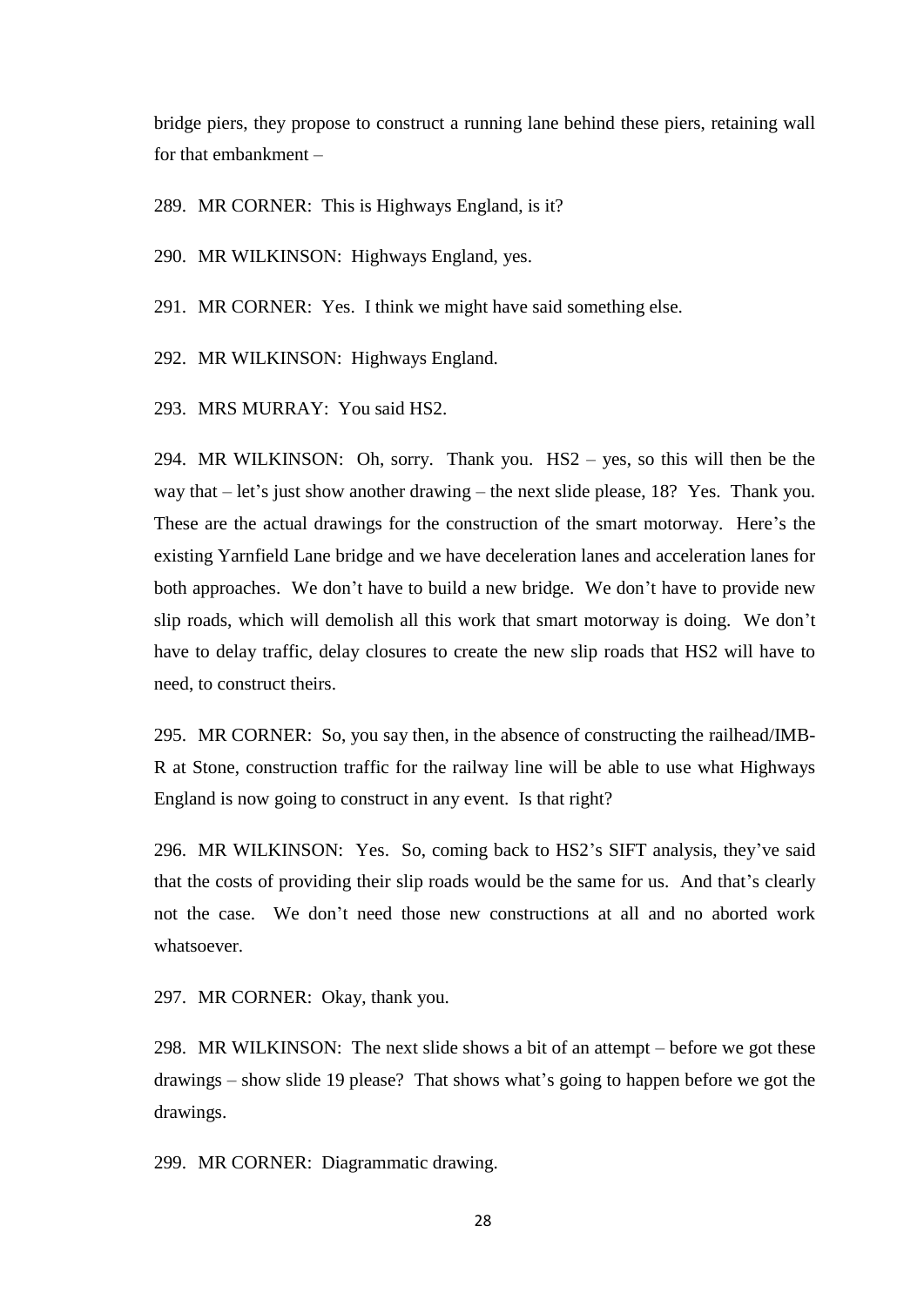bridge piers, they propose to construct a running lane behind these piers, retaining wall for that embankment –

289. MR CORNER: This is Highways England, is it?

290. MR WILKINSON: Highways England, yes.

291. MR CORNER: Yes. I think we might have said something else.

292. MR WILKINSON: Highways England.

293. MRS MURRAY: You said HS2.

294. MR WILKINSON: Oh, sorry. Thank you. HS2 – yes, so this will then be the way that – let's just show another drawing – the next slide please, 18? Yes. Thank you. These are the actual drawings for the construction of the smart motorway. Here's the existing Yarnfield Lane bridge and we have deceleration lanes and acceleration lanes for both approaches. We don't have to build a new bridge. We don't have to provide new slip roads, which will demolish all this work that smart motorway is doing. We don't have to delay traffic, delay closures to create the new slip roads that HS2 will have to need, to construct theirs.

295. MR CORNER: So, you say then, in the absence of constructing the railhead/IMB-R at Stone, construction traffic for the railway line will be able to use what Highways England is now going to construct in any event. Is that right?

296. MR WILKINSON: Yes. So, coming back to HS2's SIFT analysis, they've said that the costs of providing their slip roads would be the same for us. And that's clearly not the case. We don't need those new constructions at all and no aborted work whatsoever.

297. MR CORNER: Okay, thank you.

298. MR WILKINSON: The next slide shows a bit of an attempt – before we got these drawings – show slide 19 please? That shows what's going to happen before we got the drawings.

299. MR CORNER: Diagrammatic drawing.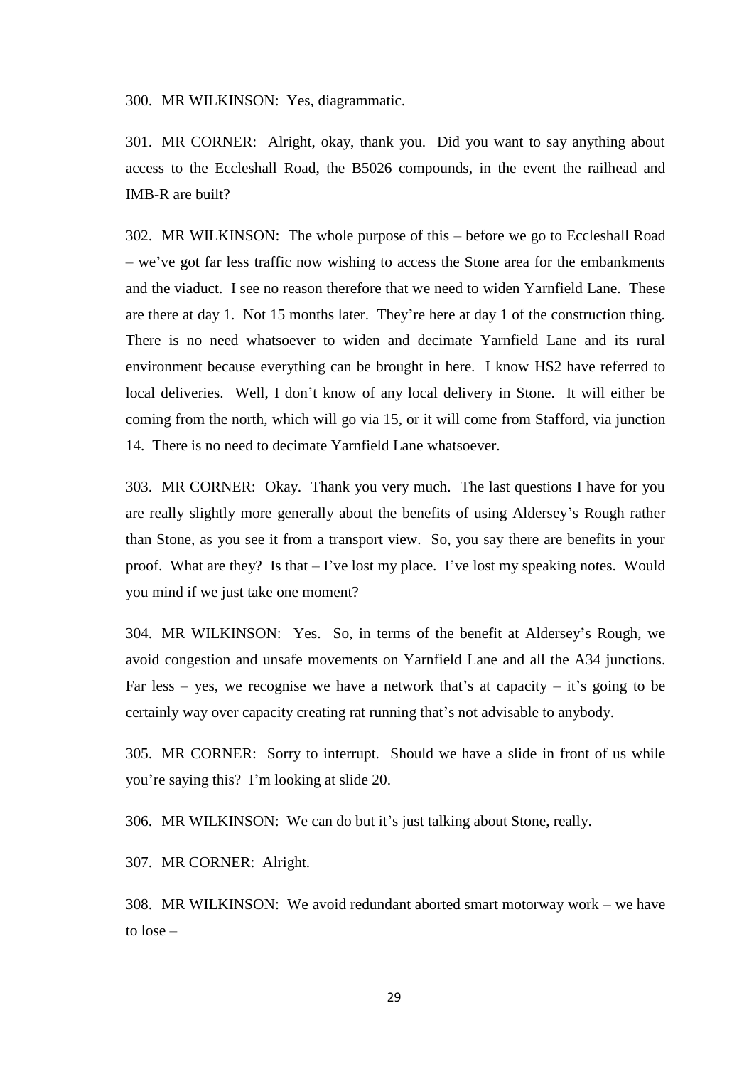300. MR WILKINSON: Yes, diagrammatic.

301. MR CORNER: Alright, okay, thank you. Did you want to say anything about access to the Eccleshall Road, the B5026 compounds, in the event the railhead and IMB-R are built?

302. MR WILKINSON: The whole purpose of this – before we go to Eccleshall Road – we've got far less traffic now wishing to access the Stone area for the embankments and the viaduct. I see no reason therefore that we need to widen Yarnfield Lane. These are there at day 1. Not 15 months later. They're here at day 1 of the construction thing. There is no need whatsoever to widen and decimate Yarnfield Lane and its rural environment because everything can be brought in here. I know HS2 have referred to local deliveries. Well, I don't know of any local delivery in Stone. It will either be coming from the north, which will go via 15, or it will come from Stafford, via junction 14. There is no need to decimate Yarnfield Lane whatsoever.

303. MR CORNER: Okay. Thank you very much. The last questions I have for you are really slightly more generally about the benefits of using Aldersey's Rough rather than Stone, as you see it from a transport view. So, you say there are benefits in your proof. What are they? Is that – I've lost my place. I've lost my speaking notes. Would you mind if we just take one moment?

304. MR WILKINSON: Yes. So, in terms of the benefit at Aldersey's Rough, we avoid congestion and unsafe movements on Yarnfield Lane and all the A34 junctions. Far less – yes, we recognise we have a network that's at capacity – it's going to be certainly way over capacity creating rat running that's not advisable to anybody.

305. MR CORNER: Sorry to interrupt. Should we have a slide in front of us while you're saying this? I'm looking at slide 20.

306. MR WILKINSON: We can do but it's just talking about Stone, really.

307. MR CORNER: Alright.

308. MR WILKINSON: We avoid redundant aborted smart motorway work – we have to lose –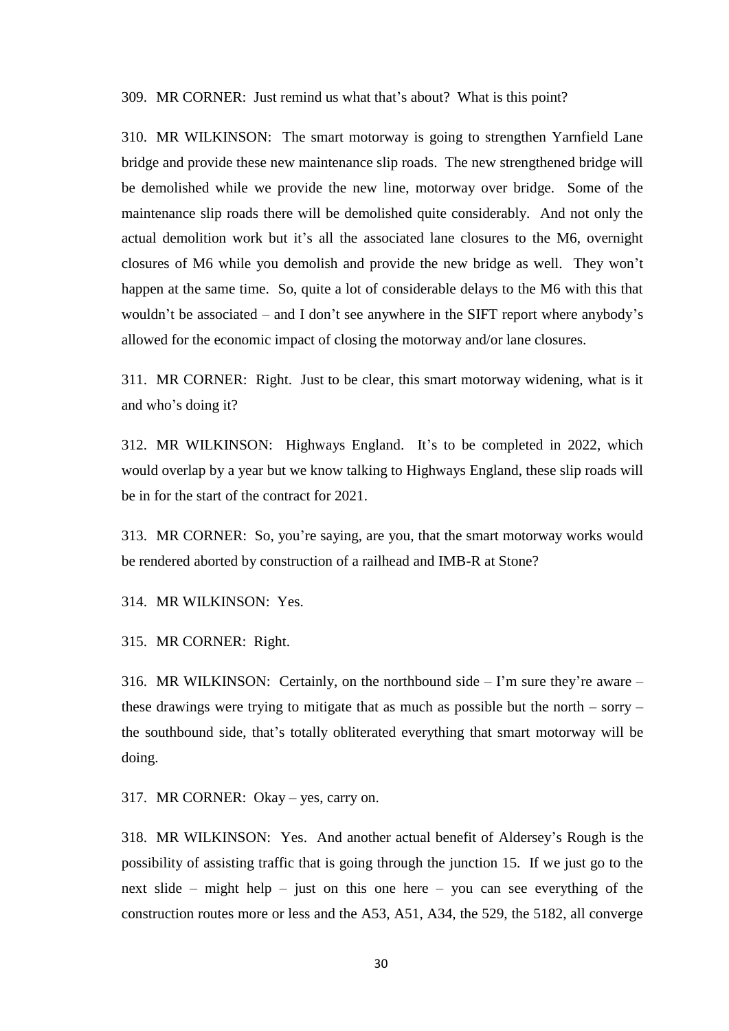309. MR CORNER: Just remind us what that's about? What is this point?

310. MR WILKINSON: The smart motorway is going to strengthen Yarnfield Lane bridge and provide these new maintenance slip roads. The new strengthened bridge will be demolished while we provide the new line, motorway over bridge. Some of the maintenance slip roads there will be demolished quite considerably. And not only the actual demolition work but it's all the associated lane closures to the M6, overnight closures of M6 while you demolish and provide the new bridge as well. They won't happen at the same time. So, quite a lot of considerable delays to the M6 with this that wouldn't be associated – and I don't see anywhere in the SIFT report where anybody's allowed for the economic impact of closing the motorway and/or lane closures.

311. MR CORNER: Right. Just to be clear, this smart motorway widening, what is it and who's doing it?

312. MR WILKINSON: Highways England. It's to be completed in 2022, which would overlap by a year but we know talking to Highways England, these slip roads will be in for the start of the contract for 2021.

313. MR CORNER: So, you're saying, are you, that the smart motorway works would be rendered aborted by construction of a railhead and IMB-R at Stone?

314. MR WILKINSON: Yes.

315. MR CORNER: Right.

316. MR WILKINSON: Certainly, on the northbound side – I'm sure they're aware – these drawings were trying to mitigate that as much as possible but the north – sorry – the southbound side, that's totally obliterated everything that smart motorway will be doing.

317. MR CORNER: Okay – yes, carry on.

318. MR WILKINSON: Yes. And another actual benefit of Aldersey's Rough is the possibility of assisting traffic that is going through the junction 15. If we just go to the next slide – might help – just on this one here – you can see everything of the construction routes more or less and the A53, A51, A34, the 529, the 5182, all converge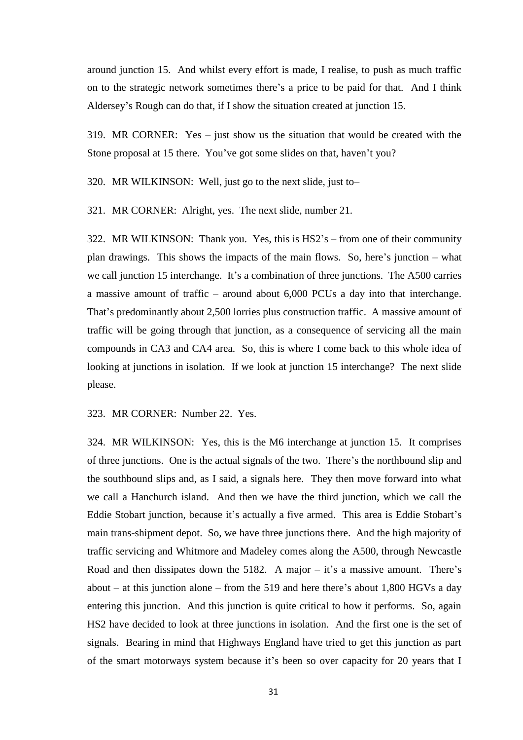around junction 15. And whilst every effort is made, I realise, to push as much traffic on to the strategic network sometimes there's a price to be paid for that. And I think Aldersey's Rough can do that, if I show the situation created at junction 15.

319. MR CORNER: Yes – just show us the situation that would be created with the Stone proposal at 15 there. You've got some slides on that, haven't you?

320. MR WILKINSON: Well, just go to the next slide, just to–

321. MR CORNER: Alright, yes. The next slide, number 21.

322. MR WILKINSON: Thank you. Yes, this is HS2's – from one of their community plan drawings. This shows the impacts of the main flows. So, here's junction – what we call junction 15 interchange. It's a combination of three junctions. The A500 carries a massive amount of traffic – around about 6,000 PCUs a day into that interchange. That's predominantly about 2,500 lorries plus construction traffic. A massive amount of traffic will be going through that junction, as a consequence of servicing all the main compounds in CA3 and CA4 area. So, this is where I come back to this whole idea of looking at junctions in isolation. If we look at junction 15 interchange? The next slide please.

323. MR CORNER: Number 22. Yes.

324. MR WILKINSON: Yes, this is the M6 interchange at junction 15. It comprises of three junctions. One is the actual signals of the two. There's the northbound slip and the southbound slips and, as I said, a signals here. They then move forward into what we call a Hanchurch island. And then we have the third junction, which we call the Eddie Stobart junction, because it's actually a five armed. This area is Eddie Stobart's main trans-shipment depot. So, we have three junctions there. And the high majority of traffic servicing and Whitmore and Madeley comes along the A500, through Newcastle Road and then dissipates down the 5182. A major – it's a massive amount. There's about – at this junction alone – from the 519 and here there's about 1,800 HGVs a day entering this junction. And this junction is quite critical to how it performs. So, again HS2 have decided to look at three junctions in isolation. And the first one is the set of signals. Bearing in mind that Highways England have tried to get this junction as part of the smart motorways system because it's been so over capacity for 20 years that I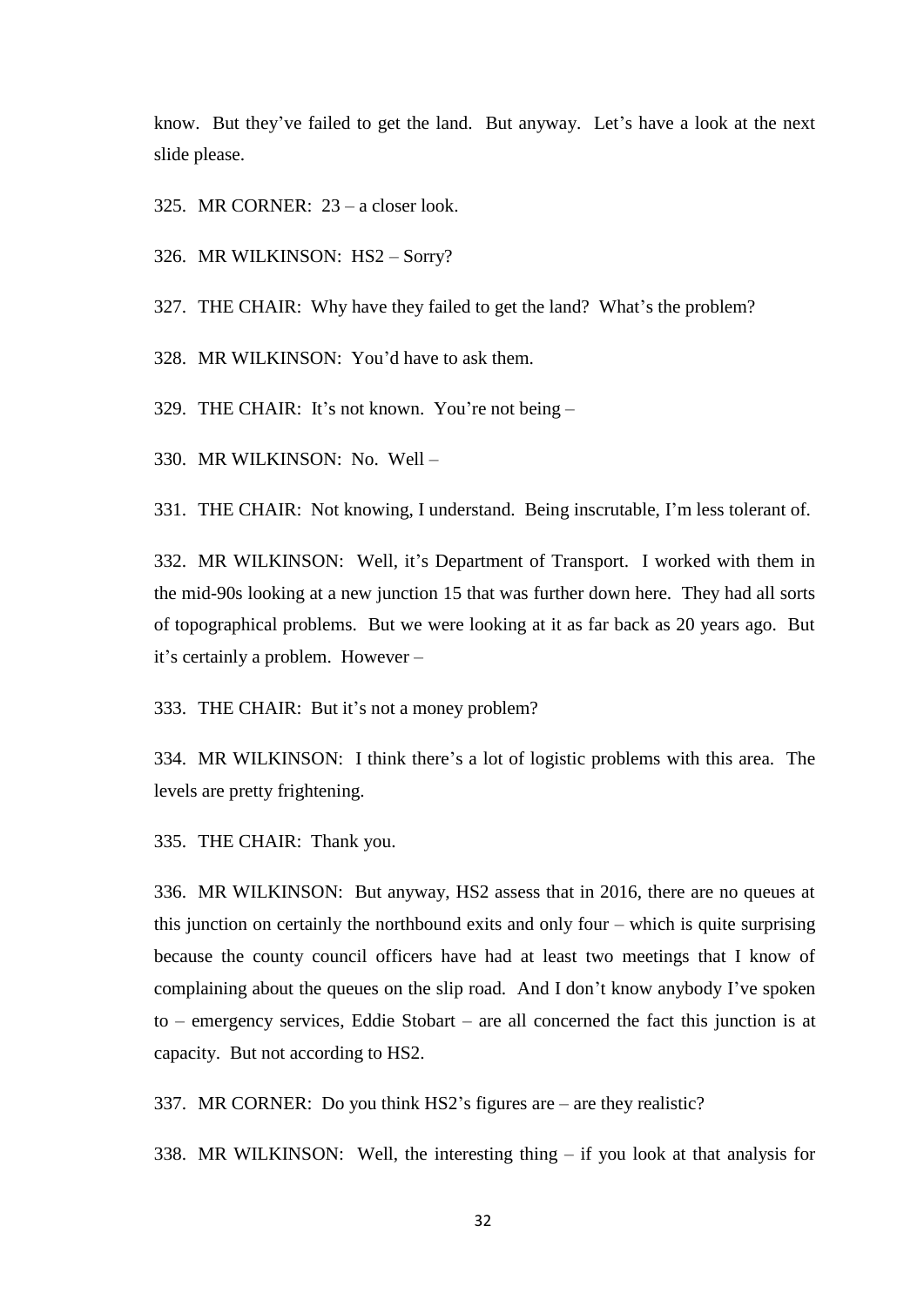know. But they've failed to get the land. But anyway. Let's have a look at the next slide please.

325. MR CORNER: 23 – a closer look.

326. MR WILKINSON: HS2 – Sorry?

327. THE CHAIR: Why have they failed to get the land? What's the problem?

328. MR WILKINSON: You'd have to ask them.

329. THE CHAIR: It's not known. You're not being –

330. MR WILKINSON: No. Well –

331. THE CHAIR: Not knowing, I understand. Being inscrutable, I'm less tolerant of.

332. MR WILKINSON: Well, it's Department of Transport. I worked with them in the mid-90s looking at a new junction 15 that was further down here. They had all sorts of topographical problems. But we were looking at it as far back as 20 years ago. But it's certainly a problem. However –

333. THE CHAIR: But it's not a money problem?

334. MR WILKINSON: I think there's a lot of logistic problems with this area. The levels are pretty frightening.

335. THE CHAIR: Thank you.

336. MR WILKINSON: But anyway, HS2 assess that in 2016, there are no queues at this junction on certainly the northbound exits and only four – which is quite surprising because the county council officers have had at least two meetings that I know of complaining about the queues on the slip road. And I don't know anybody I've spoken to – emergency services, Eddie Stobart – are all concerned the fact this junction is at capacity. But not according to HS2.

337. MR CORNER: Do you think HS2's figures are – are they realistic?

338. MR WILKINSON: Well, the interesting thing – if you look at that analysis for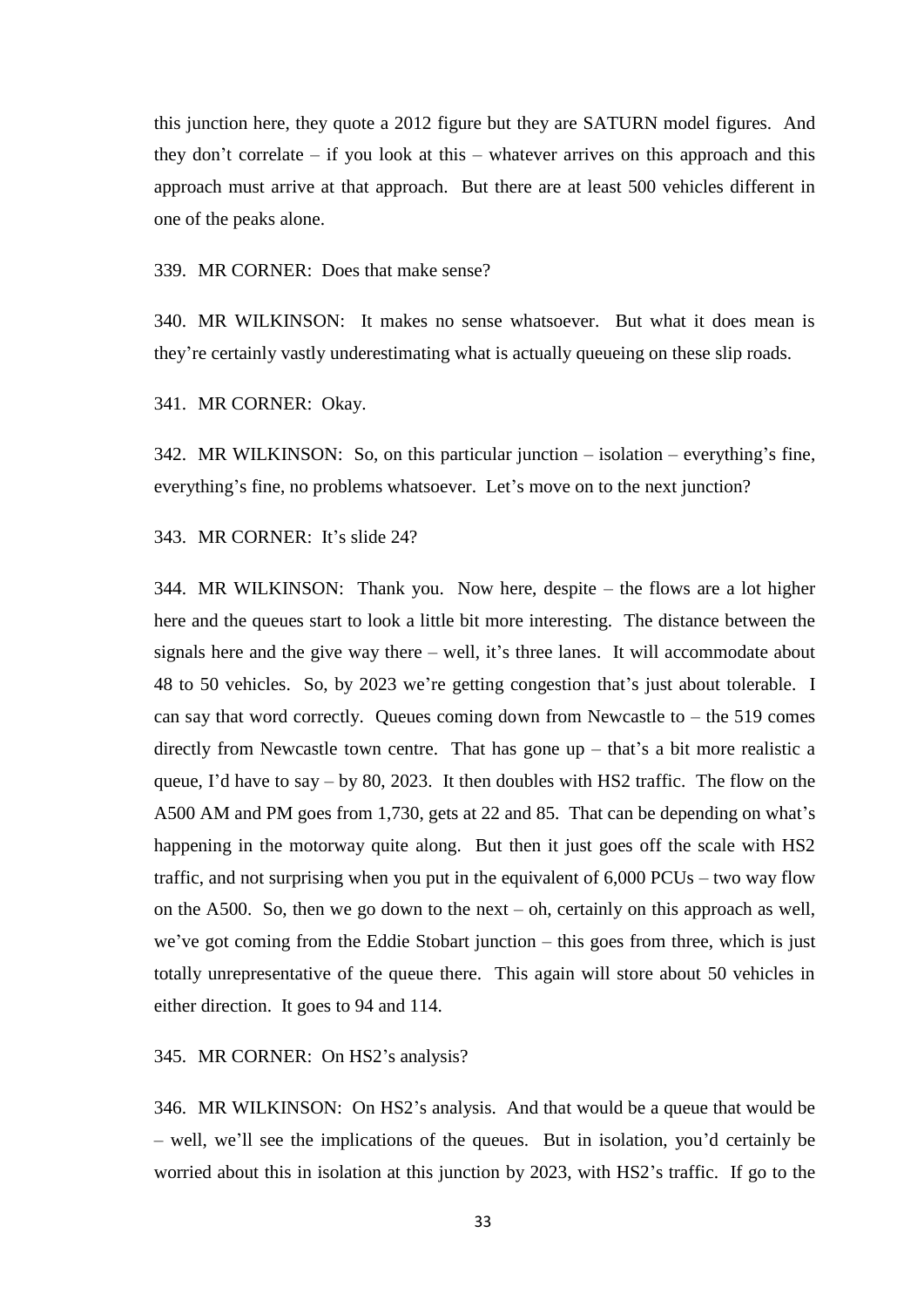this junction here, they quote a 2012 figure but they are SATURN model figures. And they don't correlate – if you look at this – whatever arrives on this approach and this approach must arrive at that approach. But there are at least 500 vehicles different in one of the peaks alone.

339. MR CORNER: Does that make sense?

340. MR WILKINSON: It makes no sense whatsoever. But what it does mean is they're certainly vastly underestimating what is actually queueing on these slip roads.

341. MR CORNER: Okay.

342. MR WILKINSON: So, on this particular junction – isolation – everything's fine, everything's fine, no problems whatsoever. Let's move on to the next junction?

343. MR CORNER: It's slide 24?

344. MR WILKINSON: Thank you. Now here, despite – the flows are a lot higher here and the queues start to look a little bit more interesting. The distance between the signals here and the give way there – well, it's three lanes. It will accommodate about 48 to 50 vehicles. So, by 2023 we're getting congestion that's just about tolerable. I can say that word correctly. Queues coming down from Newcastle to – the 519 comes directly from Newcastle town centre. That has gone up – that's a bit more realistic a queue, I'd have to say – by 80, 2023. It then doubles with HS2 traffic. The flow on the A500 AM and PM goes from 1,730, gets at 22 and 85. That can be depending on what's happening in the motorway quite along. But then it just goes off the scale with HS2 traffic, and not surprising when you put in the equivalent of 6,000 PCUs – two way flow on the A500. So, then we go down to the next – oh, certainly on this approach as well, we've got coming from the Eddie Stobart junction – this goes from three, which is just totally unrepresentative of the queue there. This again will store about 50 vehicles in either direction. It goes to 94 and 114.

345. MR CORNER: On HS2's analysis?

346. MR WILKINSON: On HS2's analysis. And that would be a queue that would be – well, we'll see the implications of the queues. But in isolation, you'd certainly be worried about this in isolation at this junction by 2023, with HS2's traffic. If go to the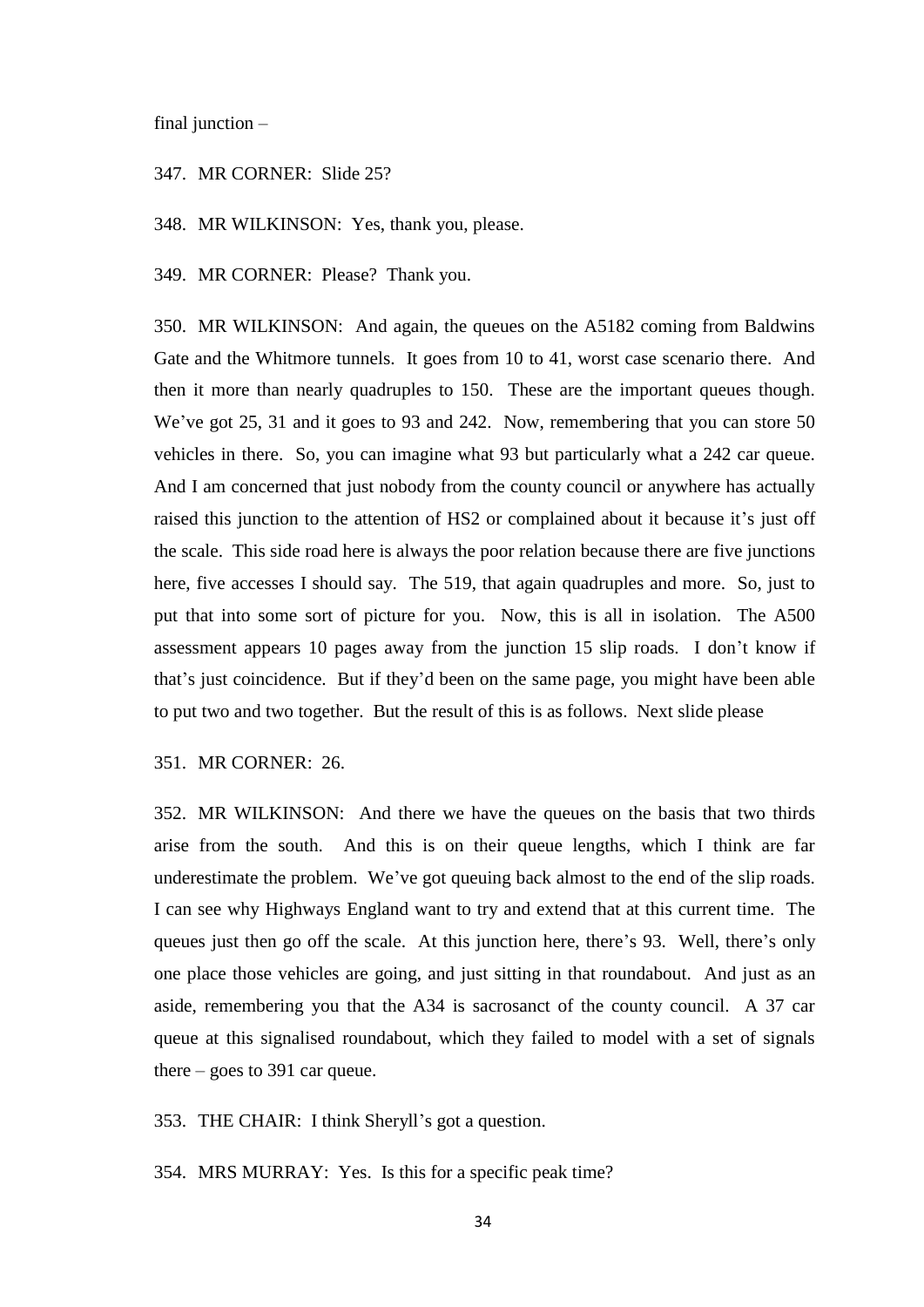final junction –

347. MR CORNER: Slide 25?

348. MR WILKINSON: Yes, thank you, please.

349. MR CORNER: Please? Thank you.

350. MR WILKINSON: And again, the queues on the A5182 coming from Baldwins Gate and the Whitmore tunnels. It goes from 10 to 41, worst case scenario there. And then it more than nearly quadruples to 150. These are the important queues though. We've got 25, 31 and it goes to 93 and 242. Now, remembering that you can store 50 vehicles in there. So, you can imagine what 93 but particularly what a 242 car queue. And I am concerned that just nobody from the county council or anywhere has actually raised this junction to the attention of HS2 or complained about it because it's just off the scale. This side road here is always the poor relation because there are five junctions here, five accesses I should say. The 519, that again quadruples and more. So, just to put that into some sort of picture for you. Now, this is all in isolation. The A500 assessment appears 10 pages away from the junction 15 slip roads. I don't know if that's just coincidence. But if they'd been on the same page, you might have been able to put two and two together. But the result of this is as follows. Next slide please

351. MR CORNER: 26.

352. MR WILKINSON: And there we have the queues on the basis that two thirds arise from the south. And this is on their queue lengths, which I think are far underestimate the problem. We've got queuing back almost to the end of the slip roads. I can see why Highways England want to try and extend that at this current time. The queues just then go off the scale. At this junction here, there's 93. Well, there's only one place those vehicles are going, and just sitting in that roundabout. And just as an aside, remembering you that the A34 is sacrosanct of the county council. A 37 car queue at this signalised roundabout, which they failed to model with a set of signals there – goes to 391 car queue.

353. THE CHAIR: I think Sheryll's got a question.

354. MRS MURRAY: Yes. Is this for a specific peak time?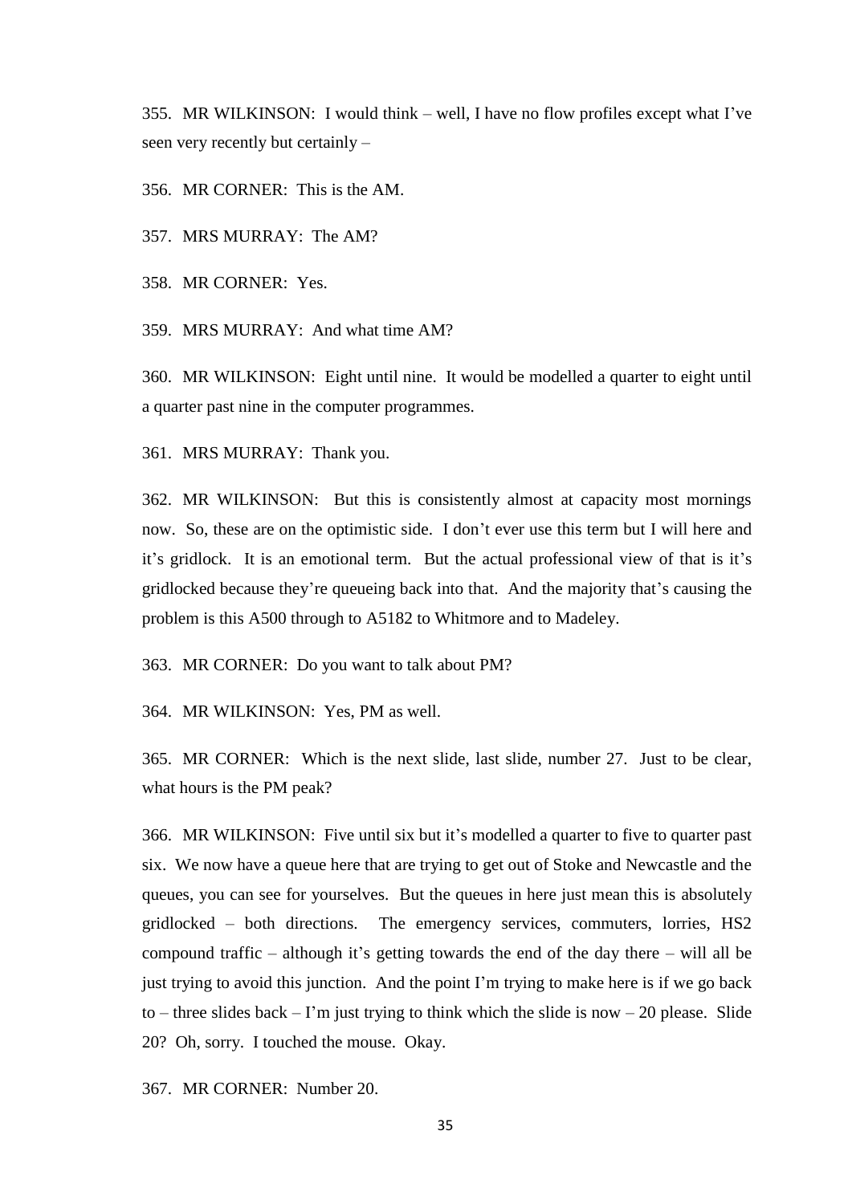355. MR WILKINSON: I would think – well, I have no flow profiles except what I've seen very recently but certainly –

356. MR CORNER: This is the AM.

357. MRS MURRAY: The AM?

358. MR CORNER: Yes.

359. MRS MURRAY: And what time AM?

360. MR WILKINSON: Eight until nine. It would be modelled a quarter to eight until a quarter past nine in the computer programmes.

361. MRS MURRAY: Thank you.

362. MR WILKINSON: But this is consistently almost at capacity most mornings now. So, these are on the optimistic side. I don't ever use this term but I will here and it's gridlock. It is an emotional term. But the actual professional view of that is it's gridlocked because they're queueing back into that. And the majority that's causing the problem is this A500 through to A5182 to Whitmore and to Madeley.

363. MR CORNER: Do you want to talk about PM?

364. MR WILKINSON: Yes, PM as well.

365. MR CORNER: Which is the next slide, last slide, number 27. Just to be clear, what hours is the PM peak?

366. MR WILKINSON: Five until six but it's modelled a quarter to five to quarter past six. We now have a queue here that are trying to get out of Stoke and Newcastle and the queues, you can see for yourselves. But the queues in here just mean this is absolutely gridlocked – both directions. The emergency services, commuters, lorries, HS2 compound traffic – although it's getting towards the end of the day there – will all be just trying to avoid this junction. And the point I'm trying to make here is if we go back to – three slides back – I'm just trying to think which the slide is now – 20 please. Slide 20? Oh, sorry. I touched the mouse. Okay.

367. MR CORNER: Number 20.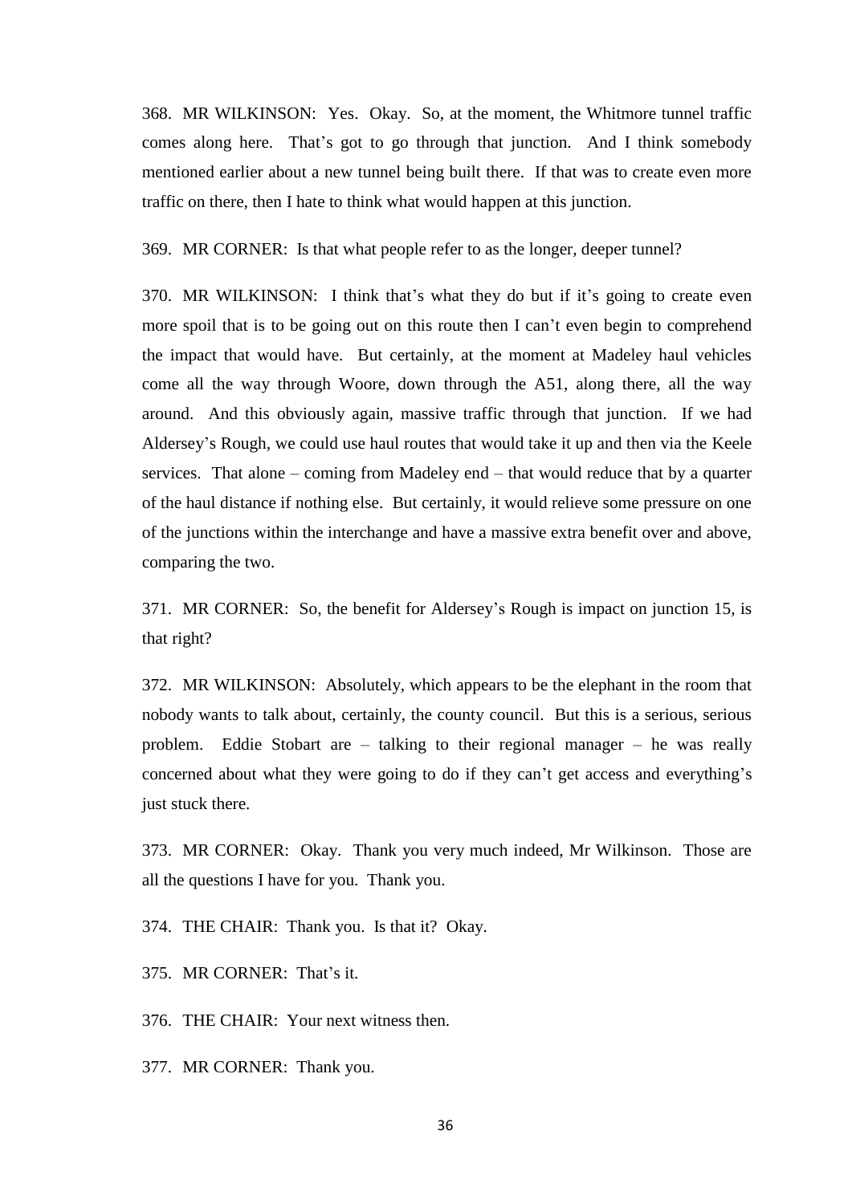368. MR WILKINSON: Yes. Okay. So, at the moment, the Whitmore tunnel traffic comes along here. That's got to go through that junction. And I think somebody mentioned earlier about a new tunnel being built there. If that was to create even more traffic on there, then I hate to think what would happen at this junction.

369. MR CORNER: Is that what people refer to as the longer, deeper tunnel?

370. MR WILKINSON: I think that's what they do but if it's going to create even more spoil that is to be going out on this route then I can't even begin to comprehend the impact that would have. But certainly, at the moment at Madeley haul vehicles come all the way through Woore, down through the A51, along there, all the way around. And this obviously again, massive traffic through that junction. If we had Aldersey's Rough, we could use haul routes that would take it up and then via the Keele services. That alone – coming from Madeley end – that would reduce that by a quarter of the haul distance if nothing else. But certainly, it would relieve some pressure on one of the junctions within the interchange and have a massive extra benefit over and above, comparing the two.

371. MR CORNER: So, the benefit for Aldersey's Rough is impact on junction 15, is that right?

372. MR WILKINSON: Absolutely, which appears to be the elephant in the room that nobody wants to talk about, certainly, the county council. But this is a serious, serious problem. Eddie Stobart are – talking to their regional manager – he was really concerned about what they were going to do if they can't get access and everything's just stuck there.

373. MR CORNER: Okay. Thank you very much indeed, Mr Wilkinson. Those are all the questions I have for you. Thank you.

374. THE CHAIR: Thank you. Is that it? Okay.

375. MR CORNER: That's it.

376. THE CHAIR: Your next witness then.

377. MR CORNER: Thank you.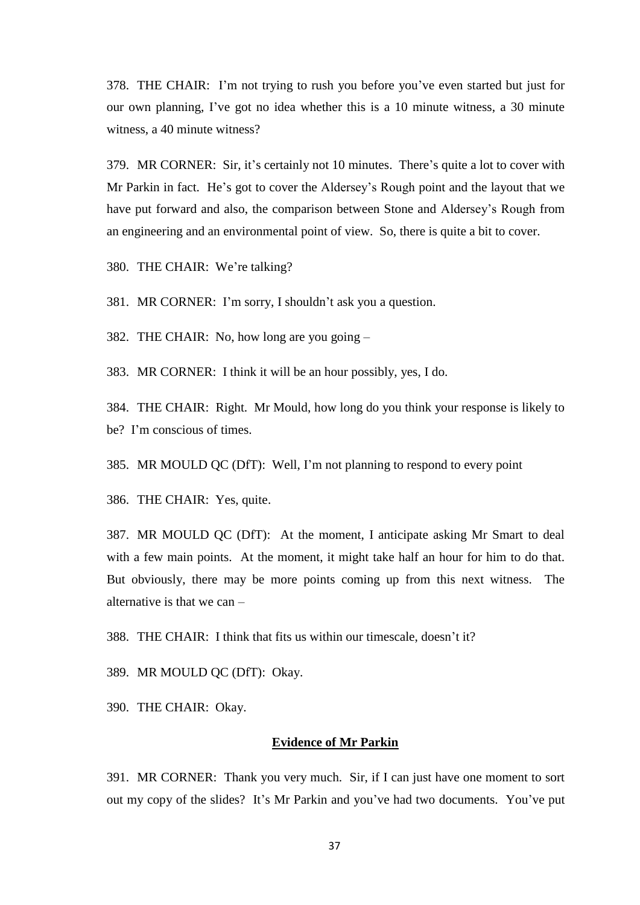378. THE CHAIR: I'm not trying to rush you before you've even started but just for our own planning, I've got no idea whether this is a 10 minute witness, a 30 minute witness, a 40 minute witness?

379. MR CORNER: Sir, it's certainly not 10 minutes. There's quite a lot to cover with Mr Parkin in fact. He's got to cover the Aldersey's Rough point and the layout that we have put forward and also, the comparison between Stone and Aldersey's Rough from an engineering and an environmental point of view. So, there is quite a bit to cover.

380. THE CHAIR: We're talking?

381. MR CORNER: I'm sorry, I shouldn't ask you a question.

382. THE CHAIR: No, how long are you going –

383. MR CORNER: I think it will be an hour possibly, yes, I do.

384. THE CHAIR: Right. Mr Mould, how long do you think your response is likely to be? I'm conscious of times.

385. MR MOULD QC (DfT): Well, I'm not planning to respond to every point

386. THE CHAIR: Yes, quite.

387. MR MOULD QC (DfT): At the moment, I anticipate asking Mr Smart to deal with a few main points. At the moment, it might take half an hour for him to do that. But obviously, there may be more points coming up from this next witness. The alternative is that we can –

388. THE CHAIR: I think that fits us within our timescale, doesn't it?

389. MR MOULD QC (DfT): Okay.

390. THE CHAIR: Okay.

## Evidence of Mr Parkin

391. MR CORNER: Thank you very much. Sir, if I can just have one moment to sort out my copy of the slides? It's Mr Parkin and you've had two documents. You've put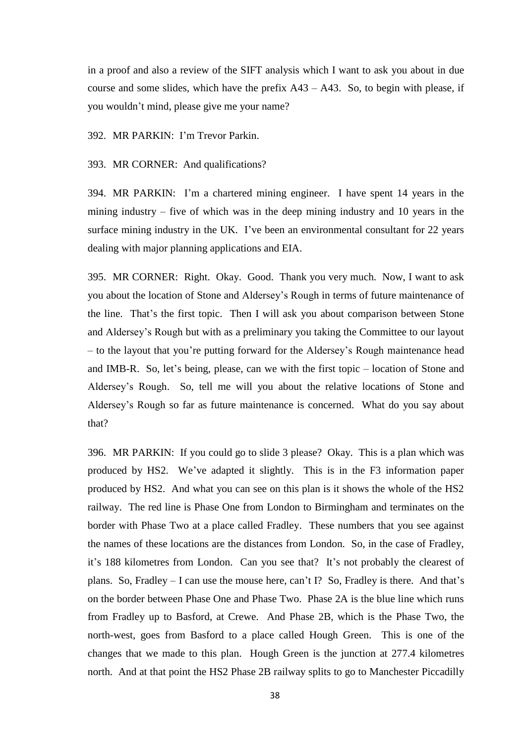in a proof and also a review of the SIFT analysis which I want to ask you about in due course and some slides, which have the prefix A43 – A43. So, to begin with please, if you wouldn't mind, please give me your name?

392. MR PARKIN: I'm Trevor Parkin.

393. MR CORNER: And qualifications?

394. MR PARKIN: I'm a chartered mining engineer. I have spent 14 years in the mining industry – five of which was in the deep mining industry and 10 years in the surface mining industry in the UK. I've been an environmental consultant for 22 years dealing with major planning applications and EIA.

395. MR CORNER: Right. Okay. Good. Thank you very much. Now, I want to ask you about the location of Stone and Aldersey's Rough in terms of future maintenance of the line. That's the first topic. Then I will ask you about comparison between Stone and Aldersey's Rough but with as a preliminary you taking the Committee to our layout – to the layout that you're putting forward for the Aldersey's Rough maintenance head and IMB-R. So, let's being, please, can we with the first topic – location of Stone and Aldersey's Rough. So, tell me will you about the relative locations of Stone and Aldersey's Rough so far as future maintenance is concerned. What do you say about that?

396. MR PARKIN: If you could go to slide 3 please? Okay. This is a plan which was produced by HS2. We've adapted it slightly. This is in the F3 information paper produced by HS2. And what you can see on this plan is it shows the whole of the HS2 railway. The red line is Phase One from London to Birmingham and terminates on the border with Phase Two at a place called Fradley. These numbers that you see against the names of these locations are the distances from London. So, in the case of Fradley, it's 188 kilometres from London. Can you see that? It's not probably the clearest of plans. So, Fradley – I can use the mouse here, can't I? So, Fradley is there. And that's on the border between Phase One and Phase Two. Phase 2A is the blue line which runs from Fradley up to Basford, at Crewe. And Phase 2B, which is the Phase Two, the north-west, goes from Basford to a place called Hough Green. This is one of the changes that we made to this plan. Hough Green is the junction at 277.4 kilometres north. And at that point the HS2 Phase 2B railway splits to go to Manchester Piccadilly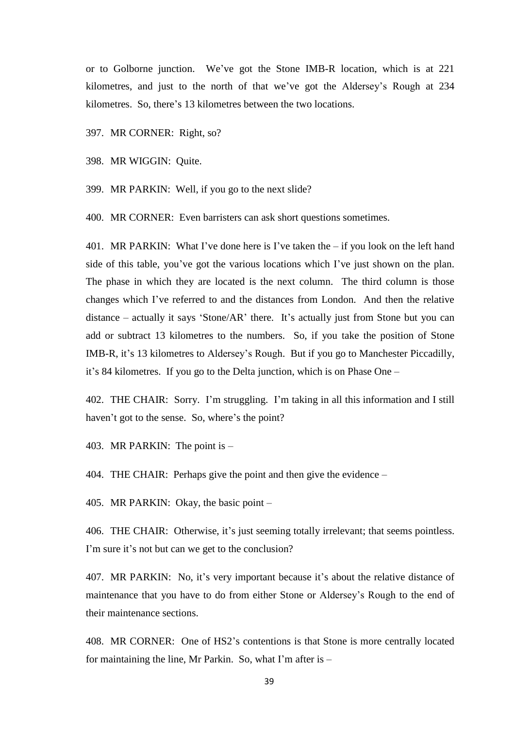or to Golborne junction. We've got the Stone IMB-R location, which is at 221 kilometres, and just to the north of that we've got the Aldersey's Rough at 234 kilometres. So, there's 13 kilometres between the two locations.

397. MR CORNER: Right, so?

398. MR WIGGIN: Quite.

399. MR PARKIN: Well, if you go to the next slide?

400. MR CORNER: Even barristers can ask short questions sometimes.

401. MR PARKIN: What I've done here is I've taken the – if you look on the left hand side of this table, you've got the various locations which I've just shown on the plan. The phase in which they are located is the next column. The third column is those changes which I've referred to and the distances from London. And then the relative distance – actually it says 'Stone/AR' there. It's actually just from Stone but you can add or subtract 13 kilometres to the numbers. So, if you take the position of Stone IMB-R, it's 13 kilometres to Aldersey's Rough. But if you go to Manchester Piccadilly, it's 84 kilometres. If you go to the Delta junction, which is on Phase One –

402. THE CHAIR: Sorry. I'm struggling. I'm taking in all this information and I still haven't got to the sense. So, where's the point?

403. MR PARKIN: The point is –

404. THE CHAIR: Perhaps give the point and then give the evidence –

405. MR PARKIN: Okay, the basic point –

406. THE CHAIR: Otherwise, it's just seeming totally irrelevant; that seems pointless. I'm sure it's not but can we get to the conclusion?

407. MR PARKIN: No, it's very important because it's about the relative distance of maintenance that you have to do from either Stone or Aldersey's Rough to the end of their maintenance sections.

408. MR CORNER: One of HS2's contentions is that Stone is more centrally located for maintaining the line, Mr Parkin. So, what I'm after is –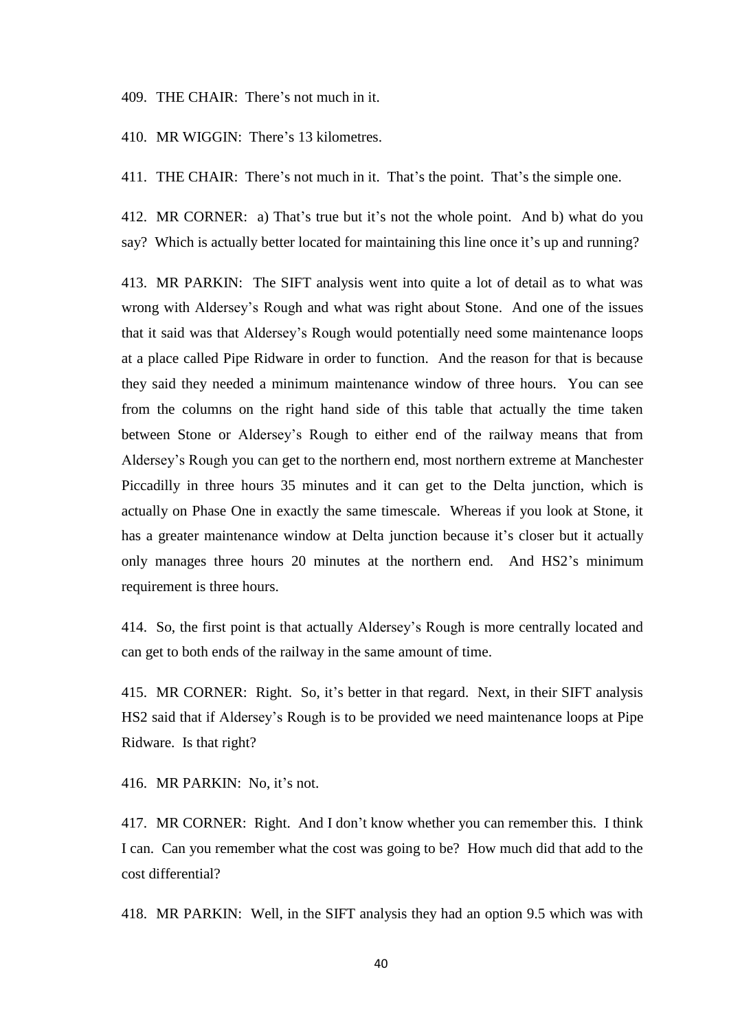409. THE CHAIR: There's not much in it.

410. MR WIGGIN: There's 13 kilometres.

411. THE CHAIR: There's not much in it. That's the point. That's the simple one.

412. MR CORNER: a) That's true but it's not the whole point. And b) what do you say? Which is actually better located for maintaining this line once it's up and running?

413. MR PARKIN: The SIFT analysis went into quite a lot of detail as to what was wrong with Aldersey's Rough and what was right about Stone. And one of the issues that it said was that Aldersey's Rough would potentially need some maintenance loops at a place called Pipe Ridware in order to function. And the reason for that is because they said they needed a minimum maintenance window of three hours. You can see from the columns on the right hand side of this table that actually the time taken between Stone or Aldersey's Rough to either end of the railway means that from Aldersey's Rough you can get to the northern end, most northern extreme at Manchester Piccadilly in three hours 35 minutes and it can get to the Delta junction, which is actually on Phase One in exactly the same timescale. Whereas if you look at Stone, it has a greater maintenance window at Delta junction because it's closer but it actually only manages three hours 20 minutes at the northern end. And HS2's minimum requirement is three hours.

414. So, the first point is that actually Aldersey's Rough is more centrally located and can get to both ends of the railway in the same amount of time.

415. MR CORNER: Right. So, it's better in that regard. Next, in their SIFT analysis HS2 said that if Aldersey's Rough is to be provided we need maintenance loops at Pipe Ridware. Is that right?

416. MR PARKIN: No, it's not.

417. MR CORNER: Right. And I don't know whether you can remember this. I think I can. Can you remember what the cost was going to be? How much did that add to the cost differential?

418. MR PARKIN: Well, in the SIFT analysis they had an option 9.5 which was with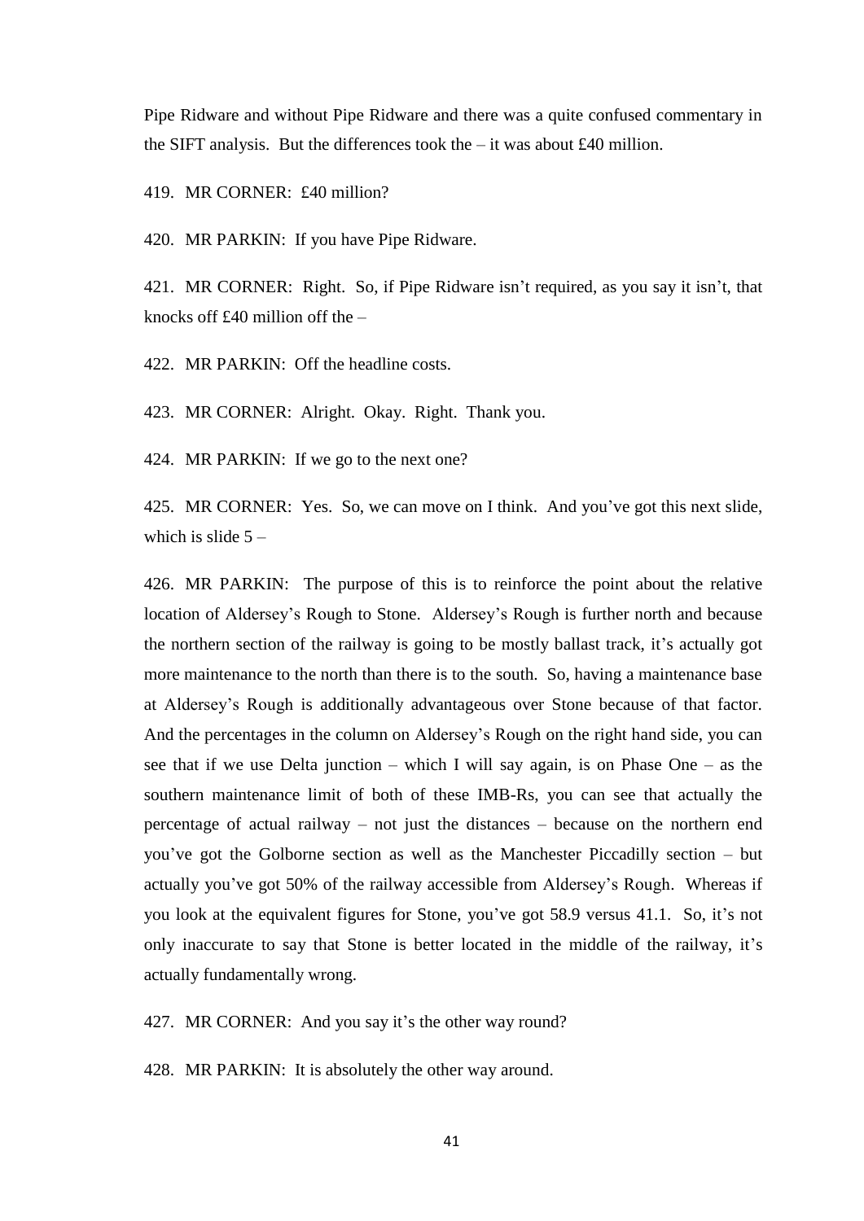Pipe Ridware and without Pipe Ridware and there was a quite confused commentary in the SIFT analysis. But the differences took the – it was about £40 million.

419. MR CORNER: £40 million?

420. MR PARKIN: If you have Pipe Ridware.

421. MR CORNER: Right. So, if Pipe Ridware isn't required, as you say it isn't, that knocks off £40 million off the –

422. MR PARKIN: Off the headline costs.

423. MR CORNER: Alright. Okay. Right. Thank you.

424. MR PARKIN: If we go to the next one?

425. MR CORNER: Yes. So, we can move on I think. And you've got this next slide, which is slide 5 –

426. MR PARKIN: The purpose of this is to reinforce the point about the relative location of Aldersey's Rough to Stone. Aldersey's Rough is further north and because the northern section of the railway is going to be mostly ballast track, it's actually got more maintenance to the north than there is to the south. So, having a maintenance base at Aldersey's Rough is additionally advantageous over Stone because of that factor. And the percentages in the column on Aldersey's Rough on the right hand side, you can see that if we use Delta junction – which I will say again, is on Phase One – as the southern maintenance limit of both of these IMB-Rs, you can see that actually the percentage of actual railway – not just the distances – because on the northern end you've got the Golborne section as well as the Manchester Piccadilly section – but actually you've got 50% of the railway accessible from Aldersey's Rough. Whereas if you look at the equivalent figures for Stone, you've got 58.9 versus 41.1. So, it's not only inaccurate to say that Stone is better located in the middle of the railway, it's actually fundamentally wrong.

427. MR CORNER: And you say it's the other way round?

428. MR PARKIN: It is absolutely the other way around.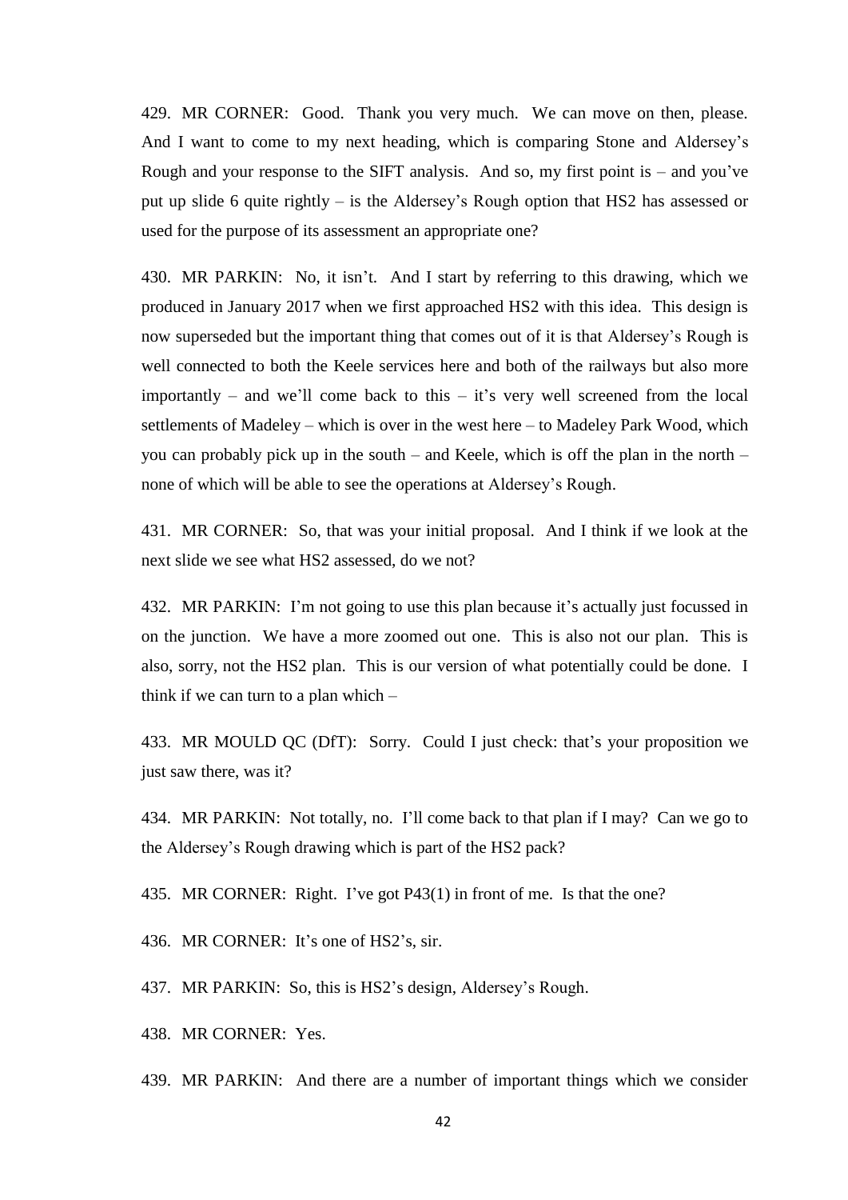429. MR CORNER: Good. Thank you very much. We can move on then, please. And I want to come to my next heading, which is comparing Stone and Aldersey's Rough and your response to the SIFT analysis. And so, my first point is – and you've put up slide 6 quite rightly – is the Aldersey's Rough option that HS2 has assessed or used for the purpose of its assessment an appropriate one?

430. MR PARKIN: No, it isn't. And I start by referring to this drawing, which we produced in January 2017 when we first approached HS2 with this idea. This design is now superseded but the important thing that comes out of it is that Aldersey's Rough is well connected to both the Keele services here and both of the railways but also more importantly – and we'll come back to this – it's very well screened from the local settlements of Madeley – which is over in the west here – to Madeley Park Wood, which you can probably pick up in the south – and Keele, which is off the plan in the north – none of which will be able to see the operations at Aldersey's Rough.

431. MR CORNER: So, that was your initial proposal. And I think if we look at the next slide we see what HS2 assessed, do we not?

432. MR PARKIN: I'm not going to use this plan because it's actually just focussed in on the junction. We have a more zoomed out one. This is also not our plan. This is also, sorry, not the HS2 plan. This is our version of what potentially could be done. I think if we can turn to a plan which –

433. MR MOULD QC (DfT): Sorry. Could I just check: that's your proposition we just saw there, was it?

434. MR PARKIN: Not totally, no. I'll come back to that plan if I may? Can we go to the Aldersey's Rough drawing which is part of the HS2 pack?

435. MR CORNER: Right. I've got P43(1) in front of me. Is that the one?

436. MR CORNER: It's one of HS2's, sir.

437. MR PARKIN: So, this is HS2's design, Aldersey's Rough.

438. MR CORNER: Yes.

439. MR PARKIN: And there are a number of important things which we consider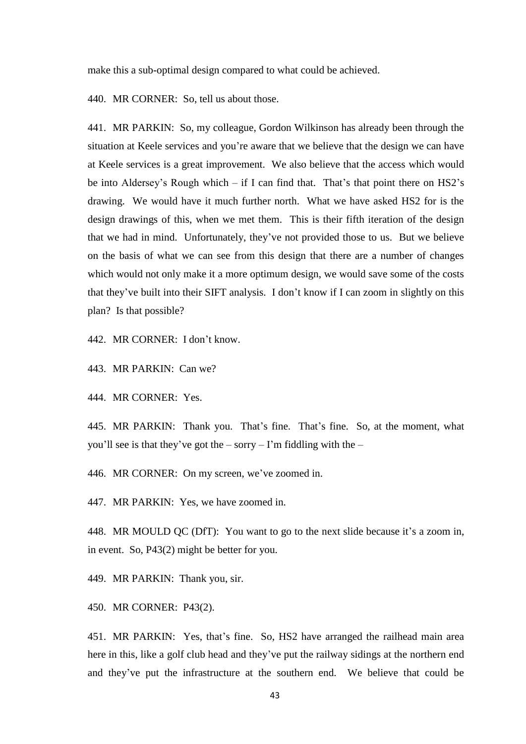make this a sub-optimal design compared to what could be achieved.

440. MR CORNER: So, tell us about those.

441. MR PARKIN: So, my colleague, Gordon Wilkinson has already been through the situation at Keele services and you're aware that we believe that the design we can have at Keele services is a great improvement. We also believe that the access which would be into Aldersey's Rough which – if I can find that. That's that point there on HS2's drawing. We would have it much further north. What we have asked HS2 for is the design drawings of this, when we met them. This is their fifth iteration of the design that we had in mind. Unfortunately, they've not provided those to us. But we believe on the basis of what we can see from this design that there are a number of changes which would not only make it a more optimum design, we would save some of the costs that they've built into their SIFT analysis. I don't know if I can zoom in slightly on this plan? Is that possible?

442. MR CORNER: I don't know.

443. MR PARKIN: Can we?

444. MR CORNER: Yes.

445. MR PARKIN: Thank you. That's fine. That's fine. So, at the moment, what you'll see is that they've got the – sorry – I'm fiddling with the –

446. MR CORNER: On my screen, we've zoomed in.

447. MR PARKIN: Yes, we have zoomed in.

448. MR MOULD QC (DfT): You want to go to the next slide because it's a zoom in, in event. So, P43(2) might be better for you.

449. MR PARKIN: Thank you, sir.

450. MR CORNER: P43(2).

451. MR PARKIN: Yes, that's fine. So, HS2 have arranged the railhead main area here in this, like a golf club head and they've put the railway sidings at the northern end and they've put the infrastructure at the southern end. We believe that could be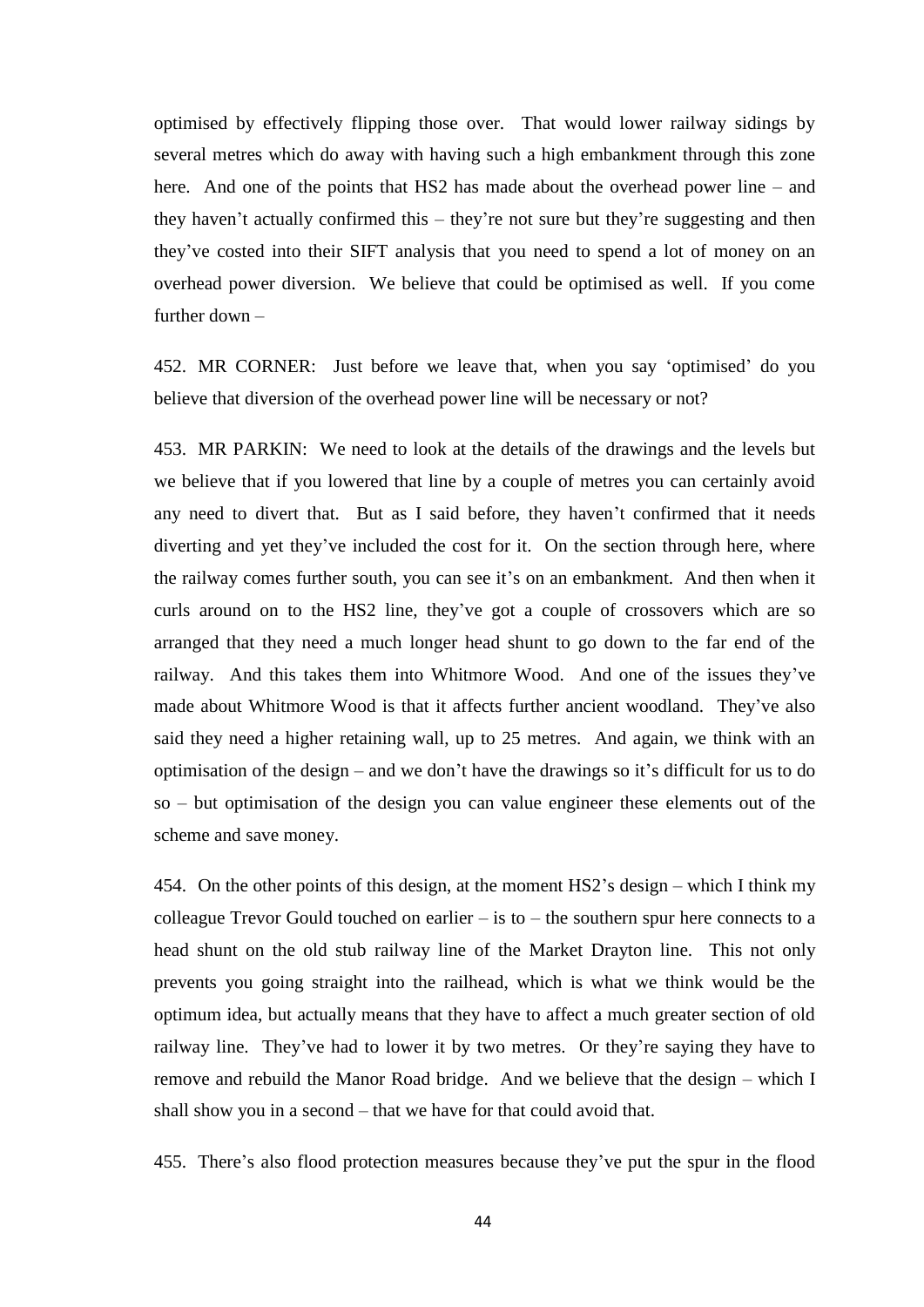optimised by effectively flipping those over. That would lower railway sidings by several metres which do away with having such a high embankment through this zone here. And one of the points that HS2 has made about the overhead power line – and they haven't actually confirmed this – they're not sure but they're suggesting and then they've costed into their SIFT analysis that you need to spend a lot of money on an overhead power diversion. We believe that could be optimised as well. If you come further down –

452. MR CORNER: Just before we leave that, when you say 'optimised' do you believe that diversion of the overhead power line will be necessary or not?

453. MR PARKIN: We need to look at the details of the drawings and the levels but we believe that if you lowered that line by a couple of metres you can certainly avoid any need to divert that. But as I said before, they haven't confirmed that it needs diverting and yet they've included the cost for it. On the section through here, where the railway comes further south, you can see it's on an embankment. And then when it curls around on to the HS2 line, they've got a couple of crossovers which are so arranged that they need a much longer head shunt to go down to the far end of the railway. And this takes them into Whitmore Wood. And one of the issues they've made about Whitmore Wood is that it affects further ancient woodland. They've also said they need a higher retaining wall, up to 25 metres. And again, we think with an optimisation of the design – and we don't have the drawings so it's difficult for us to do so – but optimisation of the design you can value engineer these elements out of the scheme and save money.

454. On the other points of this design, at the moment HS2's design – which I think my colleague Trevor Gould touched on earlier – is to – the southern spur here connects to a head shunt on the old stub railway line of the Market Drayton line. This not only prevents you going straight into the railhead, which is what we think would be the optimum idea, but actually means that they have to affect a much greater section of old railway line. They've had to lower it by two metres. Or they're saying they have to remove and rebuild the Manor Road bridge. And we believe that the design – which I shall show you in a second – that we have for that could avoid that.

455. There's also flood protection measures because they've put the spur in the flood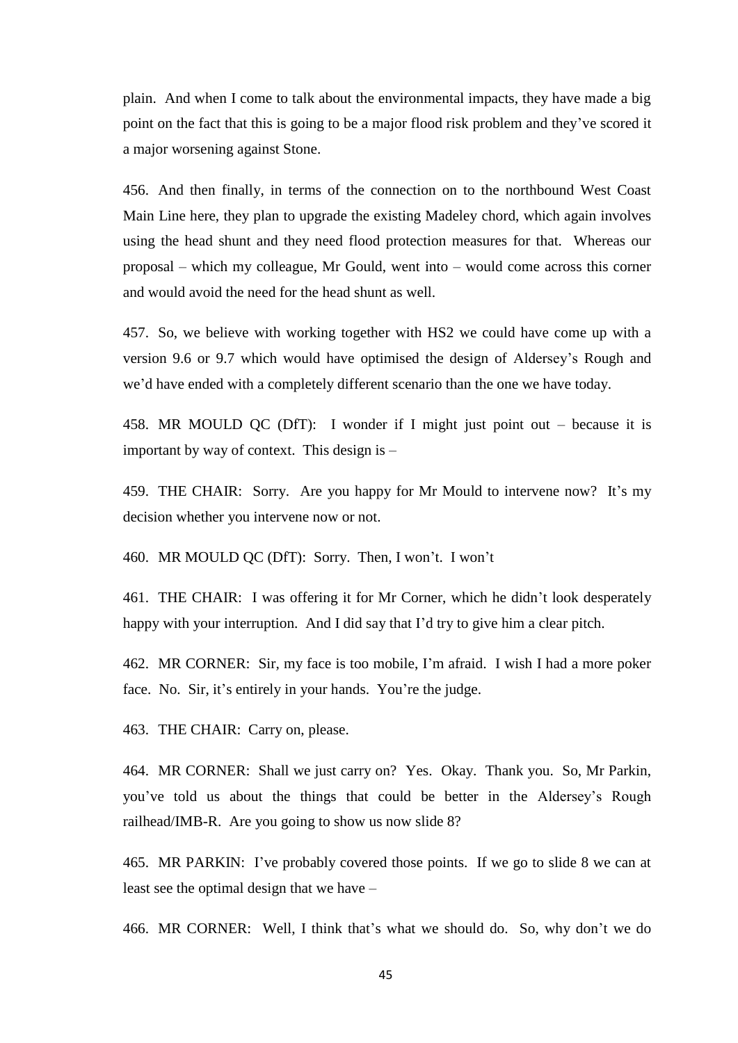plain. And when I come to talk about the environmental impacts, they have made a big point on the fact that this is going to be a major flood risk problem and they've scored it a major worsening against Stone.

456. And then finally, in terms of the connection on to the northbound West Coast Main Line here, they plan to upgrade the existing Madeley chord, which again involves using the head shunt and they need flood protection measures for that. Whereas our proposal – which my colleague, Mr Gould, went into – would come across this corner and would avoid the need for the head shunt as well.

457. So, we believe with working together with HS2 we could have come up with a version 9.6 or 9.7 which would have optimised the design of Aldersey's Rough and we'd have ended with a completely different scenario than the one we have today.

458. MR MOULD QC (DfT): I wonder if I might just point out – because it is important by way of context. This design is –

459. THE CHAIR: Sorry. Are you happy for Mr Mould to intervene now? It's my decision whether you intervene now or not.

460. MR MOULD QC (DfT): Sorry. Then, I won't. I won't

461. THE CHAIR: I was offering it for Mr Corner, which he didn't look desperately happy with your interruption. And I did say that I'd try to give him a clear pitch.

462. MR CORNER: Sir, my face is too mobile, I'm afraid. I wish I had a more poker face. No. Sir, it's entirely in your hands. You're the judge.

463. THE CHAIR: Carry on, please.

464. MR CORNER: Shall we just carry on? Yes. Okay. Thank you. So, Mr Parkin, you've told us about the things that could be better in the Aldersey's Rough railhead/IMB-R. Are you going to show us now slide 8?

465. MR PARKIN: I've probably covered those points. If we go to slide 8 we can at least see the optimal design that we have –

466. MR CORNER: Well, I think that's what we should do. So, why don't we do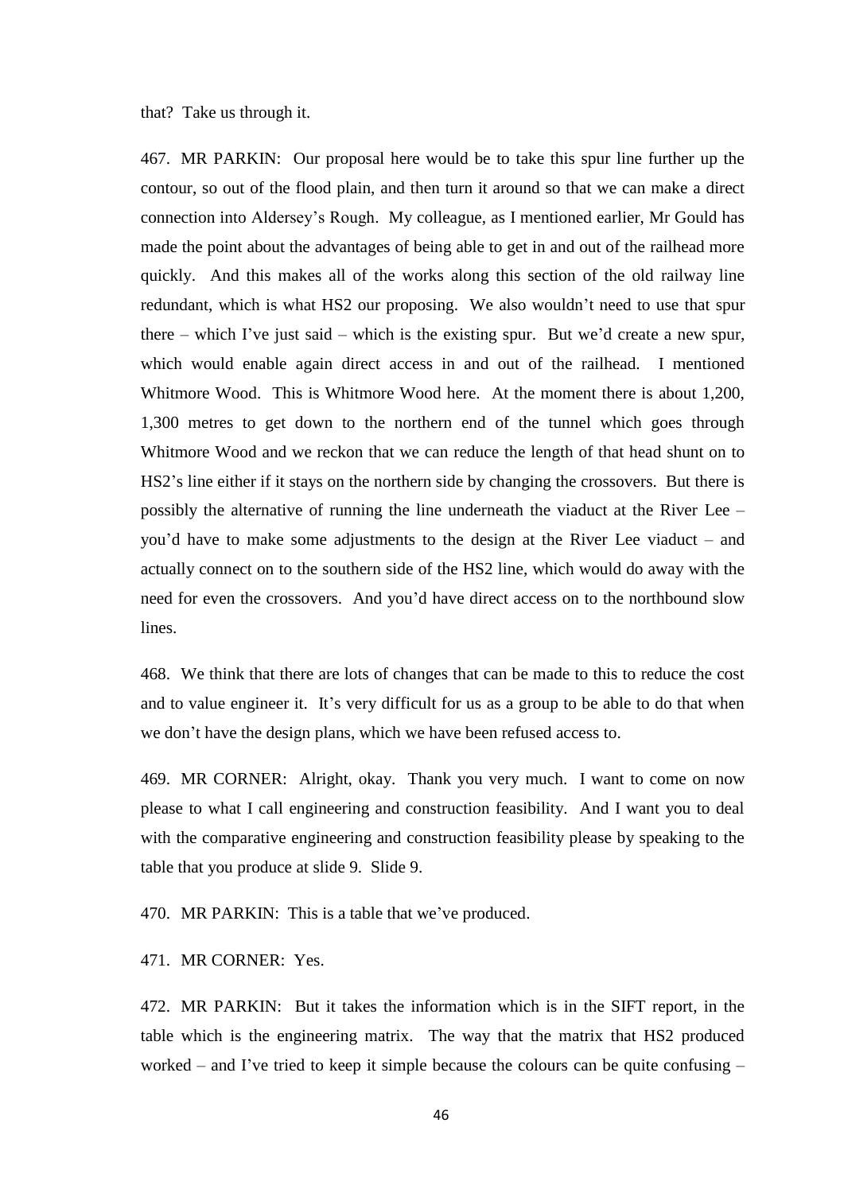that? Take us through it.

467. MR PARKIN: Our proposal here would be to take this spur line further up the contour, so out of the flood plain, and then turn it around so that we can make a direct connection into Aldersey's Rough. My colleague, as I mentioned earlier, Mr Gould has made the point about the advantages of being able to get in and out of the railhead more quickly. And this makes all of the works along this section of the old railway line redundant, which is what HS2 our proposing. We also wouldn't need to use that spur there – which I've just said – which is the existing spur. But we'd create a new spur, which would enable again direct access in and out of the railhead. I mentioned Whitmore Wood. This is Whitmore Wood here. At the moment there is about 1,200, 1,300 metres to get down to the northern end of the tunnel which goes through Whitmore Wood and we reckon that we can reduce the length of that head shunt on to HS2's line either if it stays on the northern side by changing the crossovers. But there is possibly the alternative of running the line underneath the viaduct at the River Lee – you'd have to make some adjustments to the design at the River Lee viaduct – and actually connect on to the southern side of the HS2 line, which would do away with the need for even the crossovers. And you'd have direct access on to the northbound slow lines.

468. We think that there are lots of changes that can be made to this to reduce the cost and to value engineer it. It's very difficult for us as a group to be able to do that when we don't have the design plans, which we have been refused access to.

469. MR CORNER: Alright, okay. Thank you very much. I want to come on now please to what I call engineering and construction feasibility. And I want you to deal with the comparative engineering and construction feasibility please by speaking to the table that you produce at slide 9. Slide 9.

470. MR PARKIN: This is a table that we've produced.

471. MR CORNER: Yes.

472. MR PARKIN: But it takes the information which is in the SIFT report, in the table which is the engineering matrix. The way that the matrix that HS2 produced worked – and I've tried to keep it simple because the colours can be quite confusing –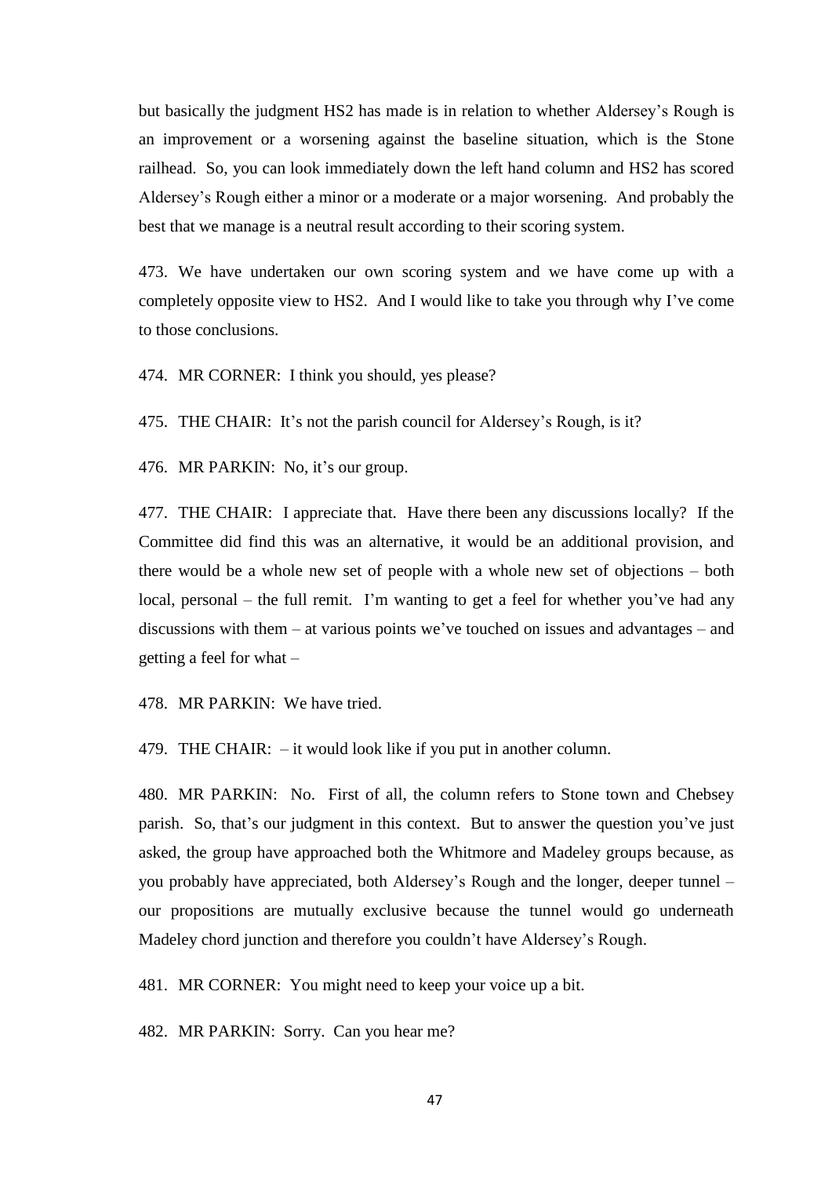but basically the judgment HS2 has made is in relation to whether Aldersey's Rough is an improvement or a worsening against the baseline situation, which is the Stone railhead. So, you can look immediately down the left hand column and HS2 has scored Aldersey's Rough either a minor or a moderate or a major worsening. And probably the best that we manage is a neutral result according to their scoring system.

473. We have undertaken our own scoring system and we have come up with a completely opposite view to HS2. And I would like to take you through why I've come to those conclusions.

474. MR CORNER: I think you should, yes please?

475. THE CHAIR: It's not the parish council for Aldersey's Rough, is it?

476. MR PARKIN: No, it's our group.

477. THE CHAIR: I appreciate that. Have there been any discussions locally? If the Committee did find this was an alternative, it would be an additional provision, and there would be a whole new set of people with a whole new set of objections – both local, personal – the full remit. I'm wanting to get a feel for whether you've had any discussions with them – at various points we've touched on issues and advantages – and getting a feel for what –

478. MR PARKIN: We have tried.

479. THE CHAIR: – it would look like if you put in another column.

480. MR PARKIN: No. First of all, the column refers to Stone town and Chebsey parish. So, that's our judgment in this context. But to answer the question you've just asked, the group have approached both the Whitmore and Madeley groups because, as you probably have appreciated, both Aldersey's Rough and the longer, deeper tunnel – our propositions are mutually exclusive because the tunnel would go underneath Madeley chord junction and therefore you couldn't have Aldersey's Rough.

481. MR CORNER: You might need to keep your voice up a bit.

482. MR PARKIN: Sorry. Can you hear me?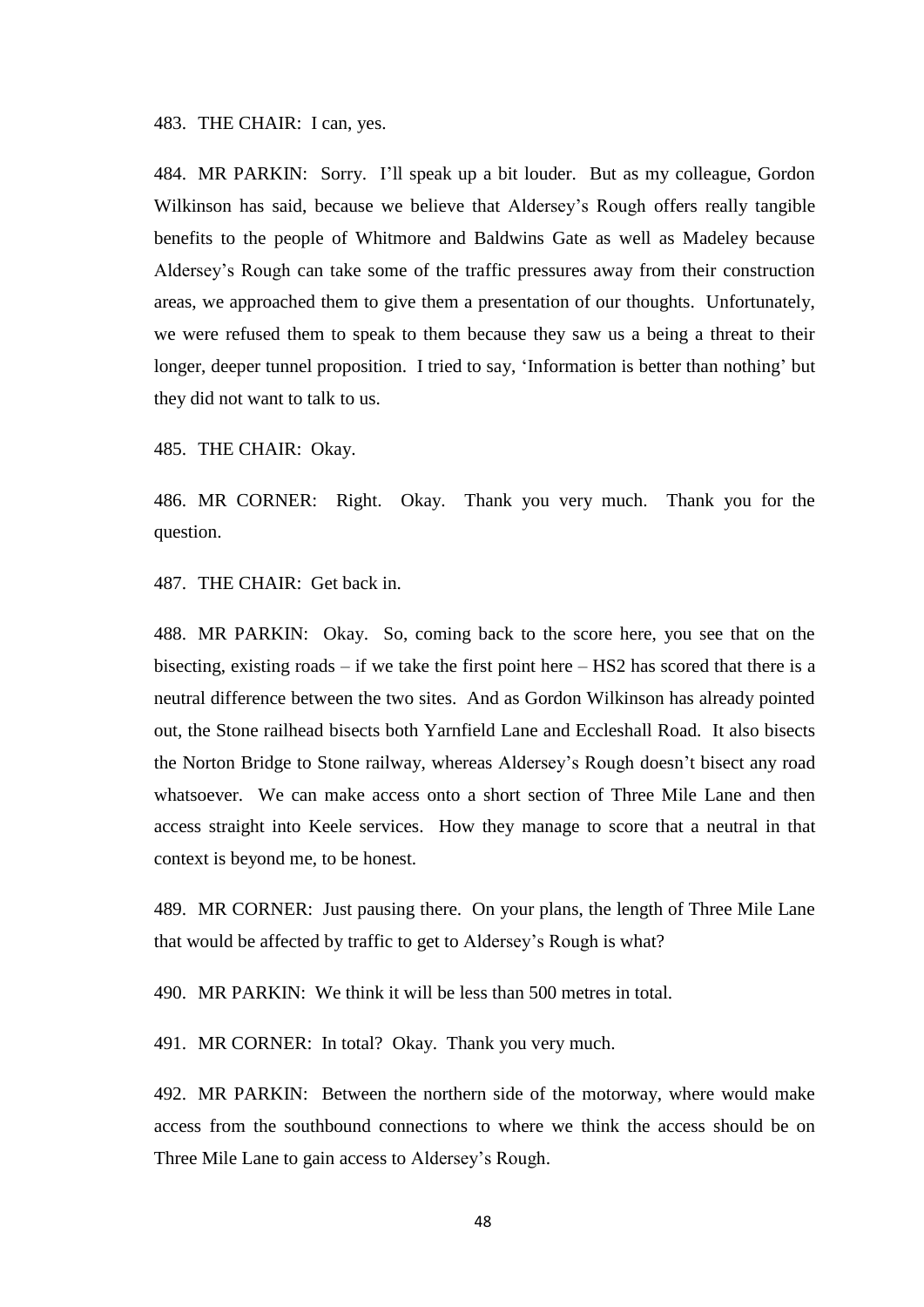483. THE CHAIR: I can, yes.

484. MR PARKIN: Sorry. I'll speak up a bit louder. But as my colleague, Gordon Wilkinson has said, because we believe that Aldersey's Rough offers really tangible benefits to the people of Whitmore and Baldwins Gate as well as Madeley because Aldersey's Rough can take some of the traffic pressures away from their construction areas, we approached them to give them a presentation of our thoughts. Unfortunately, we were refused them to speak to them because they saw us a being a threat to their longer, deeper tunnel proposition. I tried to say, 'Information is better than nothing' but they did not want to talk to us.

485. THE CHAIR: Okay.

486. MR CORNER: Right. Okay. Thank you very much. Thank you for the question.

487. THE CHAIR: Get back in.

488. MR PARKIN: Okay. So, coming back to the score here, you see that on the bisecting, existing roads – if we take the first point here – HS2 has scored that there is a neutral difference between the two sites. And as Gordon Wilkinson has already pointed out, the Stone railhead bisects both Yarnfield Lane and Eccleshall Road. It also bisects the Norton Bridge to Stone railway, whereas Aldersey's Rough doesn't bisect any road whatsoever. We can make access onto a short section of Three Mile Lane and then access straight into Keele services. How they manage to score that a neutral in that context is beyond me, to be honest.

489. MR CORNER: Just pausing there. On your plans, the length of Three Mile Lane that would be affected by traffic to get to Aldersey's Rough is what?

490. MR PARKIN: We think it will be less than 500 metres in total.

491. MR CORNER: In total? Okay. Thank you very much.

492. MR PARKIN: Between the northern side of the motorway, where would make access from the southbound connections to where we think the access should be on Three Mile Lane to gain access to Aldersey's Rough.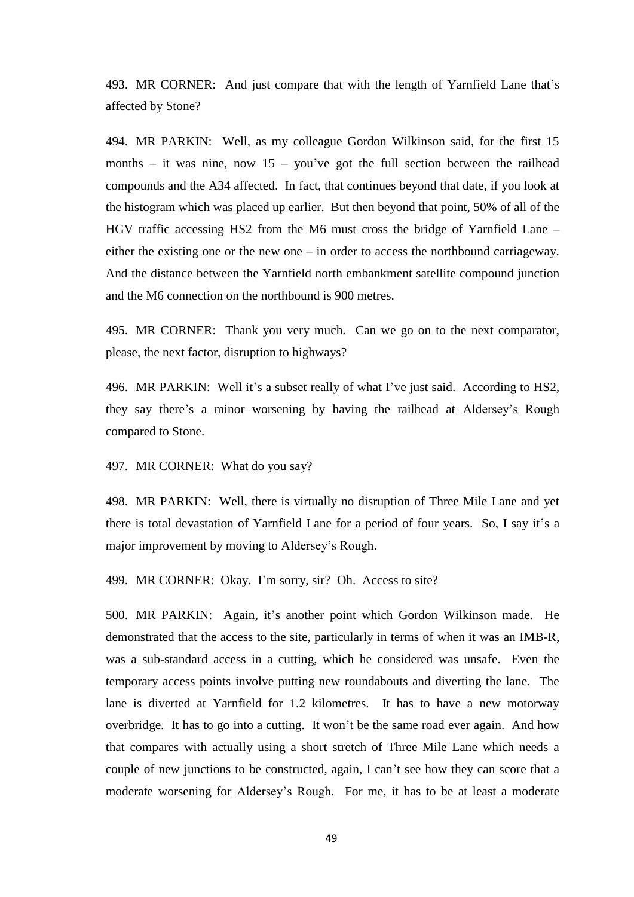493. MR CORNER: And just compare that with the length of Yarnfield Lane that's affected by Stone?

494. MR PARKIN: Well, as my colleague Gordon Wilkinson said, for the first 15 months – it was nine, now 15 – you've got the full section between the railhead compounds and the A34 affected. In fact, that continues beyond that date, if you look at the histogram which was placed up earlier. But then beyond that point, 50% of all of the HGV traffic accessing HS2 from the M6 must cross the bridge of Yarnfield Lane – either the existing one or the new one – in order to access the northbound carriageway. And the distance between the Yarnfield north embankment satellite compound junction and the M6 connection on the northbound is 900 metres.

495. MR CORNER: Thank you very much. Can we go on to the next comparator, please, the next factor, disruption to highways?

496. MR PARKIN: Well it's a subset really of what I've just said. According to HS2, they say there's a minor worsening by having the railhead at Aldersey's Rough compared to Stone.

497. MR CORNER: What do you say?

498. MR PARKIN: Well, there is virtually no disruption of Three Mile Lane and yet there is total devastation of Yarnfield Lane for a period of four years. So, I say it's a major improvement by moving to Aldersey's Rough.

499. MR CORNER: Okay. I'm sorry, sir? Oh. Access to site?

500. MR PARKIN: Again, it's another point which Gordon Wilkinson made. He demonstrated that the access to the site, particularly in terms of when it was an IMB-R, was a sub-standard access in a cutting, which he considered was unsafe. Even the temporary access points involve putting new roundabouts and diverting the lane. The lane is diverted at Yarnfield for 1.2 kilometres. It has to have a new motorway overbridge. It has to go into a cutting. It won't be the same road ever again. And how that compares with actually using a short stretch of Three Mile Lane which needs a couple of new junctions to be constructed, again, I can't see how they can score that a moderate worsening for Aldersey's Rough. For me, it has to be at least a moderate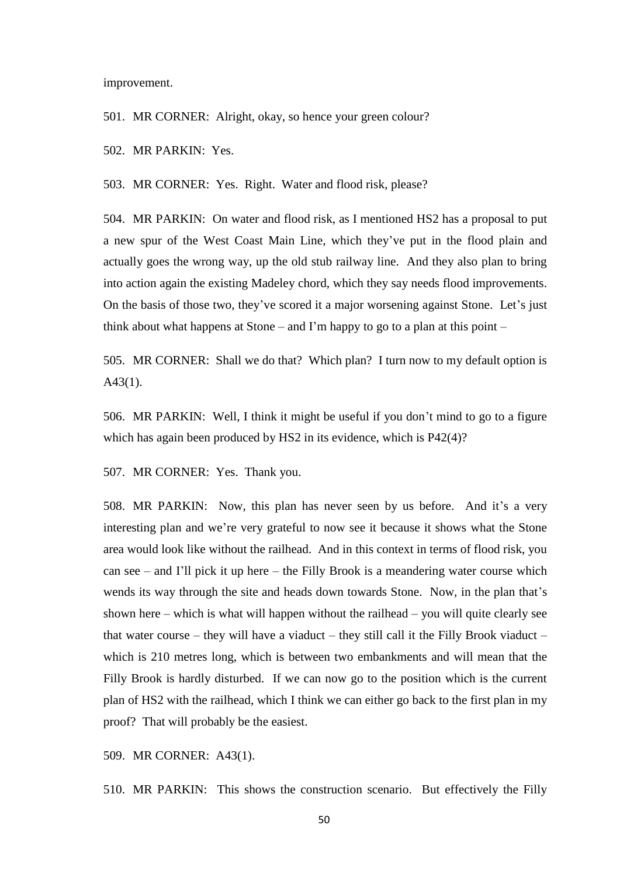improvement.

501. MR CORNER: Alright, okay, so hence your green colour?

502. MR PARKIN: Yes.

503. MR CORNER: Yes. Right. Water and flood risk, please?

504. MR PARKIN: On water and flood risk, as I mentioned HS2 has a proposal to put a new spur of the West Coast Main Line, which they've put in the flood plain and actually goes the wrong way, up the old stub railway line. And they also plan to bring into action again the existing Madeley chord, which they say needs flood improvements. On the basis of those two, they've scored it a major worsening against Stone. Let's just think about what happens at Stone – and I'm happy to go to a plan at this point –

505. MR CORNER: Shall we do that? Which plan? I turn now to my default option is A43(1).

506. MR PARKIN: Well, I think it might be useful if you don't mind to go to a figure which has again been produced by HS2 in its evidence, which is P42(4)?

507. MR CORNER: Yes. Thank you.

508. MR PARKIN: Now, this plan has never seen by us before. And it's a very interesting plan and we're very grateful to now see it because it shows what the Stone area would look like without the railhead. And in this context in terms of flood risk, you can see – and I'll pick it up here – the Filly Brook is a meandering water course which wends its way through the site and heads down towards Stone. Now, in the plan that's shown here – which is what will happen without the railhead – you will quite clearly see that water course – they will have a viaduct – they still call it the Filly Brook viaduct – which is 210 metres long, which is between two embankments and will mean that the Filly Brook is hardly disturbed. If we can now go to the position which is the current plan of HS2 with the railhead, which I think we can either go back to the first plan in my proof? That will probably be the easiest.

509. MR CORNER: A43(1).

510. MR PARKIN: This shows the construction scenario. But effectively the Filly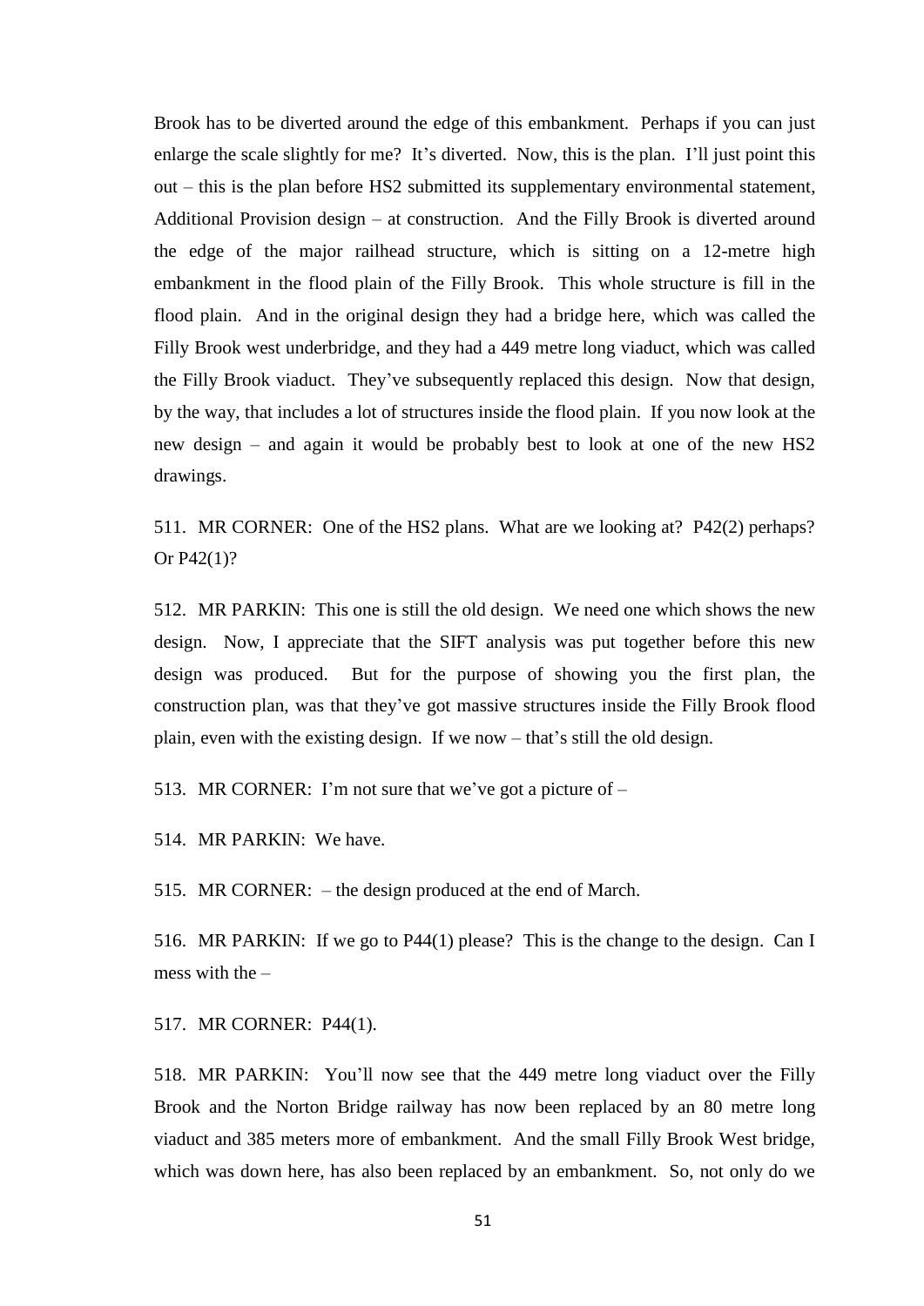Brook has to be diverted around the edge of this embankment. Perhaps if you can just enlarge the scale slightly for me? It's diverted. Now, this is the plan. I'll just point this out – this is the plan before HS2 submitted its supplementary environmental statement, Additional Provision design – at construction. And the Filly Brook is diverted around the edge of the major railhead structure, which is sitting on a 12-metre high embankment in the flood plain of the Filly Brook. This whole structure is fill in the flood plain. And in the original design they had a bridge here, which was called the Filly Brook west underbridge, and they had a 449 metre long viaduct, which was called the Filly Brook viaduct. They've subsequently replaced this design. Now that design, by the way, that includes a lot of structures inside the flood plain. If you now look at the new design – and again it would be probably best to look at one of the new HS2 drawings.

511. MR CORNER: One of the HS2 plans. What are we looking at? P42(2) perhaps? Or P42(1)?

512. MR PARKIN: This one is still the old design. We need one which shows the new design. Now, I appreciate that the SIFT analysis was put together before this new design was produced. But for the purpose of showing you the first plan, the construction plan, was that they've got massive structures inside the Filly Brook flood plain, even with the existing design. If we now – that's still the old design.

513. MR CORNER: I'm not sure that we've got a picture of –

514. MR PARKIN: We have.

515. MR CORNER: – the design produced at the end of March.

516. MR PARKIN: If we go to P44(1) please? This is the change to the design. Can I mess with the –

517. MR CORNER: P44(1).

518. MR PARKIN: You'll now see that the 449 metre long viaduct over the Filly Brook and the Norton Bridge railway has now been replaced by an 80 metre long viaduct and 385 meters more of embankment. And the small Filly Brook West bridge, which was down here, has also been replaced by an embankment. So, not only do we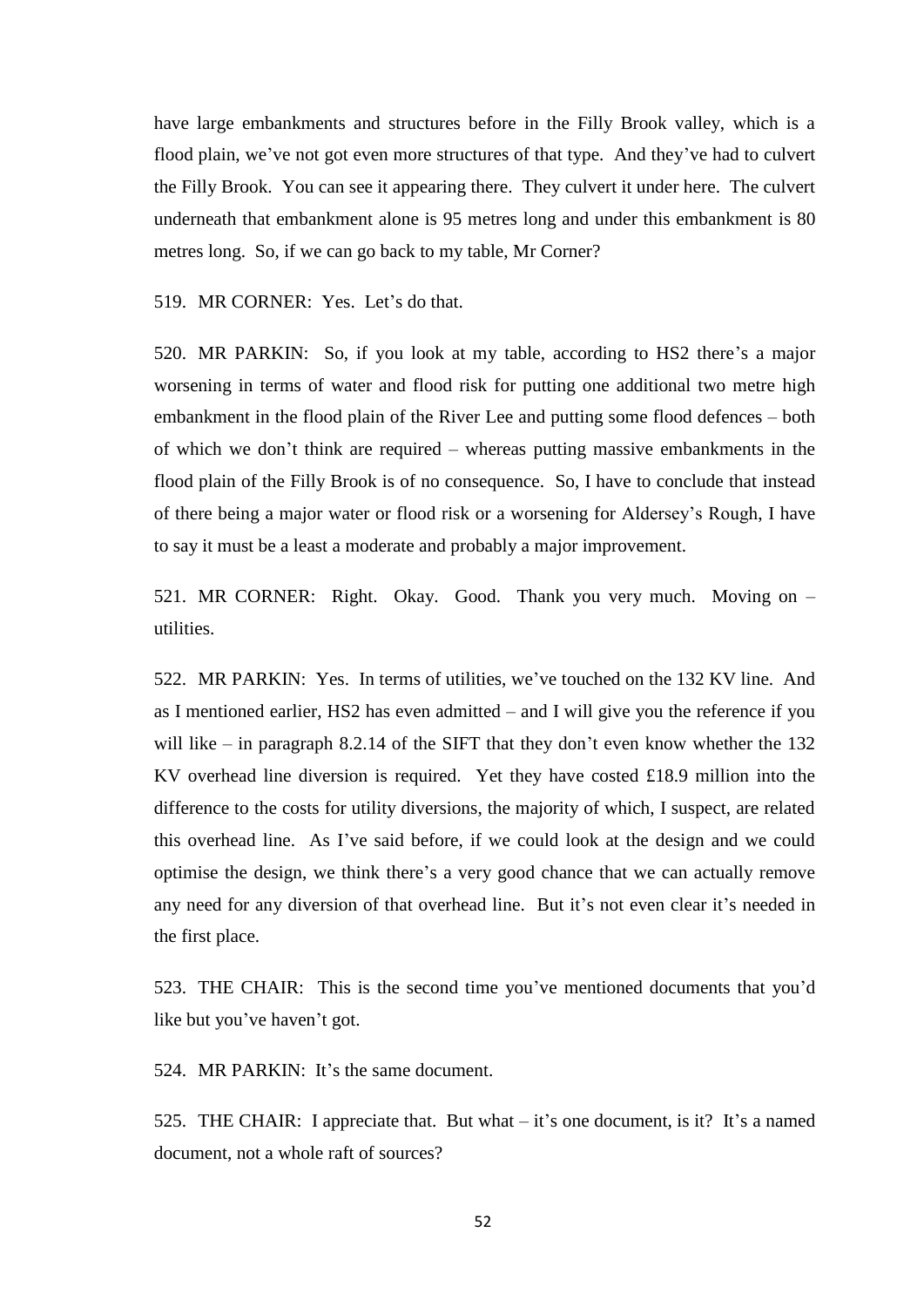have large embankments and structures before in the Filly Brook valley, which is a flood plain, we've not got even more structures of that type. And they've had to culvert the Filly Brook. You can see it appearing there. They culvert it under here. The culvert underneath that embankment alone is 95 metres long and under this embankment is 80 metres long. So, if we can go back to my table, Mr Corner?

519. MR CORNER: Yes. Let's do that.

520. MR PARKIN: So, if you look at my table, according to HS2 there's a major worsening in terms of water and flood risk for putting one additional two metre high embankment in the flood plain of the River Lee and putting some flood defences – both of which we don't think are required – whereas putting massive embankments in the flood plain of the Filly Brook is of no consequence. So, I have to conclude that instead of there being a major water or flood risk or a worsening for Aldersey's Rough, I have to say it must be a least a moderate and probably a major improvement.

521. MR CORNER: Right. Okay. Good. Thank you very much. Moving on – utilities.

522. MR PARKIN: Yes. In terms of utilities, we've touched on the 132 KV line. And as I mentioned earlier, HS2 has even admitted – and I will give you the reference if you will like – in paragraph 8.2.14 of the SIFT that they don't even know whether the 132 KV overhead line diversion is required. Yet they have costed £18.9 million into the difference to the costs for utility diversions, the majority of which, I suspect, are related this overhead line. As I've said before, if we could look at the design and we could optimise the design, we think there's a very good chance that we can actually remove any need for any diversion of that overhead line. But it's not even clear it's needed in the first place.

523. THE CHAIR: This is the second time you've mentioned documents that you'd like but you've haven't got.

524. MR PARKIN: It's the same document.

525. THE CHAIR: I appreciate that. But what – it's one document, is it? It's a named document, not a whole raft of sources?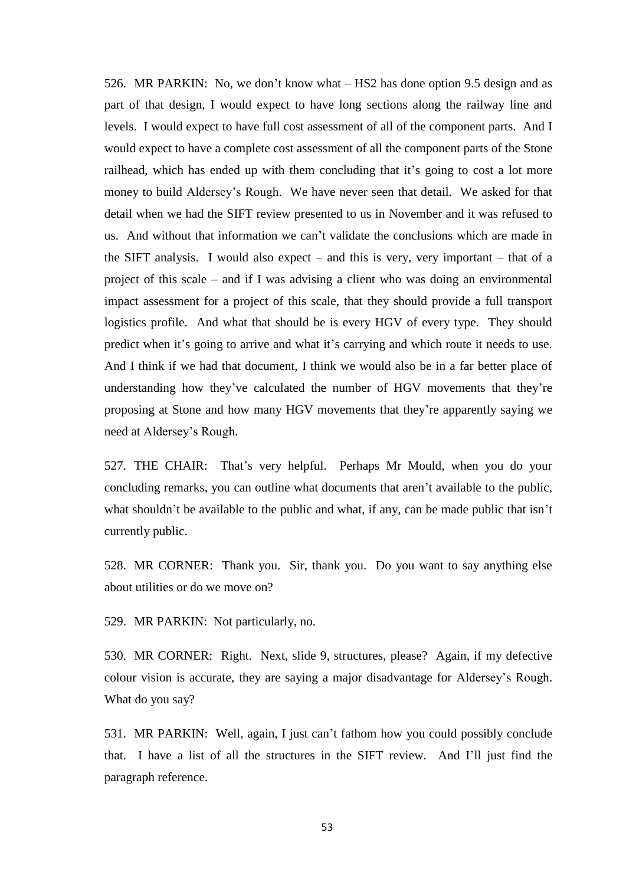526. MR PARKIN: No, we don't know what – HS2 has done option 9.5 design and as part of that design, I would expect to have long sections along the railway line and levels. I would expect to have full cost assessment of all of the component parts. And I would expect to have a complete cost assessment of all the component parts of the Stone railhead, which has ended up with them concluding that it's going to cost a lot more money to build Aldersey's Rough. We have never seen that detail. We asked for that detail when we had the SIFT review presented to us in November and it was refused to us. And without that information we can't validate the conclusions which are made in the SIFT analysis. I would also expect – and this is very, very important – that of a project of this scale – and if I was advising a client who was doing an environmental impact assessment for a project of this scale, that they should provide a full transport logistics profile. And what that should be is every HGV of every type. They should predict when it's going to arrive and what it's carrying and which route it needs to use. And I think if we had that document, I think we would also be in a far better place of understanding how they've calculated the number of HGV movements that they're proposing at Stone and how many HGV movements that they're apparently saying we need at Aldersey's Rough.

527. THE CHAIR: That's very helpful. Perhaps Mr Mould, when you do your concluding remarks, you can outline what documents that aren't available to the public, what shouldn't be available to the public and what, if any, can be made public that isn't currently public.

528. MR CORNER: Thank you. Sir, thank you. Do you want to say anything else about utilities or do we move on?

529. MR PARKIN: Not particularly, no.

530. MR CORNER: Right. Next, slide 9, structures, please? Again, if my defective colour vision is accurate, they are saying a major disadvantage for Aldersey's Rough. What do you say?

531. MR PARKIN: Well, again, I just can't fathom how you could possibly conclude that. I have a list of all the structures in the SIFT review. And I'll just find the paragraph reference.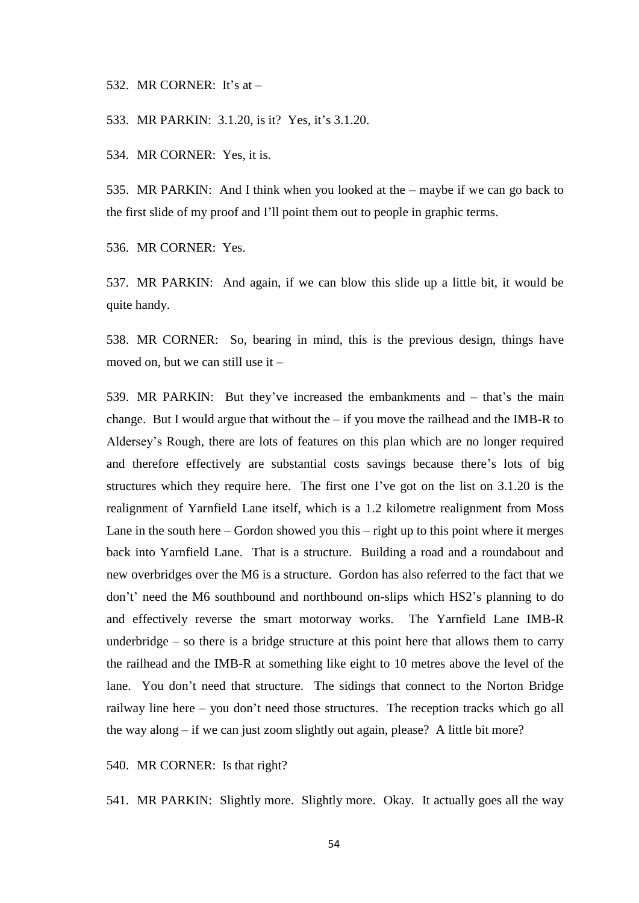532. MR CORNER: It's at –

533. MR PARKIN: 3.1.20, is it? Yes, it's 3.1.20.

534. MR CORNER: Yes, it is.

535. MR PARKIN: And I think when you looked at the – maybe if we can go back to the first slide of my proof and I'll point them out to people in graphic terms.

536. MR CORNER: Yes.

537. MR PARKIN: And again, if we can blow this slide up a little bit, it would be quite handy.

538. MR CORNER: So, bearing in mind, this is the previous design, things have moved on, but we can still use it –

539. MR PARKIN: But they've increased the embankments and – that's the main change. But I would argue that without the – if you move the railhead and the IMB-R to Aldersey's Rough, there are lots of features on this plan which are no longer required and therefore effectively are substantial costs savings because there's lots of big structures which they require here. The first one I've got on the list on 3.1.20 is the realignment of Yarnfield Lane itself, which is a 1.2 kilometre realignment from Moss Lane in the south here – Gordon showed you this – right up to this point where it merges back into Yarnfield Lane. That is a structure. Building a road and a roundabout and new overbridges over the M6 is a structure. Gordon has also referred to the fact that we don't' need the M6 southbound and northbound on-slips which HS2's planning to do and effectively reverse the smart motorway works. The Yarnfield Lane IMB-R underbridge – so there is a bridge structure at this point here that allows them to carry the railhead and the IMB-R at something like eight to 10 metres above the level of the lane. You don't need that structure. The sidings that connect to the Norton Bridge railway line here – you don't need those structures. The reception tracks which go all the way along – if we can just zoom slightly out again, please? A little bit more?

540. MR CORNER: Is that right?

541. MR PARKIN: Slightly more. Slightly more. Okay. It actually goes all the way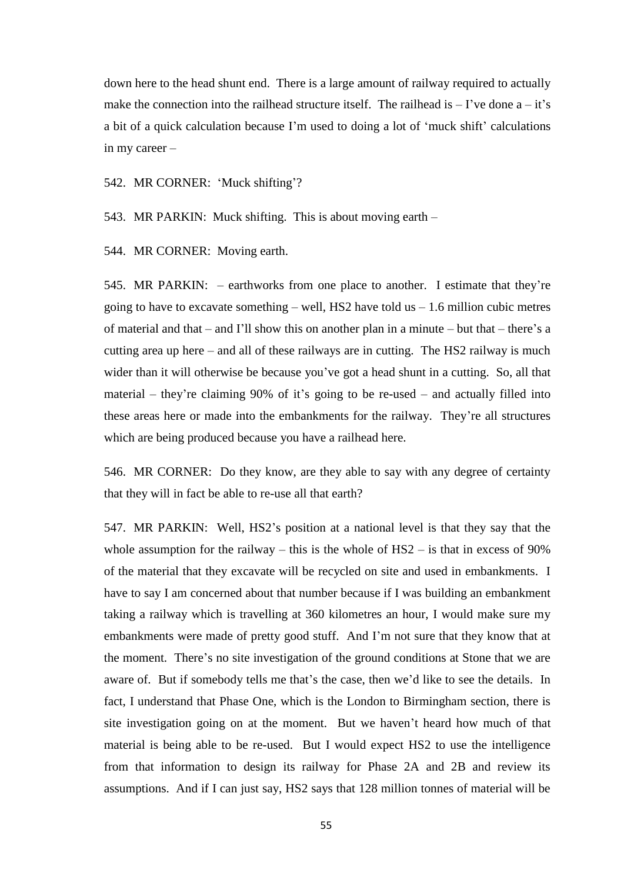down here to the head shunt end. There is a large amount of railway required to actually make the connection into the railhead structure itself. The railhead is – I've done a – it's a bit of a quick calculation because I'm used to doing a lot of 'muck shift' calculations in my career –

542. MR CORNER: 'Muck shifting'?

543. MR PARKIN: Muck shifting. This is about moving earth –

544. MR CORNER: Moving earth.

545. MR PARKIN: – earthworks from one place to another. I estimate that they're going to have to excavate something – well, HS2 have told us – 1.6 million cubic metres of material and that – and I'll show this on another plan in a minute – but that – there's a cutting area up here – and all of these railways are in cutting. The HS2 railway is much wider than it will otherwise be because you've got a head shunt in a cutting. So, all that material – they're claiming 90% of it's going to be re-used – and actually filled into these areas here or made into the embankments for the railway. They're all structures which are being produced because you have a railhead here.

546. MR CORNER: Do they know, are they able to say with any degree of certainty that they will in fact be able to re-use all that earth?

547. MR PARKIN: Well, HS2's position at a national level is that they say that the whole assumption for the railway – this is the whole of HS2 – is that in excess of 90% of the material that they excavate will be recycled on site and used in embankments. I have to say I am concerned about that number because if I was building an embankment taking a railway which is travelling at 360 kilometres an hour, I would make sure my embankments were made of pretty good stuff. And I'm not sure that they know that at the moment. There's no site investigation of the ground conditions at Stone that we are aware of. But if somebody tells me that's the case, then we'd like to see the details. In fact, I understand that Phase One, which is the London to Birmingham section, there is site investigation going on at the moment. But we haven't heard how much of that material is being able to be re-used. But I would expect HS2 to use the intelligence from that information to design its railway for Phase 2A and 2B and review its assumptions. And if I can just say, HS2 says that 128 million tonnes of material will be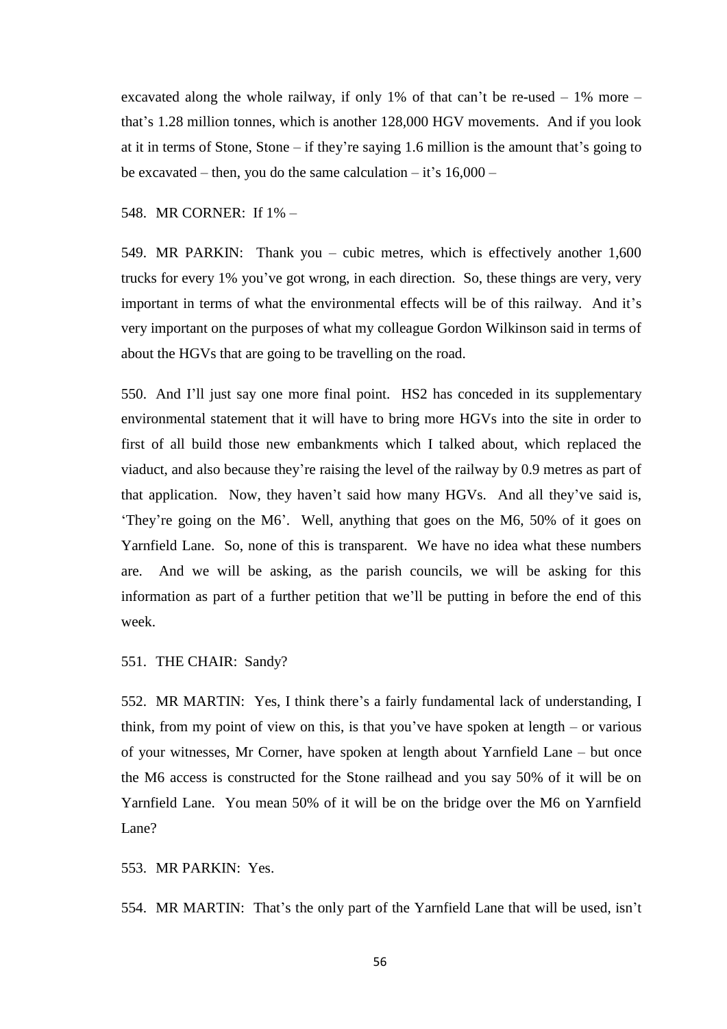excavated along the whole railway, if only 1% of that can't be re-used – 1% more – that's 1.28 million tonnes, which is another 128,000 HGV movements. And if you look at it in terms of Stone, Stone – if they're saying 1.6 million is the amount that's going to be excavated – then, you do the same calculation – it's 16,000 –

548. MR CORNER: If 1% –

549. MR PARKIN: Thank you – cubic metres, which is effectively another 1,600 trucks for every 1% you've got wrong, in each direction. So, these things are very, very important in terms of what the environmental effects will be of this railway. And it's very important on the purposes of what my colleague Gordon Wilkinson said in terms of about the HGVs that are going to be travelling on the road.

550. And I'll just say one more final point. HS2 has conceded in its supplementary environmental statement that it will have to bring more HGVs into the site in order to first of all build those new embankments which I talked about, which replaced the viaduct, and also because they're raising the level of the railway by 0.9 metres as part of that application. Now, they haven't said how many HGVs. And all they've said is, 'They're going on the M6'. Well, anything that goes on the M6, 50% of it goes on Yarnfield Lane. So, none of this is transparent. We have no idea what these numbers are. And we will be asking, as the parish councils, we will be asking for this information as part of a further petition that we'll be putting in before the end of this week.

551. THE CHAIR: Sandy?

552. MR MARTIN: Yes, I think there's a fairly fundamental lack of understanding, I think, from my point of view on this, is that you've have spoken at length – or various of your witnesses, Mr Corner, have spoken at length about Yarnfield Lane – but once the M6 access is constructed for the Stone railhead and you say 50% of it will be on Yarnfield Lane. You mean 50% of it will be on the bridge over the M6 on Yarnfield Lane?

553. MR PARKIN: Yes.

554. MR MARTIN: That's the only part of the Yarnfield Lane that will be used, isn't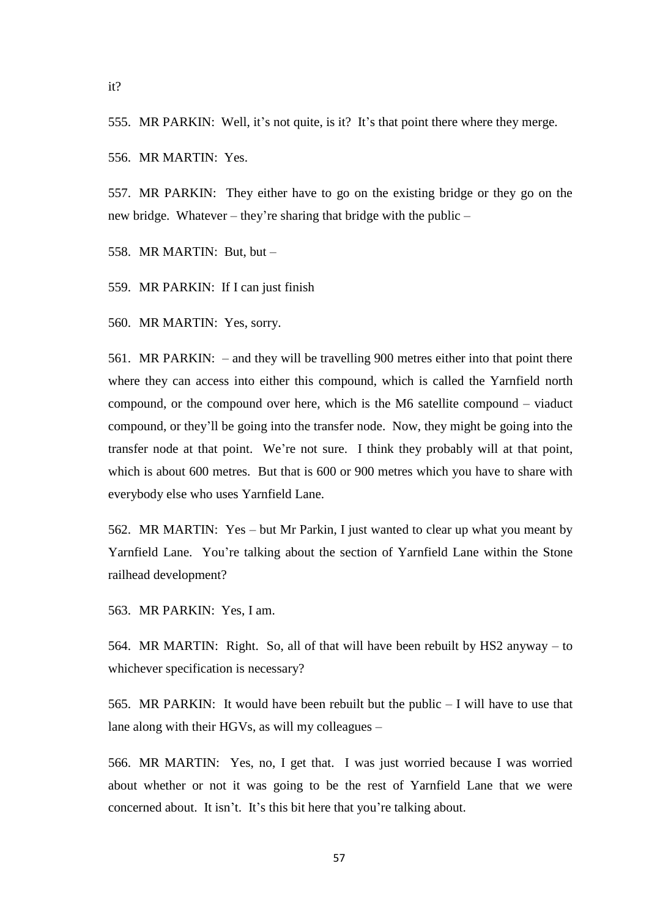it?

555. MR PARKIN: Well, it's not quite, is it? It's that point there where they merge.

556. MR MARTIN: Yes.

557. MR PARKIN: They either have to go on the existing bridge or they go on the new bridge. Whatever – they're sharing that bridge with the public –

558. MR MARTIN: But, but –

559. MR PARKIN: If I can just finish

560. MR MARTIN: Yes, sorry.

561. MR PARKIN: – and they will be travelling 900 metres either into that point there where they can access into either this compound, which is called the Yarnfield north compound, or the compound over here, which is the M6 satellite compound – viaduct compound, or they'll be going into the transfer node. Now, they might be going into the transfer node at that point. We're not sure. I think they probably will at that point, which is about 600 metres. But that is 600 or 900 metres which you have to share with everybody else who uses Yarnfield Lane.

562. MR MARTIN: Yes – but Mr Parkin, I just wanted to clear up what you meant by Yarnfield Lane. You're talking about the section of Yarnfield Lane within the Stone railhead development?

563. MR PARKIN: Yes, I am.

564. MR MARTIN: Right. So, all of that will have been rebuilt by HS2 anyway – to whichever specification is necessary?

565. MR PARKIN: It would have been rebuilt but the public – I will have to use that lane along with their HGVs, as will my colleagues –

566. MR MARTIN: Yes, no, I get that. I was just worried because I was worried about whether or not it was going to be the rest of Yarnfield Lane that we were concerned about. It isn't. It's this bit here that you're talking about.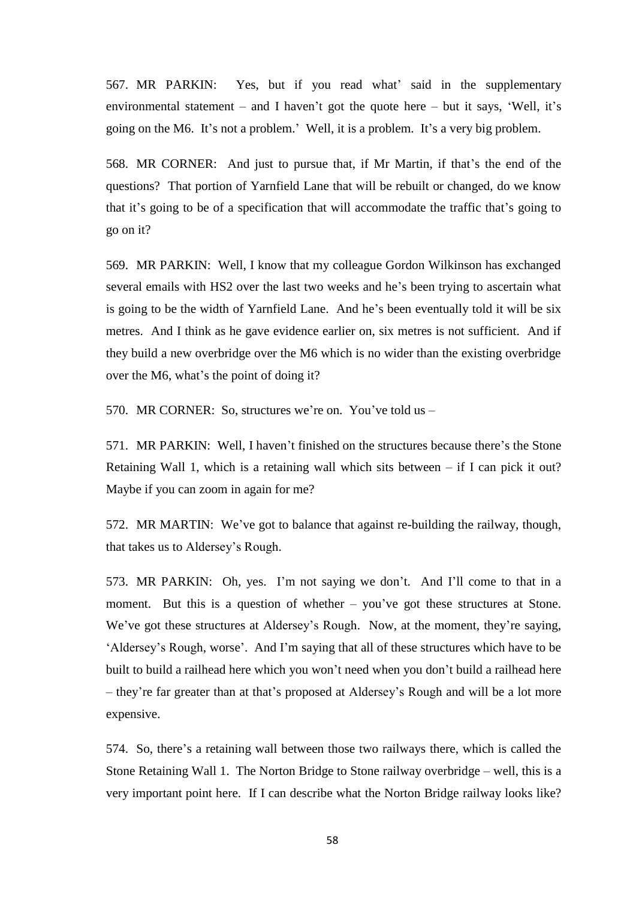567. MR PARKIN: Yes, but if you read what' said in the supplementary environmental statement – and I haven't got the quote here – but it says, 'Well, it's going on the M6. It's not a problem.' Well, it is a problem. It's a very big problem.

568. MR CORNER: And just to pursue that, if Mr Martin, if that's the end of the questions? That portion of Yarnfield Lane that will be rebuilt or changed, do we know that it's going to be of a specification that will accommodate the traffic that's going to go on it?

569. MR PARKIN: Well, I know that my colleague Gordon Wilkinson has exchanged several emails with HS2 over the last two weeks and he's been trying to ascertain what is going to be the width of Yarnfield Lane. And he's been eventually told it will be six metres. And I think as he gave evidence earlier on, six metres is not sufficient. And if they build a new overbridge over the M6 which is no wider than the existing overbridge over the M6, what's the point of doing it?

570. MR CORNER: So, structures we're on. You've told us –

571. MR PARKIN: Well, I haven't finished on the structures because there's the Stone Retaining Wall 1, which is a retaining wall which sits between – if I can pick it out? Maybe if you can zoom in again for me?

572. MR MARTIN: We've got to balance that against re-building the railway, though, that takes us to Aldersey's Rough.

573. MR PARKIN: Oh, yes. I'm not saying we don't. And I'll come to that in a moment. But this is a question of whether – you've got these structures at Stone. We've got these structures at Aldersey's Rough. Now, at the moment, they're saying, 'Aldersey's Rough, worse'. And I'm saying that all of these structures which have to be built to build a railhead here which you won't need when you don't build a railhead here – they're far greater than at that's proposed at Aldersey's Rough and will be a lot more expensive.

574. So, there's a retaining wall between those two railways there, which is called the Stone Retaining Wall 1. The Norton Bridge to Stone railway overbridge – well, this is a very important point here. If I can describe what the Norton Bridge railway looks like?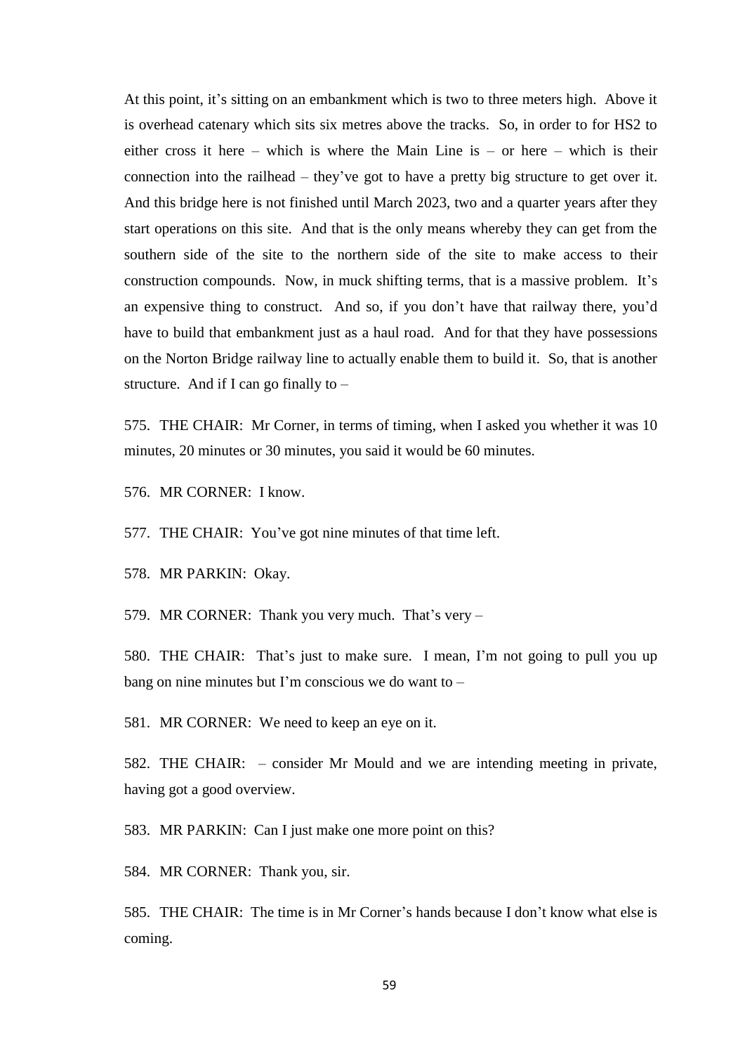At this point, it's sitting on an embankment which is two to three meters high. Above it is overhead catenary which sits six metres above the tracks. So, in order to for HS2 to either cross it here – which is where the Main Line is – or here – which is their connection into the railhead – they've got to have a pretty big structure to get over it. And this bridge here is not finished until March 2023, two and a quarter years after they start operations on this site. And that is the only means whereby they can get from the southern side of the site to the northern side of the site to make access to their construction compounds. Now, in muck shifting terms, that is a massive problem. It's an expensive thing to construct. And so, if you don't have that railway there, you'd have to build that embankment just as a haul road. And for that they have possessions on the Norton Bridge railway line to actually enable them to build it. So, that is another structure. And if I can go finally to –

575. THE CHAIR: Mr Corner, in terms of timing, when I asked you whether it was 10 minutes, 20 minutes or 30 minutes, you said it would be 60 minutes.

576. MR CORNER: I know.

577. THE CHAIR: You've got nine minutes of that time left.

578. MR PARKIN: Okay.

579. MR CORNER: Thank you very much. That's very –

580. THE CHAIR: That's just to make sure. I mean, I'm not going to pull you up bang on nine minutes but I'm conscious we do want to –

581. MR CORNER: We need to keep an eye on it.

582. THE CHAIR: – consider Mr Mould and we are intending meeting in private, having got a good overview.

583. MR PARKIN: Can I just make one more point on this?

584. MR CORNER: Thank you, sir.

585. THE CHAIR: The time is in Mr Corner's hands because I don't know what else is coming.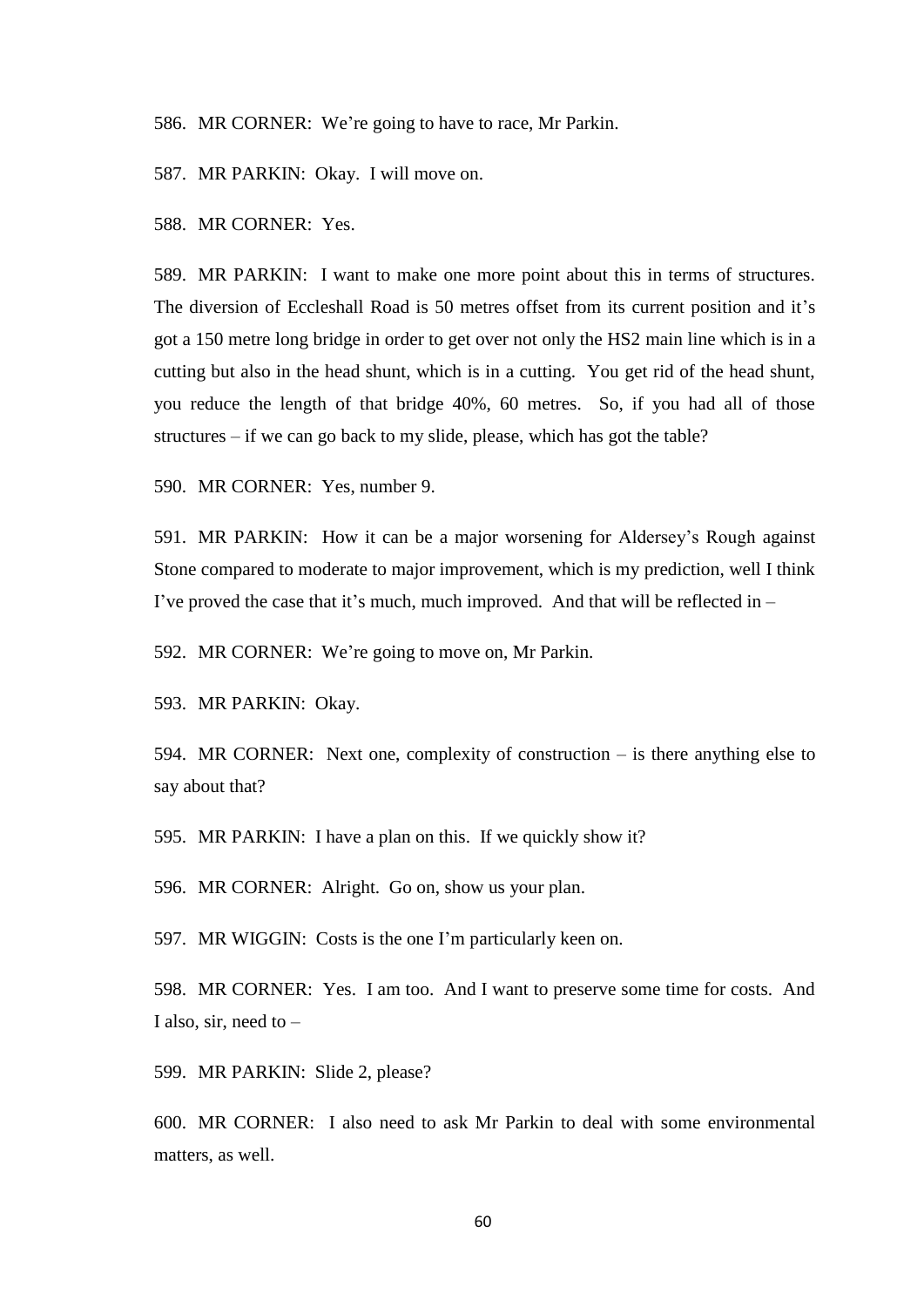586. MR CORNER: We’re going to have to race, Mr Parkin.

587. MR PARKIN: Okay. I will move on.

588. MR CORNER: Yes.

589. MR PARKIN: I want to make one more point about this in terms of structures. The diversion of Eccleshall Road is 50 metres offset from its current position and it’s got a 150 metre long bridge in order to get over not only the HS2 main line which is in a cutting but also in the head shunt, which is in a cutting. You get rid of the head shunt, you reduce the length of that bridge 40%, 60 metres. So, if you had all of those structures – if we can go back to my slide, please, which has got the table?

590. MR CORNER: Yes, number 9.

591. MR PARKIN: How it can be a major worsening for Aldersey’s Rough against Stone compared to moderate to major improvement, which is my prediction, well I think I’ve proved the case that it’s much, much improved. And that will be reflected in –

592. MR CORNER: We’re going to move on, Mr Parkin.

593. MR PARKIN: Okay.

594. MR CORNER: Next one, complexity of construction – is there anything else to say about that?

595. MR PARKIN: I have a plan on this. If we quickly show it?

596. MR CORNER: Alright. Go on, show us your plan.

597. MR WIGGIN: Costs is the one I’m particularly keen on.

598. MR CORNER: Yes. I am too. And I want to preserve some time for costs. And I also, sir, need to –

599. MR PARKIN: Slide 2, please?

600. MR CORNER: I also need to ask Mr Parkin to deal with some environmental matters, as well.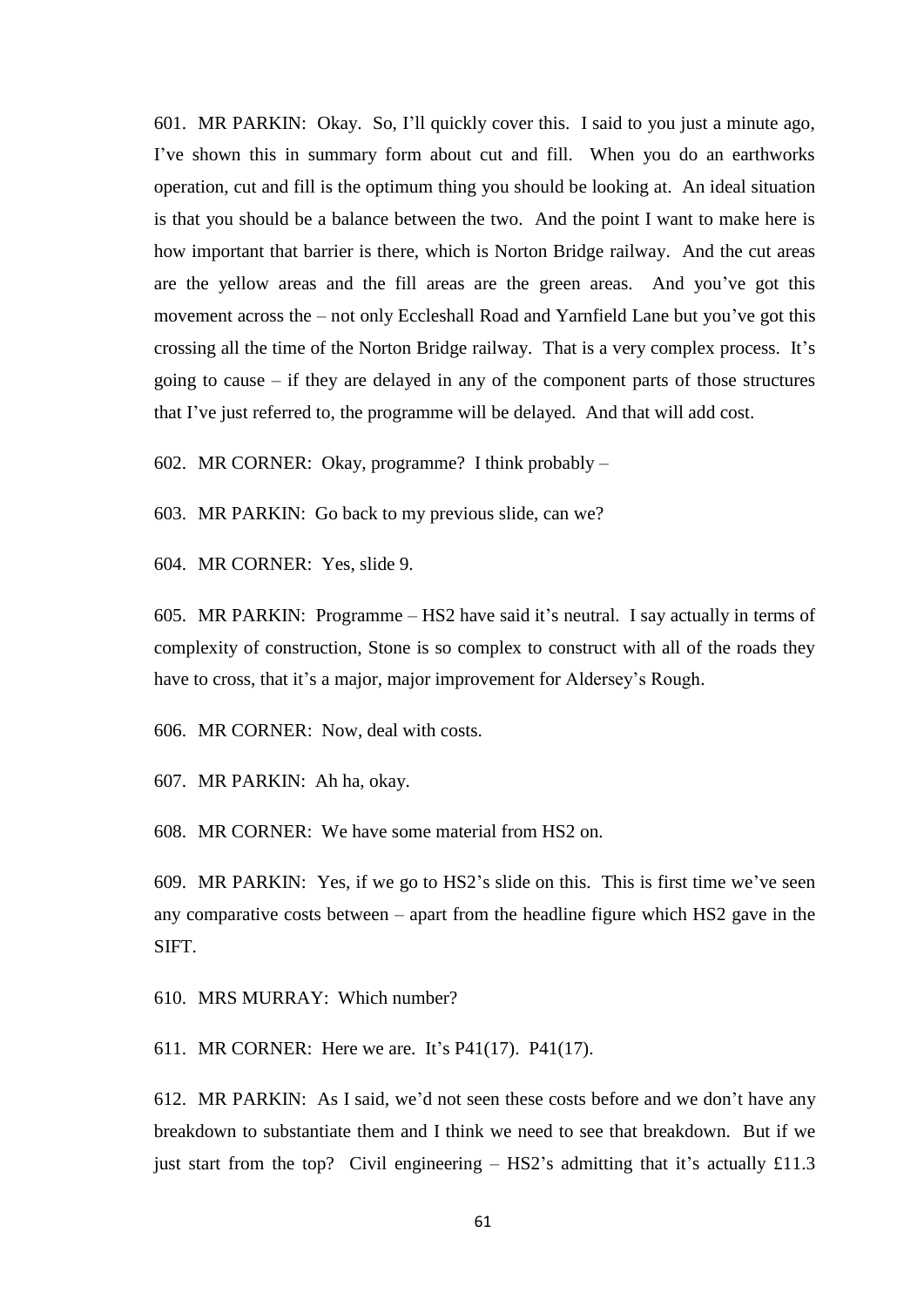601. MR PARKIN: Okay. So, I'll quickly cover this. I said to you just a minute ago, I've shown this in summary form about cut and fill. When you do an earthworks operation, cut and fill is the optimum thing you should be looking at. An ideal situation is that you should be a balance between the two. And the point I want to make here is how important that barrier is there, which is Norton Bridge railway. And the cut areas are the yellow areas and the fill areas are the green areas. And you've got this movement across the – not only Eccleshall Road and Yarnfield Lane but you've got this crossing all the time of the Norton Bridge railway. That is a very complex process. It's going to cause – if they are delayed in any of the component parts of those structures that I've just referred to, the programme will be delayed. And that will add cost.

602. MR CORNER: Okay, programme? I think probably –

603. MR PARKIN: Go back to my previous slide, can we?

604. MR CORNER: Yes, slide 9.

605. MR PARKIN: Programme – HS2 have said it's neutral. I say actually in terms of complexity of construction, Stone is so complex to construct with all of the roads they have to cross, that it's a major, major improvement for Aldersey's Rough.

606. MR CORNER: Now, deal with costs.

607. MR PARKIN: Ah ha, okay.

608. MR CORNER: We have some material from HS2 on.

609. MR PARKIN: Yes, if we go to HS2's slide on this. This is first time we've seen any comparative costs between – apart from the headline figure which HS2 gave in the SIFT.

610. MRS MURRAY: Which number?

611. MR CORNER: Here we are. It's P41(17). P41(17).

612. MR PARKIN: As I said, we'd not seen these costs before and we don't have any breakdown to substantiate them and I think we need to see that breakdown. But if we just start from the top? Civil engineering – HS2's admitting that it's actually £11.3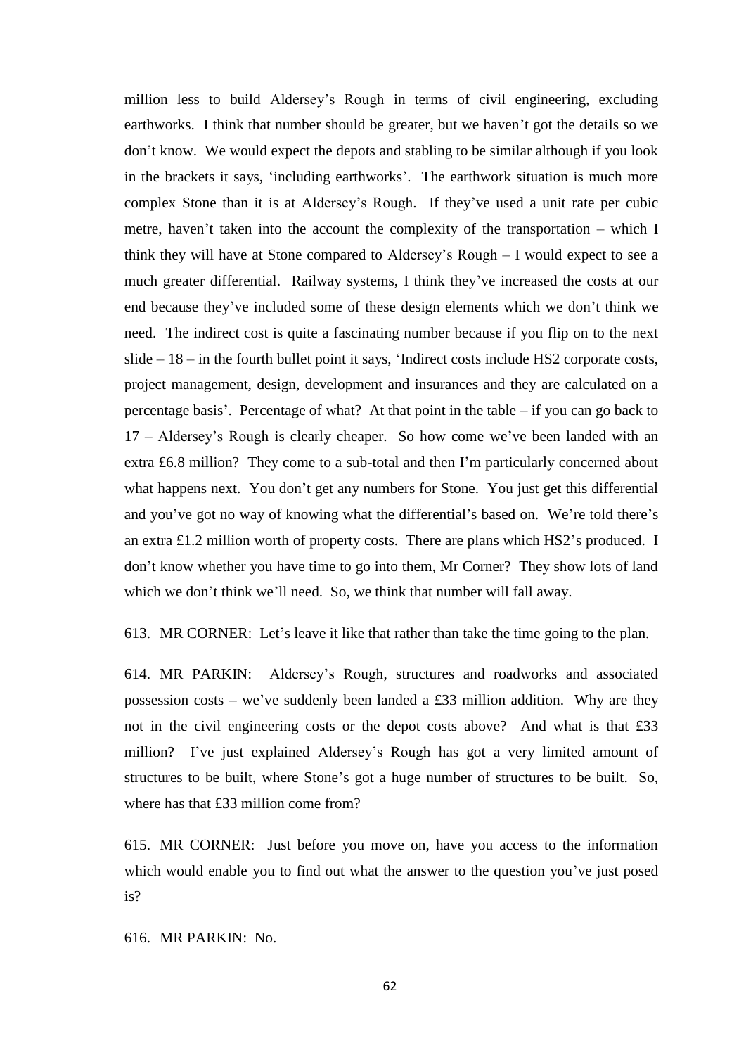million less to build Aldersey's Rough in terms of civil engineering, excluding earthworks. I think that number should be greater, but we haven't got the details so we don't know. We would expect the depots and stabling to be similar although if you look in the brackets it says, 'including earthworks'. The earthwork situation is much more complex Stone than it is at Aldersey's Rough. If they've used a unit rate per cubic metre, haven't taken into the account the complexity of the transportation – which I think they will have at Stone compared to Aldersey's Rough – I would expect to see a much greater differential. Railway systems, I think they've increased the costs at our end because they've included some of these design elements which we don't think we need. The indirect cost is quite a fascinating number because if you flip on to the next slide – 18 – in the fourth bullet point it says, 'Indirect costs include HS2 corporate costs, project management, design, development and insurances and they are calculated on a percentage basis'. Percentage of what? At that point in the table – if you can go back to 17 – Aldersey's Rough is clearly cheaper. So how come we've been landed with an extra £6.8 million? They come to a sub-total and then I'm particularly concerned about what happens next. You don't get any numbers for Stone. You just get this differential and you've got no way of knowing what the differential's based on. We're told there's an extra £1.2 million worth of property costs. There are plans which HS2's produced. I don't know whether you have time to go into them, Mr Corner? They show lots of land which we don't think we'll need. So, we think that number will fall away.

613. MR CORNER: Let's leave it like that rather than take the time going to the plan.

614. MR PARKIN: Aldersey's Rough, structures and roadworks and associated possession costs – we've suddenly been landed a £33 million addition. Why are they not in the civil engineering costs or the depot costs above? And what is that £33 million? I've just explained Aldersey's Rough has got a very limited amount of structures to be built, where Stone's got a huge number of structures to be built. So, where has that £33 million come from?

615. MR CORNER: Just before you move on, have you access to the information which would enable you to find out what the answer to the question you've just posed is?

616. MR PARKIN: No.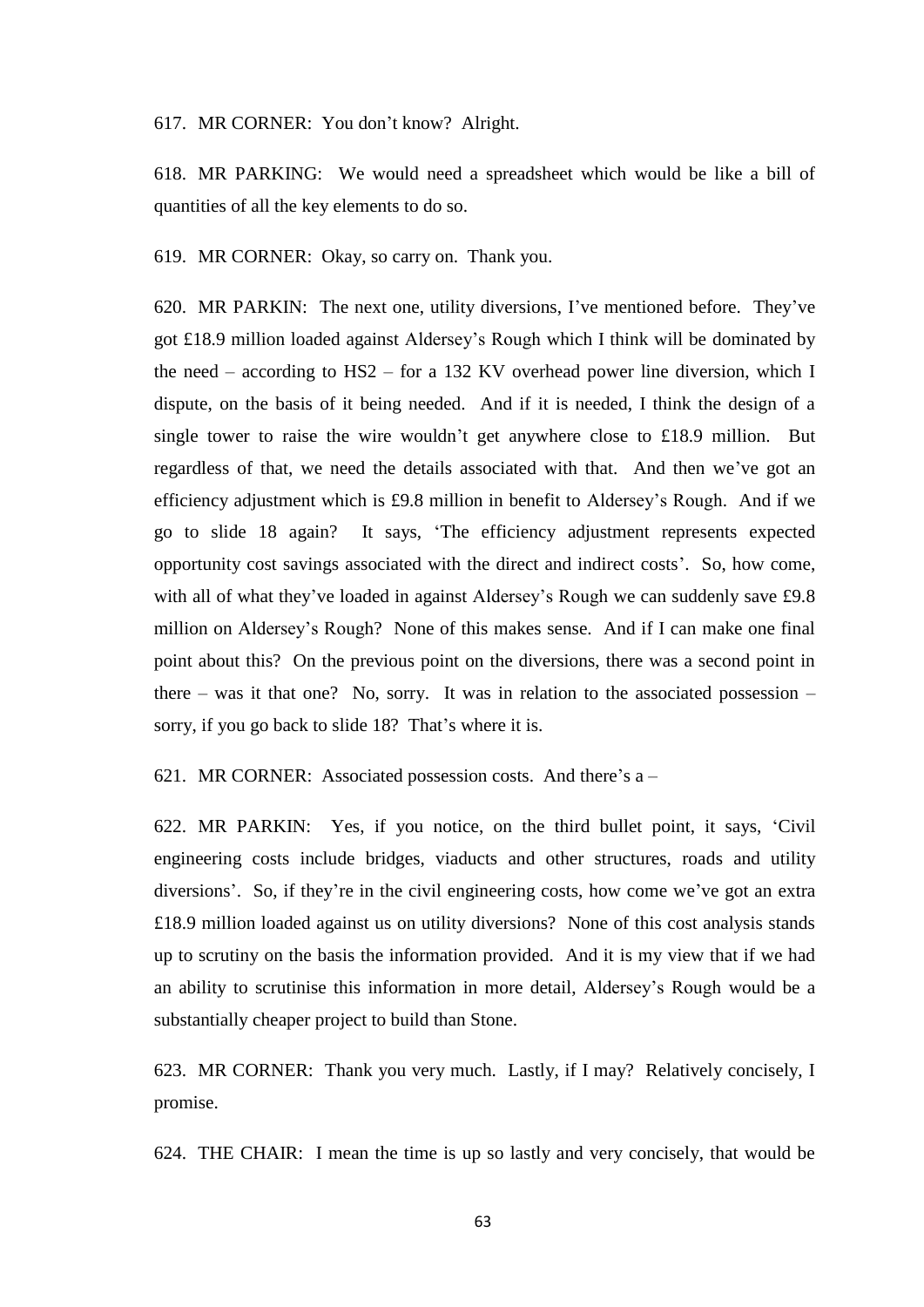617. MR CORNER: You don't know? Alright.

618. MR PARKING: We would need a spreadsheet which would be like a bill of quantities of all the key elements to do so.

619. MR CORNER: Okay, so carry on. Thank you.

620. MR PARKIN: The next one, utility diversions, I've mentioned before. They've got £18.9 million loaded against Aldersey's Rough which I think will be dominated by the need – according to HS2 – for a 132 KV overhead power line diversion, which I dispute, on the basis of it being needed. And if it is needed, I think the design of a single tower to raise the wire wouldn't get anywhere close to £18.9 million. But regardless of that, we need the details associated with that. And then we've got an efficiency adjustment which is £9.8 million in benefit to Aldersey's Rough. And if we go to slide 18 again? It says, 'The efficiency adjustment represents expected opportunity cost savings associated with the direct and indirect costs'. So, how come, with all of what they've loaded in against Aldersey's Rough we can suddenly save £9.8 million on Aldersey's Rough? None of this makes sense. And if I can make one final point about this? On the previous point on the diversions, there was a second point in there – was it that one? No, sorry. It was in relation to the associated possession – sorry, if you go back to slide 18? That's where it is.

621. MR CORNER: Associated possession costs. And there's a –

622. MR PARKIN: Yes, if you notice, on the third bullet point, it says, 'Civil engineering costs include bridges, viaducts and other structures, roads and utility diversions'. So, if they're in the civil engineering costs, how come we've got an extra £18.9 million loaded against us on utility diversions? None of this cost analysis stands up to scrutiny on the basis the information provided. And it is my view that if we had an ability to scrutinise this information in more detail, Aldersey's Rough would be a substantially cheaper project to build than Stone.

623. MR CORNER: Thank you very much. Lastly, if I may? Relatively concisely, I promise.

624. THE CHAIR: I mean the time is up so lastly and very concisely, that would be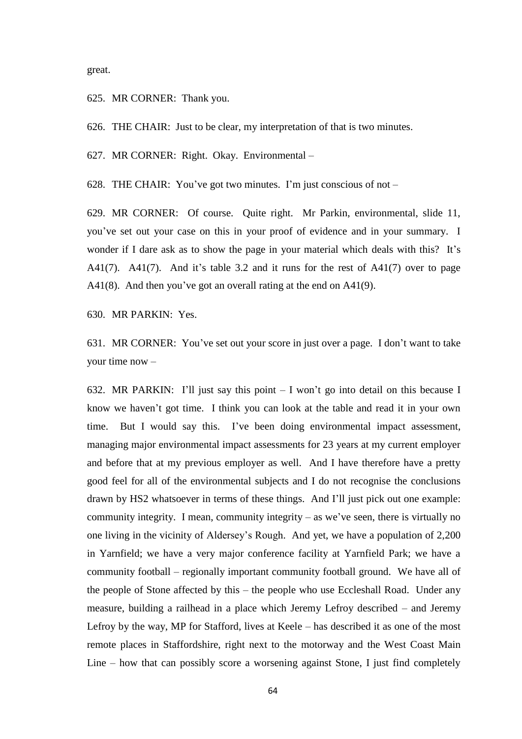great.

625. MR CORNER: Thank you.

626. THE CHAIR: Just to be clear, my interpretation of that is two minutes.

627. MR CORNER: Right. Okay. Environmental –

628. THE CHAIR: You've got two minutes. I'm just conscious of not –

629. MR CORNER: Of course. Quite right. Mr Parkin, environmental, slide 11, you've set out your case on this in your proof of evidence and in your summary. I wonder if I dare ask as to show the page in your material which deals with this? It's A41(7). A41(7). And it's table 3.2 and it runs for the rest of A41(7) over to page A41(8). And then you've got an overall rating at the end on A41(9).

630. MR PARKIN: Yes.

631. MR CORNER: You've set out your score in just over a page. I don't want to take your time now –

632. MR PARKIN: I'll just say this point – I won't go into detail on this because I know we haven't got time. I think you can look at the table and read it in your own time. But I would say this. I've been doing environmental impact assessment, managing major environmental impact assessments for 23 years at my current employer and before that at my previous employer as well. And I have therefore have a pretty good feel for all of the environmental subjects and I do not recognise the conclusions drawn by HS2 whatsoever in terms of these things. And I'll just pick out one example: community integrity. I mean, community integrity – as we've seen, there is virtually no one living in the vicinity of Aldersey's Rough. And yet, we have a population of 2,200 in Yarnfield; we have a very major conference facility at Yarnfield Park; we have a community football – regionally important community football ground. We have all of the people of Stone affected by this – the people who use Eccleshall Road. Under any measure, building a railhead in a place which Jeremy Lefroy described – and Jeremy Lefroy by the way, MP for Stafford, lives at Keele – has described it as one of the most remote places in Staffordshire, right next to the motorway and the West Coast Main Line – how that can possibly score a worsening against Stone, I just find completely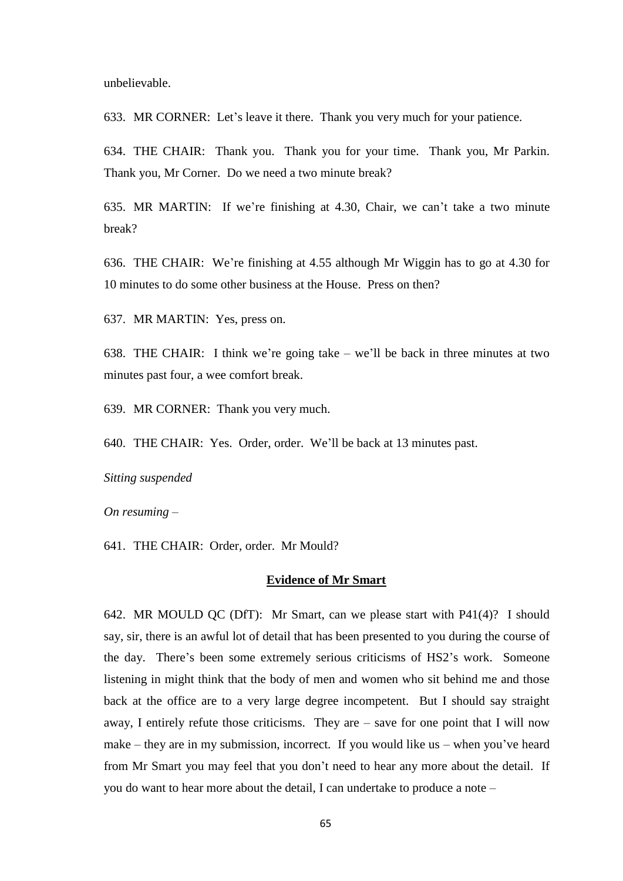unbelievable.

633. MR CORNER: Let's leave it there. Thank you very much for your patience.

634. THE CHAIR: Thank you. Thank you for your time. Thank you, Mr Parkin. Thank you, Mr Corner. Do we need a two minute break?

635. MR MARTIN: If we're finishing at 4.30, Chair, we can't take a two minute break?

636. THE CHAIR: We're finishing at 4.55 although Mr Wiggin has to go at 4.30 for 10 minutes to do some other business at the House. Press on then?

637. MR MARTIN: Yes, press on.

638. THE CHAIR: I think we're going take – we'll be back in three minutes at two minutes past four, a wee comfort break.

639. MR CORNER: Thank you very much.

640. THE CHAIR: Yes. Order, order. We'll be back at 13 minutes past.

*Sitting suspended*

*On resuming* –

641. THE CHAIR: Order, order. Mr Mould?

## **Evidence of Mr Smart**

642. MR MOULD QC (DfT): Mr Smart, can we please start with P41(4)? I should say, sir, there is an awful lot of detail that has been presented to you during the course of the day. There's been some extremely serious criticisms of HS2's work. Someone listening in might think that the body of men and women who sit behind me and those back at the office are to a very large degree incompetent. But I should say straight away, I entirely refute those criticisms. They are – save for one point that I will now make – they are in my submission, incorrect. If you would like us – when you've heard from Mr Smart you may feel that you don't need to hear any more about the detail. If you do want to hear more about the detail, I can undertake to produce a note –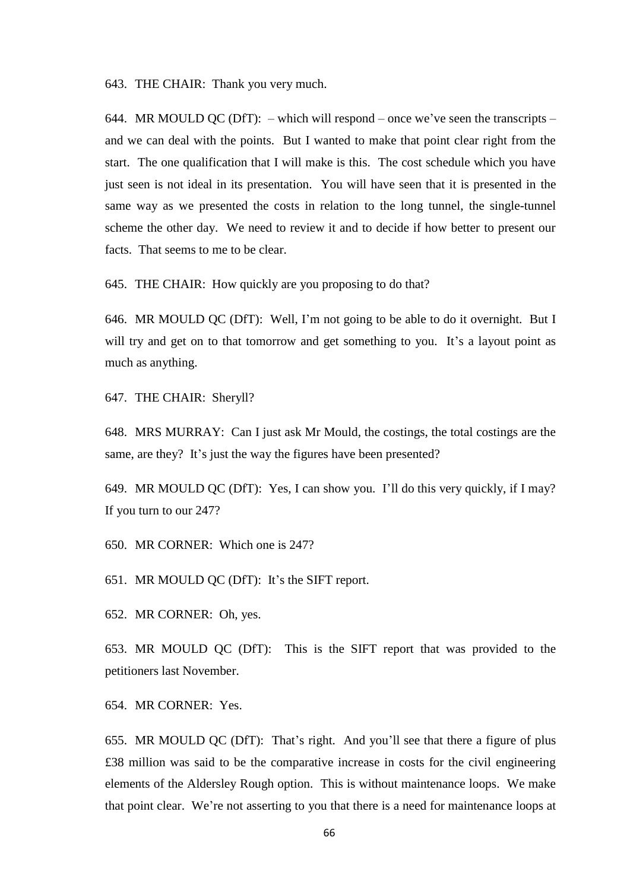643. THE CHAIR: Thank you very much.

644. MR MOULD QC (DfT): – which will respond – once we've seen the transcripts – and we can deal with the points. But I wanted to make that point clear right from the start. The one qualification that I will make is this. The cost schedule which you have just seen is not ideal in its presentation. You will have seen that it is presented in the same way as we presented the costs in relation to the long tunnel, the single-tunnel scheme the other day. We need to review it and to decide if how better to present our facts. That seems to me to be clear.

645. THE CHAIR: How quickly are you proposing to do that?

646. MR MOULD QC (DfT): Well, I'm not going to be able to do it overnight. But I will try and get on to that tomorrow and get something to you. It's a layout point as much as anything.

647. THE CHAIR: Sheryll?

648. MRS MURRAY: Can I just ask Mr Mould, the costings, the total costings are the same, are they? It's just the way the figures have been presented?

649. MR MOULD QC (DfT): Yes, I can show you. I'll do this very quickly, if I may? If you turn to our 247?

650. MR CORNER: Which one is 247?

651. MR MOULD QC (DfT): It's the SIFT report.

652. MR CORNER: Oh, yes.

653. MR MOULD QC (DfT): This is the SIFT report that was provided to the petitioners last November.

654. MR CORNER: Yes.

655. MR MOULD QC (DfT): That's right. And you'll see that there a figure of plus £38 million was said to be the comparative increase in costs for the civil engineering elements of the Aldersley Rough option. This is without maintenance loops. We make that point clear. We're not asserting to you that there is a need for maintenance loops at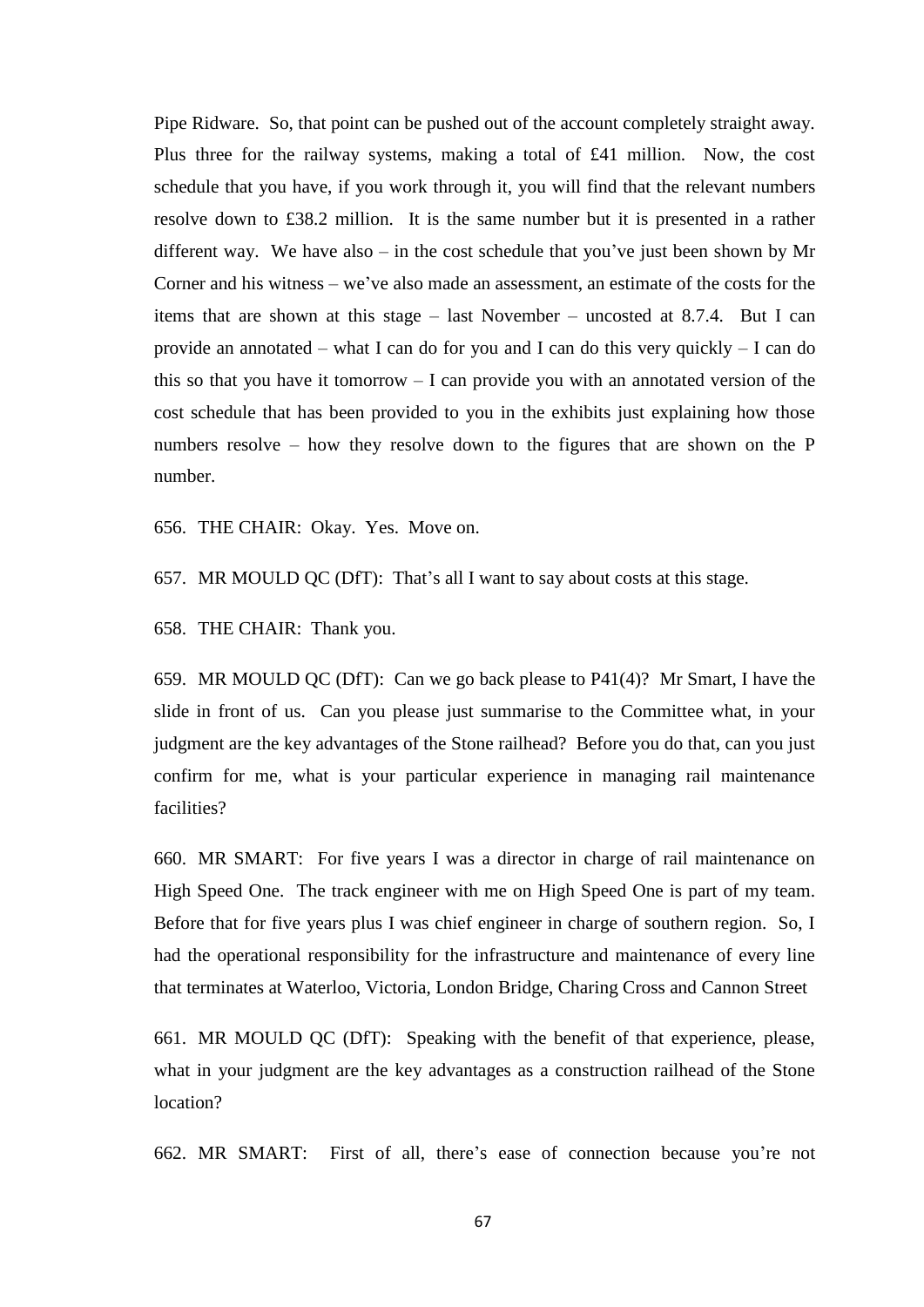Pipe Ridware. So, that point can be pushed out of the account completely straight away. Plus three for the railway systems, making a total of £41 million. Now, the cost schedule that you have, if you work through it, you will find that the relevant numbers resolve down to £38.2 million. It is the same number but it is presented in a rather different way. We have also – in the cost schedule that you've just been shown by Mr Corner and his witness – we've also made an assessment, an estimate of the costs for the items that are shown at this stage – last November – uncosted at 8.7.4. But I can provide an annotated – what I can do for you and I can do this very quickly – I can do this so that you have it tomorrow – I can provide you with an annotated version of the cost schedule that has been provided to you in the exhibits just explaining how those numbers resolve – how they resolve down to the figures that are shown on the P number.

656. THE CHAIR: Okay. Yes. Move on.

657. MR MOULD QC (DfT): That's all I want to say about costs at this stage.

658. THE CHAIR: Thank you.

659. MR MOULD QC (DfT): Can we go back please to P41(4)? Mr Smart, I have the slide in front of us. Can you please just summarise to the Committee what, in your judgment are the key advantages of the Stone railhead? Before you do that, can you just confirm for me, what is your particular experience in managing rail maintenance facilities?

660. MR SMART: For five years I was a director in charge of rail maintenance on High Speed One. The track engineer with me on High Speed One is part of my team. Before that for five years plus I was chief engineer in charge of southern region. So, I had the operational responsibility for the infrastructure and maintenance of every line that terminates at Waterloo, Victoria, London Bridge, Charing Cross and Cannon Street

661. MR MOULD QC (DfT): Speaking with the benefit of that experience, please, what in your judgment are the key advantages as a construction railhead of the Stone location?

662. MR SMART: First of all, there's ease of connection because you're not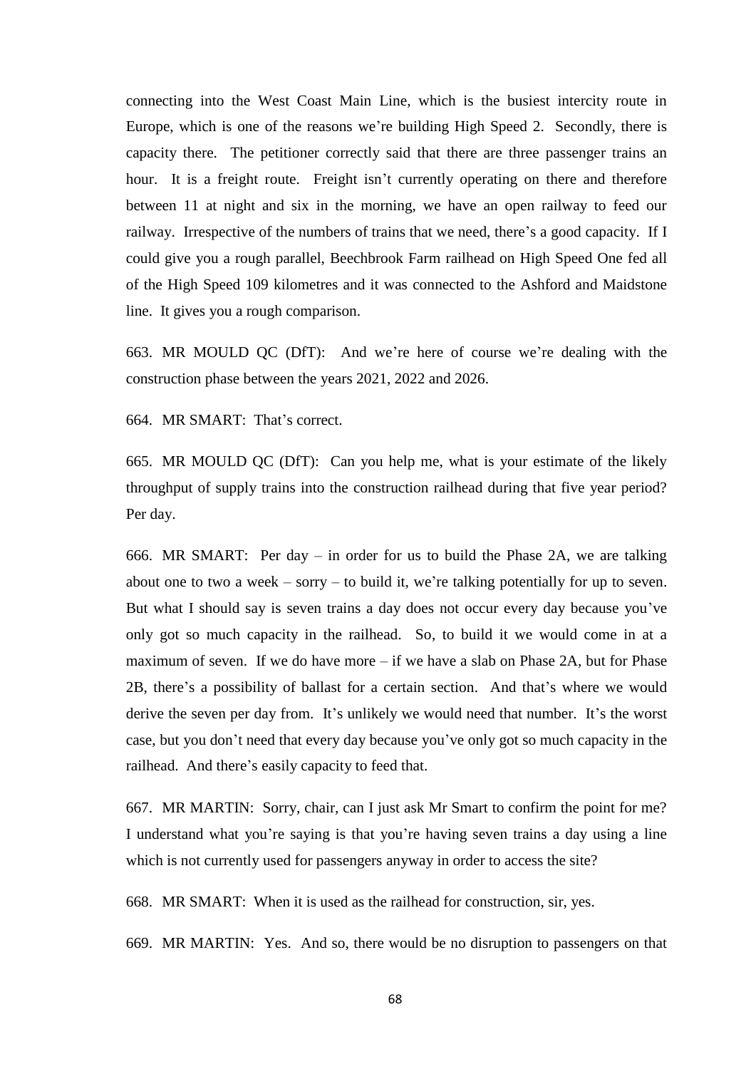connecting into the West Coast Main Line, which is the busiest intercity route in Europe, which is one of the reasons we're building High Speed 2. Secondly, there is capacity there. The petitioner correctly said that there are three passenger trains an hour. It is a freight route. Freight isn't currently operating on there and therefore between 11 at night and six in the morning, we have an open railway to feed our railway. Irrespective of the numbers of trains that we need, there's a good capacity. If I could give you a rough parallel, Beechbrook Farm railhead on High Speed One fed all of the High Speed 109 kilometres and it was connected to the Ashford and Maidstone line. It gives you a rough comparison.

663. MR MOULD QC (DfT): And we're here of course we're dealing with the construction phase between the years 2021, 2022 and 2026.

664. MR SMART: That's correct.

665. MR MOULD QC (DfT): Can you help me, what is your estimate of the likely throughput of supply trains into the construction railhead during that five year period? Per day.

666. MR SMART: Per day – in order for us to build the Phase 2A, we are talking about one to two a week – sorry – to build it, we're talking potentially for up to seven. But what I should say is seven trains a day does not occur every day because you've only got so much capacity in the railhead. So, to build it we would come in at a maximum of seven. If we do have more – if we have a slab on Phase 2A, but for Phase 2B, there's a possibility of ballast for a certain section. And that's where we would derive the seven per day from. It's unlikely we would need that number. It's the worst case, but you don't need that every day because you've only got so much capacity in the railhead. And there's easily capacity to feed that.

667. MR MARTIN: Sorry, chair, can I just ask Mr Smart to confirm the point for me? I understand what you're saying is that you're having seven trains a day using a line which is not currently used for passengers anyway in order to access the site?

668. MR SMART: When it is used as the railhead for construction, sir, yes.

669. MR MARTIN: Yes. And so, there would be no disruption to passengers on that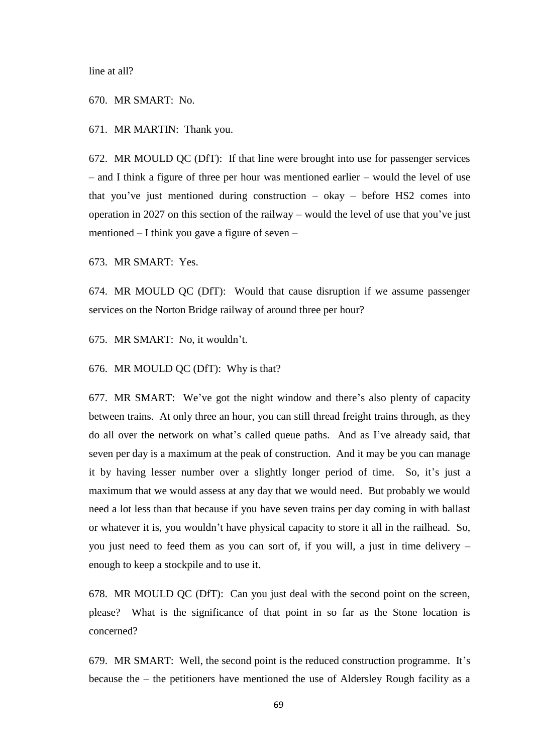line at all?

670. MR SMART: No.

671. MR MARTIN: Thank you.

672. MR MOULD QC (DfT): If that line were brought into use for passenger services – and I think a figure of three per hour was mentioned earlier – would the level of use that you've just mentioned during construction – okay – before HS2 comes into operation in 2027 on this section of the railway – would the level of use that you've just mentioned – I think you gave a figure of seven –

673. MR SMART: Yes.

674. MR MOULD QC (DfT): Would that cause disruption if we assume passenger services on the Norton Bridge railway of around three per hour?

675. MR SMART: No, it wouldn't.

676. MR MOULD QC (DfT): Why is that?

677. MR SMART: We've got the night window and there's also plenty of capacity between trains. At only three an hour, you can still thread freight trains through, as they do all over the network on what's called queue paths. And as I've already said, that seven per day is a maximum at the peak of construction. And it may be you can manage it by having lesser number over a slightly longer period of time. So, it's just a maximum that we would assess at any day that we would need. But probably we would need a lot less than that because if you have seven trains per day coming in with ballast or whatever it is, you wouldn't have physical capacity to store it all in the railhead. So, you just need to feed them as you can sort of, if you will, a just in time delivery – enough to keep a stockpile and to use it.

678. MR MOULD QC (DfT): Can you just deal with the second point on the screen, please? What is the significance of that point in so far as the Stone location is concerned?

679. MR SMART: Well, the second point is the reduced construction programme. It's because the – the petitioners have mentioned the use of Aldersley Rough facility as a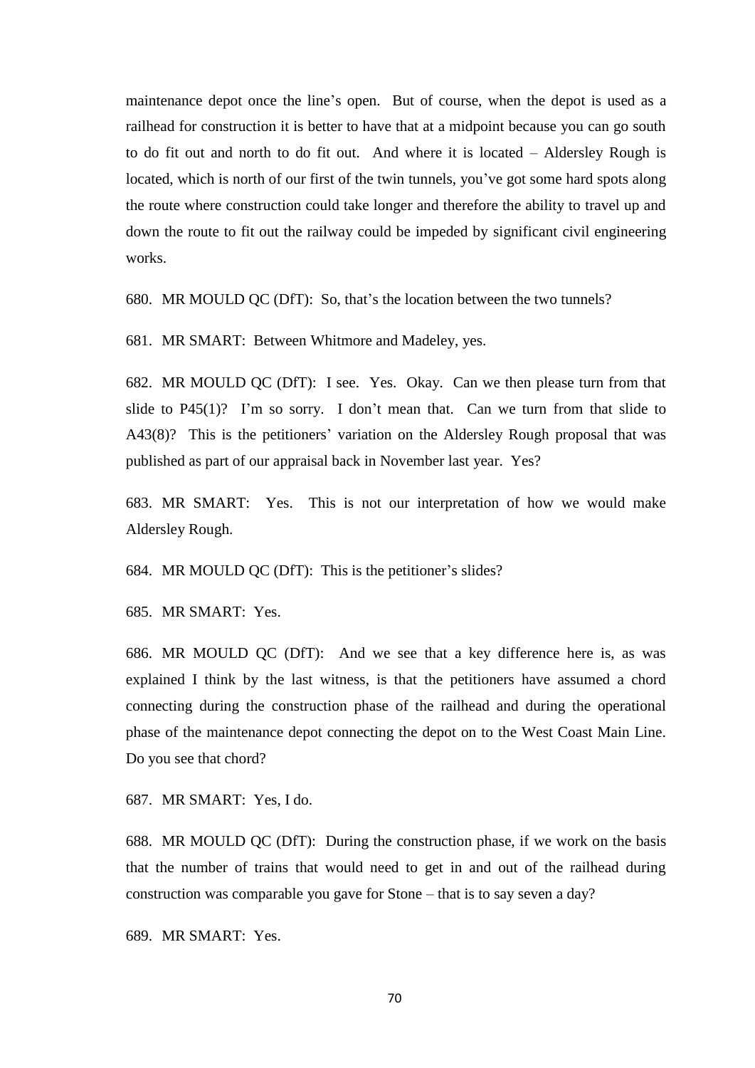maintenance depot once the line's open. But of course, when the depot is used as a railhead for construction it is better to have that at a midpoint because you can go south to do fit out and north to do fit out. And where it is located – Aldersley Rough is located, which is north of our first of the twin tunnels, you've got some hard spots along the route where construction could take longer and therefore the ability to travel up and down the route to fit out the railway could be impeded by significant civil engineering works.

680. MR MOULD QC (DfT): So, that's the location between the two tunnels?

681. MR SMART: Between Whitmore and Madeley, yes.

682. MR MOULD QC (DfT): I see. Yes. Okay. Can we then please turn from that slide to P45(1)? I'm so sorry. I don't mean that. Can we turn from that slide to A43(8)? This is the petitioners' variation on the Aldersley Rough proposal that was published as part of our appraisal back in November last year. Yes?

683. MR SMART: Yes. This is not our interpretation of how we would make Aldersley Rough.

684. MR MOULD QC (DfT): This is the petitioner's slides?

685. MR SMART: Yes.

686. MR MOULD QC (DfT): And we see that a key difference here is, as was explained I think by the last witness, is that the petitioners have assumed a chord connecting during the construction phase of the railhead and during the operational phase of the maintenance depot connecting the depot on to the West Coast Main Line. Do you see that chord?

687. MR SMART: Yes, I do.

688. MR MOULD QC (DfT): During the construction phase, if we work on the basis that the number of trains that would need to get in and out of the railhead during construction was comparable you gave for Stone – that is to say seven a day?

689. MR SMART: Yes.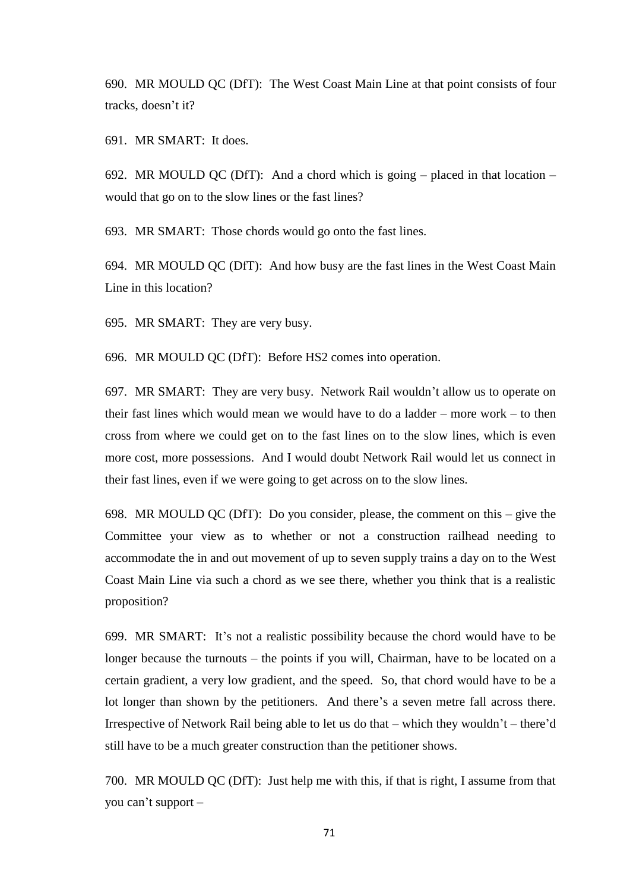690. MR MOULD QC (DfT): The West Coast Main Line at that point consists of four tracks, doesn't it?

691. MR SMART: It does.

692. MR MOULD QC (DfT): And a chord which is going – placed in that location – would that go on to the slow lines or the fast lines?

693. MR SMART: Those chords would go onto the fast lines.

694. MR MOULD QC (DfT): And how busy are the fast lines in the West Coast Main Line in this location?

695. MR SMART: They are very busy.

696. MR MOULD QC (DfT): Before HS2 comes into operation.

697. MR SMART: They are very busy. Network Rail wouldn't allow us to operate on their fast lines which would mean we would have to do a ladder – more work – to then cross from where we could get on to the fast lines on to the slow lines, which is even more cost, more possessions. And I would doubt Network Rail would let us connect in their fast lines, even if we were going to get across on to the slow lines.

698. MR MOULD QC (DfT): Do you consider, please, the comment on this – give the Committee your view as to whether or not a construction railhead needing to accommodate the in and out movement of up to seven supply trains a day on to the West Coast Main Line via such a chord as we see there, whether you think that is a realistic proposition?

699. MR SMART: It's not a realistic possibility because the chord would have to be longer because the turnouts – the points if you will, Chairman, have to be located on a certain gradient, a very low gradient, and the speed. So, that chord would have to be a lot longer than shown by the petitioners. And there's a seven metre fall across there. Irrespective of Network Rail being able to let us do that – which they wouldn't – there'd still have to be a much greater construction than the petitioner shows.

700. MR MOULD QC (DfT): Just help me with this, if that is right, I assume from that you can't support –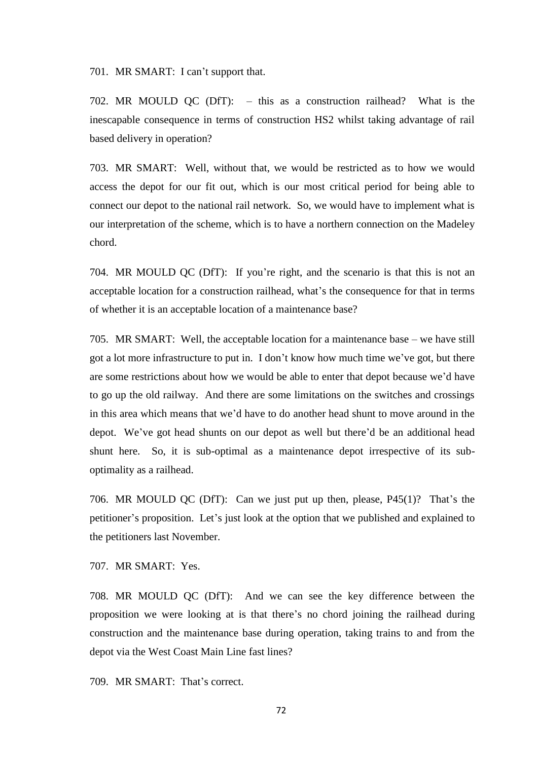701. MR SMART: I can't support that.

702. MR MOULD QC (DfT): – this as a construction railhead? What is the inescapable consequence in terms of construction HS2 whilst taking advantage of rail based delivery in operation?

703. MR SMART: Well, without that, we would be restricted as to how we would access the depot for our fit out, which is our most critical period for being able to connect our depot to the national rail network. So, we would have to implement what is our interpretation of the scheme, which is to have a northern connection on the Madeley chord.

704. MR MOULD QC (DfT): If you're right, and the scenario is that this is not an acceptable location for a construction railhead, what's the consequence for that in terms of whether it is an acceptable location of a maintenance base?

705. MR SMART: Well, the acceptable location for a maintenance base – we have still got a lot more infrastructure to put in. I don't know how much time we've got, but there are some restrictions about how we would be able to enter that depot because we'd have to go up the old railway. And there are some limitations on the switches and crossings in this area which means that we'd have to do another head shunt to move around in the depot. We've got head shunts on our depot as well but there'd be an additional head shunt here. So, it is sub-optimal as a maintenance depot irrespective of its sub-optimality as a railhead.

706. MR MOULD QC (DfT): Can we just put up then, please, P45(1)? That's the petitioner's proposition. Let's just look at the option that we published and explained to the petitioners last November.

707. MR SMART: Yes.

708. MR MOULD QC (DfT): And we can see the key difference between the proposition we were looking at is that there's no chord joining the railhead during construction and the maintenance base during operation, taking trains to and from the depot via the West Coast Main Line fast lines?

709. MR SMART: That's correct.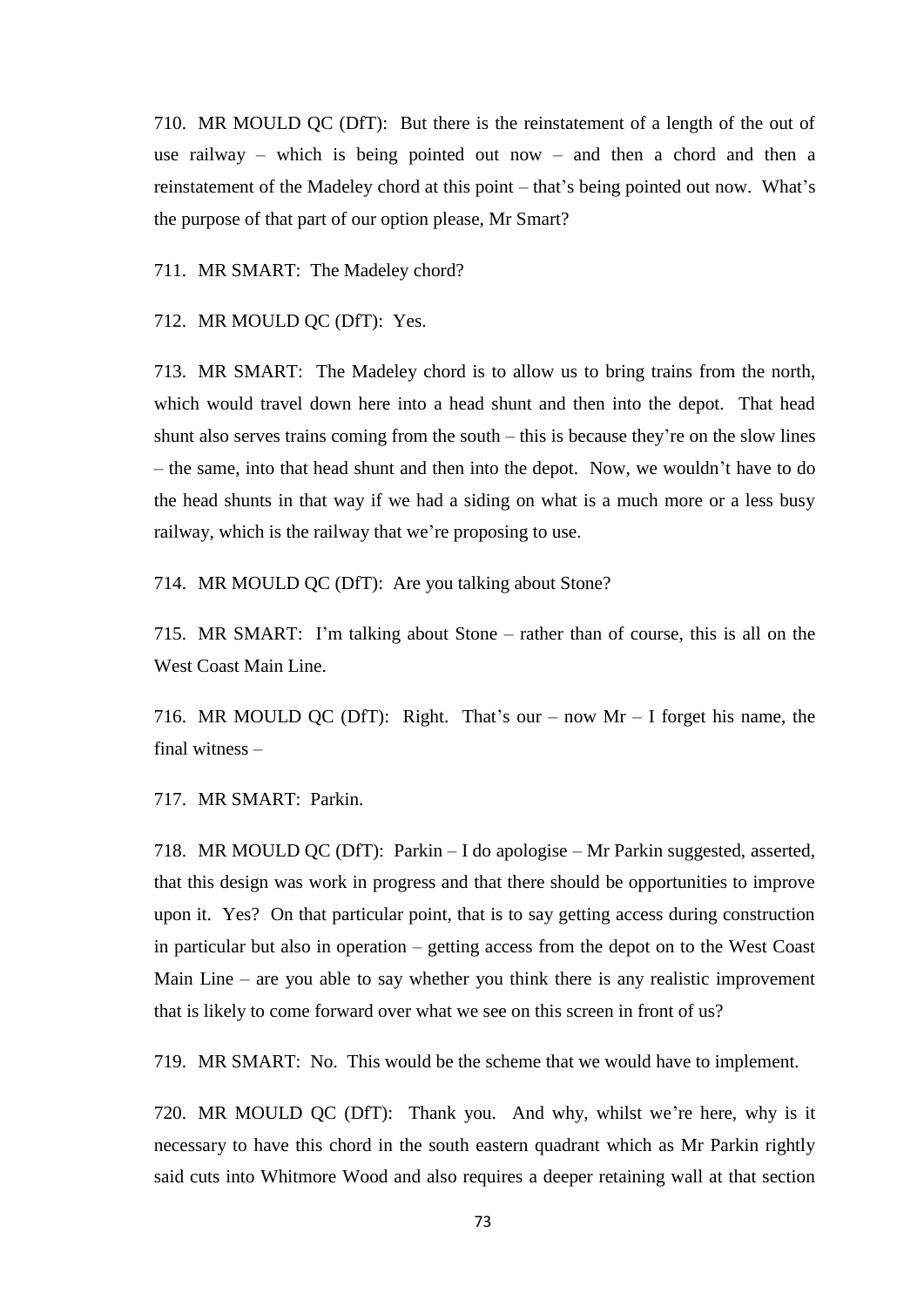710. MR MOULD QC (DfT): But there is the reinstatement of a length of the out of use railway – which is being pointed out now – and then a chord and then a reinstatement of the Madeley chord at this point – that's being pointed out now. What's the purpose of that part of our option please, Mr Smart?

711. MR SMART: The Madeley chord?

712. MR MOULD QC (DfT): Yes.

713. MR SMART: The Madeley chord is to allow us to bring trains from the north, which would travel down here into a head shunt and then into the depot. That head shunt also serves trains coming from the south – this is because they're on the slow lines – the same, into that head shunt and then into the depot. Now, we wouldn't have to do the head shunts in that way if we had a siding on what is a much more or a less busy railway, which is the railway that we're proposing to use.

714. MR MOULD QC (DfT): Are you talking about Stone?

715. MR SMART: I'm talking about Stone – rather than of course, this is all on the West Coast Main Line.

716. MR MOULD QC (DfT): Right. That's our – now Mr – I forget his name, the final witness –

717. MR SMART: Parkin.

718. MR MOULD QC (DfT): Parkin – I do apologise – Mr Parkin suggested, asserted, that this design was work in progress and that there should be opportunities to improve upon it. Yes? On that particular point, that is to say getting access during construction in particular but also in operation – getting access from the depot on to the West Coast Main Line – are you able to say whether you think there is any realistic improvement that is likely to come forward over what we see on this screen in front of us?

719. MR SMART: No. This would be the scheme that we would have to implement.

720. MR MOULD QC (DfT): Thank you. And why, whilst we're here, why is it necessary to have this chord in the south eastern quadrant which as Mr Parkin rightly said cuts into Whitmore Wood and also requires a deeper retaining wall at that section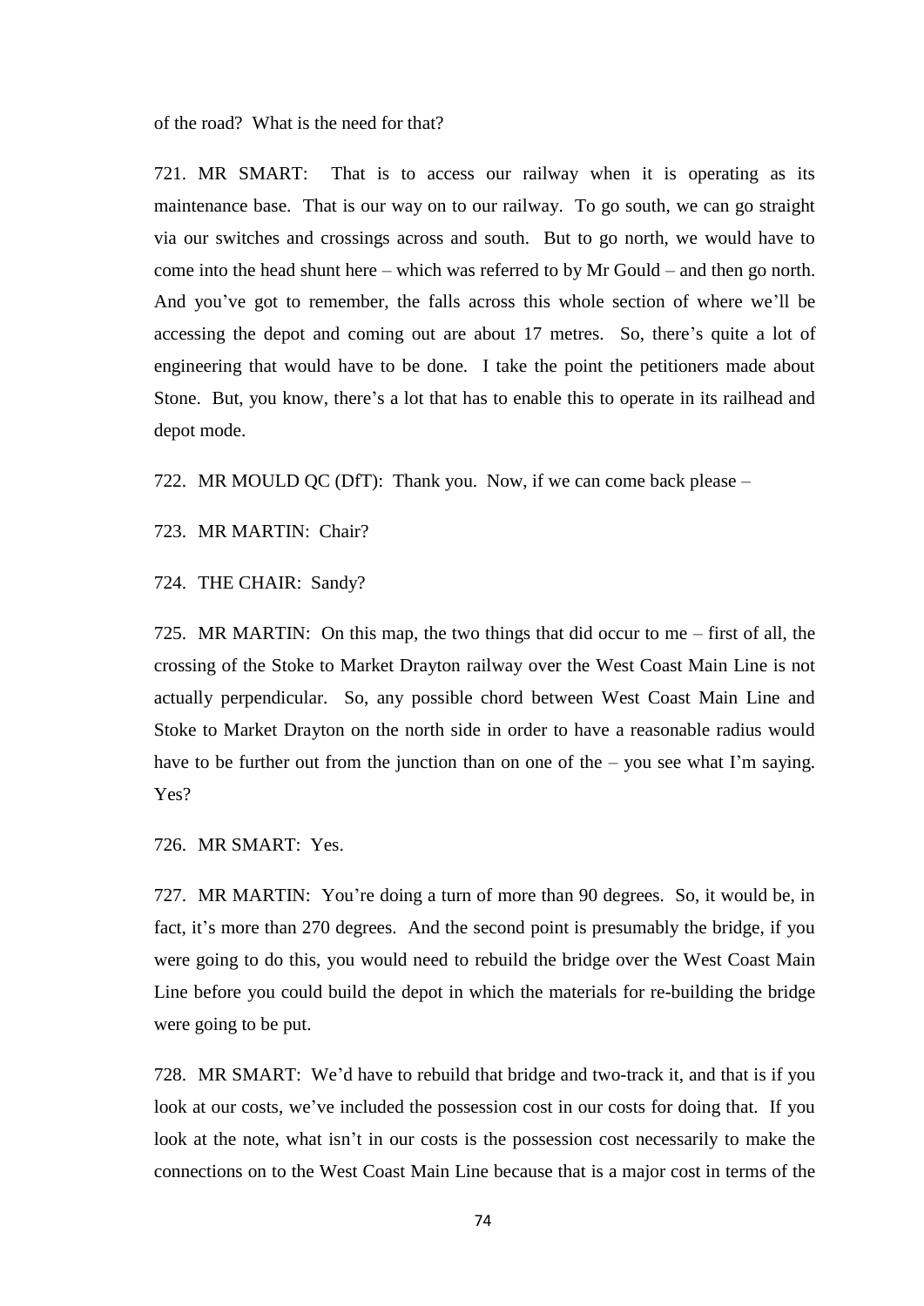of the road? What is the need for that?

721. MR SMART: That is to access our railway when it is operating as its maintenance base. That is our way on to our railway. To go south, we can go straight via our switches and crossings across and south. But to go north, we would have to come into the head shunt here – which was referred to by Mr Gould – and then go north. And you've got to remember, the falls across this whole section of where we'll be accessing the depot and coming out are about 17 metres. So, there's quite a lot of engineering that would have to be done. I take the point the petitioners made about Stone. But, you know, there's a lot that has to enable this to operate in its railhead and depot mode.

722. MR MOULD QC (DfT): Thank you. Now, if we can come back please –

723. MR MARTIN: Chair?

724. THE CHAIR: Sandy?

725. MR MARTIN: On this map, the two things that did occur to me – first of all, the crossing of the Stoke to Market Drayton railway over the West Coast Main Line is not actually perpendicular. So, any possible chord between West Coast Main Line and Stoke to Market Drayton on the north side in order to have a reasonable radius would have to be further out from the junction than on one of the – you see what I'm saying. Yes?

726. MR SMART: Yes.

727. MR MARTIN: You're doing a turn of more than 90 degrees. So, it would be, in fact, it's more than 270 degrees. And the second point is presumably the bridge, if you were going to do this, you would need to rebuild the bridge over the West Coast Main Line before you could build the depot in which the materials for re-building the bridge were going to be put.

728. MR SMART: We'd have to rebuild that bridge and two-track it, and that is if you look at our costs, we've included the possession cost in our costs for doing that. If you look at the note, what isn't in our costs is the possession cost necessarily to make the connections on to the West Coast Main Line because that is a major cost in terms of the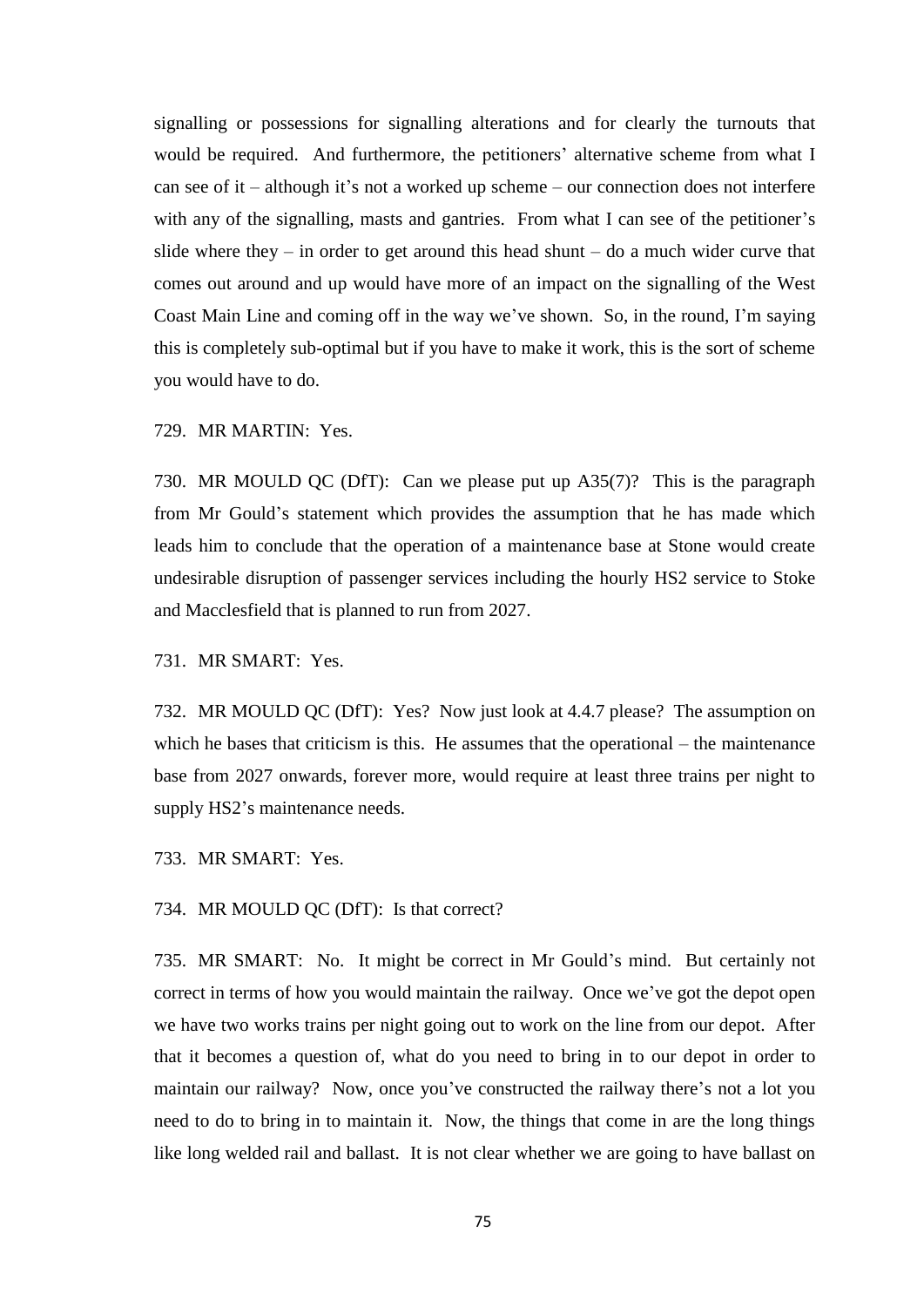signalling or possessions for signalling alterations and for clearly the turnouts that would be required. And furthermore, the petitioners' alternative scheme from what I can see of it – although it's not a worked up scheme – our connection does not interfere with any of the signalling, masts and gantries. From what I can see of the petitioner's slide where they – in order to get around this head shunt – do a much wider curve that comes out around and up would have more of an impact on the signalling of the West Coast Main Line and coming off in the way we've shown. So, in the round, I'm saying this is completely sub-optimal but if you have to make it work, this is the sort of scheme you would have to do.

729. MR MARTIN: Yes.

730. MR MOULD QC (DfT): Can we please put up A35(7)? This is the paragraph from Mr Gould's statement which provides the assumption that he has made which leads him to conclude that the operation of a maintenance base at Stone would create undesirable disruption of passenger services including the hourly HS2 service to Stoke and Macclesfield that is planned to run from 2027.

731. MR SMART: Yes.

732. MR MOULD QC (DfT): Yes? Now just look at 4.4.7 please? The assumption on which he bases that criticism is this. He assumes that the operational – the maintenance base from 2027 onwards, forever more, would require at least three trains per night to supply HS2's maintenance needs.

733. MR SMART: Yes.

734. MR MOULD QC (DfT): Is that correct?

735. MR SMART: No. It might be correct in Mr Gould's mind. But certainly not correct in terms of how you would maintain the railway. Once we've got the depot open we have two works trains per night going out to work on the line from our depot. After that it becomes a question of, what do you need to bring in to our depot in order to maintain our railway? Now, once you've constructed the railway there's not a lot you need to do to bring in to maintain it. Now, the things that come in are the long things like long welded rail and ballast. It is not clear whether we are going to have ballast on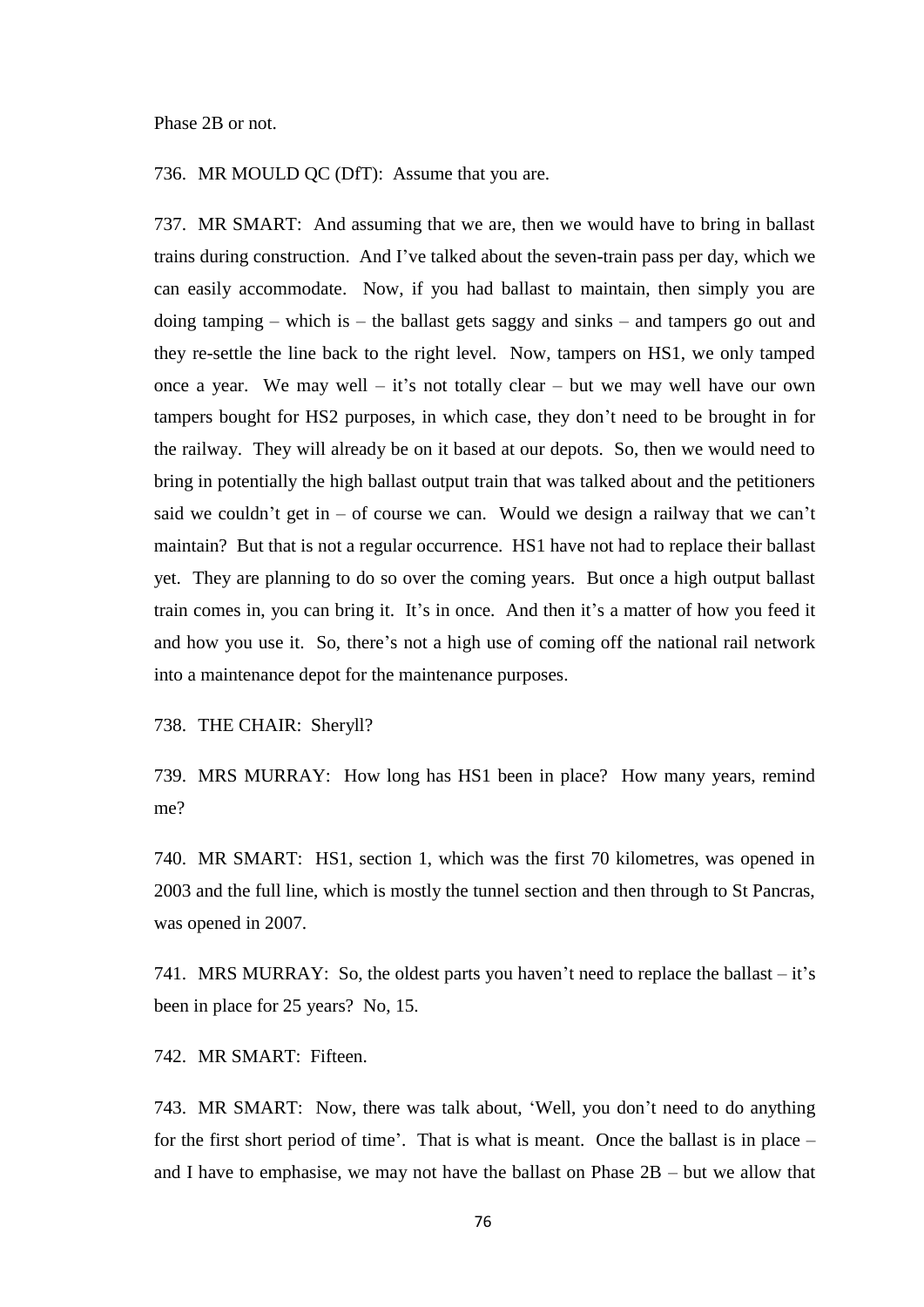Phase 2B or not.

736. MR MOULD QC (DfT): Assume that you are.

737. MR SMART: And assuming that we are, then we would have to bring in ballast trains during construction. And I've talked about the seven-train pass per day, which we can easily accommodate. Now, if you had ballast to maintain, then simply you are doing tamping – which is – the ballast gets saggy and sinks – and tampers go out and they re-settle the line back to the right level. Now, tampers on HS1, we only tamped once a year. We may well – it's not totally clear – but we may well have our own tampers bought for HS2 purposes, in which case, they don't need to be brought in for the railway. They will already be on it based at our depots. So, then we would need to bring in potentially the high ballast output train that was talked about and the petitioners said we couldn't get in – of course we can. Would we design a railway that we can't maintain? But that is not a regular occurrence. HS1 have not had to replace their ballast yet. They are planning to do so over the coming years. But once a high output ballast train comes in, you can bring it. It's in once. And then it's a matter of how you feed it and how you use it. So, there's not a high use of coming off the national rail network into a maintenance depot for the maintenance purposes.

738. THE CHAIR: Sheryll?

739. MRS MURRAY: How long has HS1 been in place? How many years, remind me?

740. MR SMART: HS1, section 1, which was the first 70 kilometres, was opened in 2003 and the full line, which is mostly the tunnel section and then through to St Pancras, was opened in 2007.

741. MRS MURRAY: So, the oldest parts you haven't need to replace the ballast – it's been in place for 25 years? No, 15.

742. MR SMART: Fifteen.

743. MR SMART: Now, there was talk about, 'Well, you don't need to do anything for the first short period of time'. That is what is meant. Once the ballast is in place – and I have to emphasise, we may not have the ballast on Phase 2B – but we allow that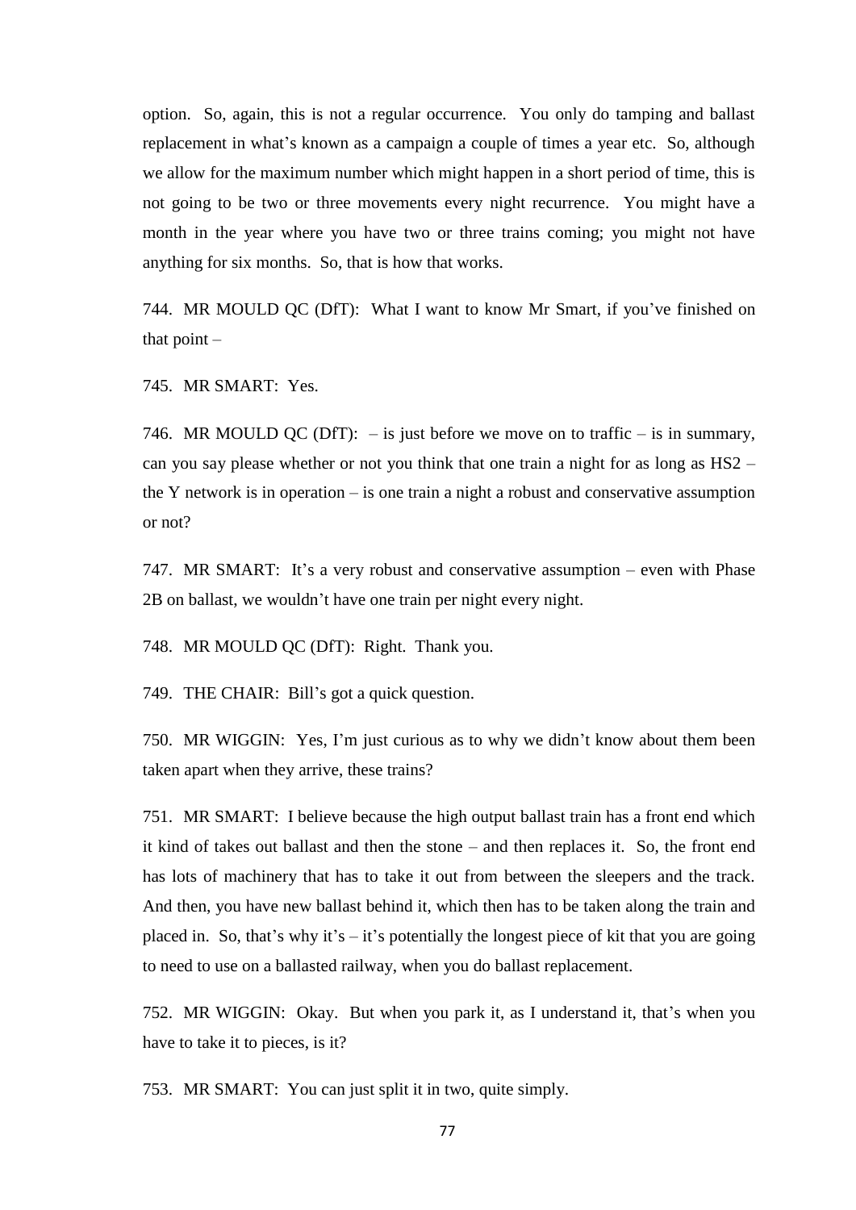option. So, again, this is not a regular occurrence. You only do tamping and ballast replacement in what's known as a campaign a couple of times a year etc. So, although we allow for the maximum number which might happen in a short period of time, this is not going to be two or three movements every night recurrence. You might have a month in the year where you have two or three trains coming; you might not have anything for six months. So, that is how that works.

744. MR MOULD QC (DfT): What I want to know Mr Smart, if you've finished on that point –

745. MR SMART: Yes.

746. MR MOULD QC (DfT): – is just before we move on to traffic – is in summary, can you say please whether or not you think that one train a night for as long as HS2 – the Y network is in operation – is one train a night a robust and conservative assumption or not?

747. MR SMART: It's a very robust and conservative assumption – even with Phase 2B on ballast, we wouldn't have one train per night every night.

748. MR MOULD QC (DfT): Right. Thank you.

749. THE CHAIR: Bill's got a quick question.

750. MR WIGGIN: Yes, I'm just curious as to why we didn't know about them been taken apart when they arrive, these trains?

751. MR SMART: I believe because the high output ballast train has a front end which it kind of takes out ballast and then the stone – and then replaces it. So, the front end has lots of machinery that has to take it out from between the sleepers and the track. And then, you have new ballast behind it, which then has to be taken along the train and placed in. So, that's why it's – it's potentially the longest piece of kit that you are going to need to use on a ballasted railway, when you do ballast replacement.

752. MR WIGGIN: Okay. But when you park it, as I understand it, that's when you have to take it to pieces, is it?

753. MR SMART: You can just split it in two, quite simply.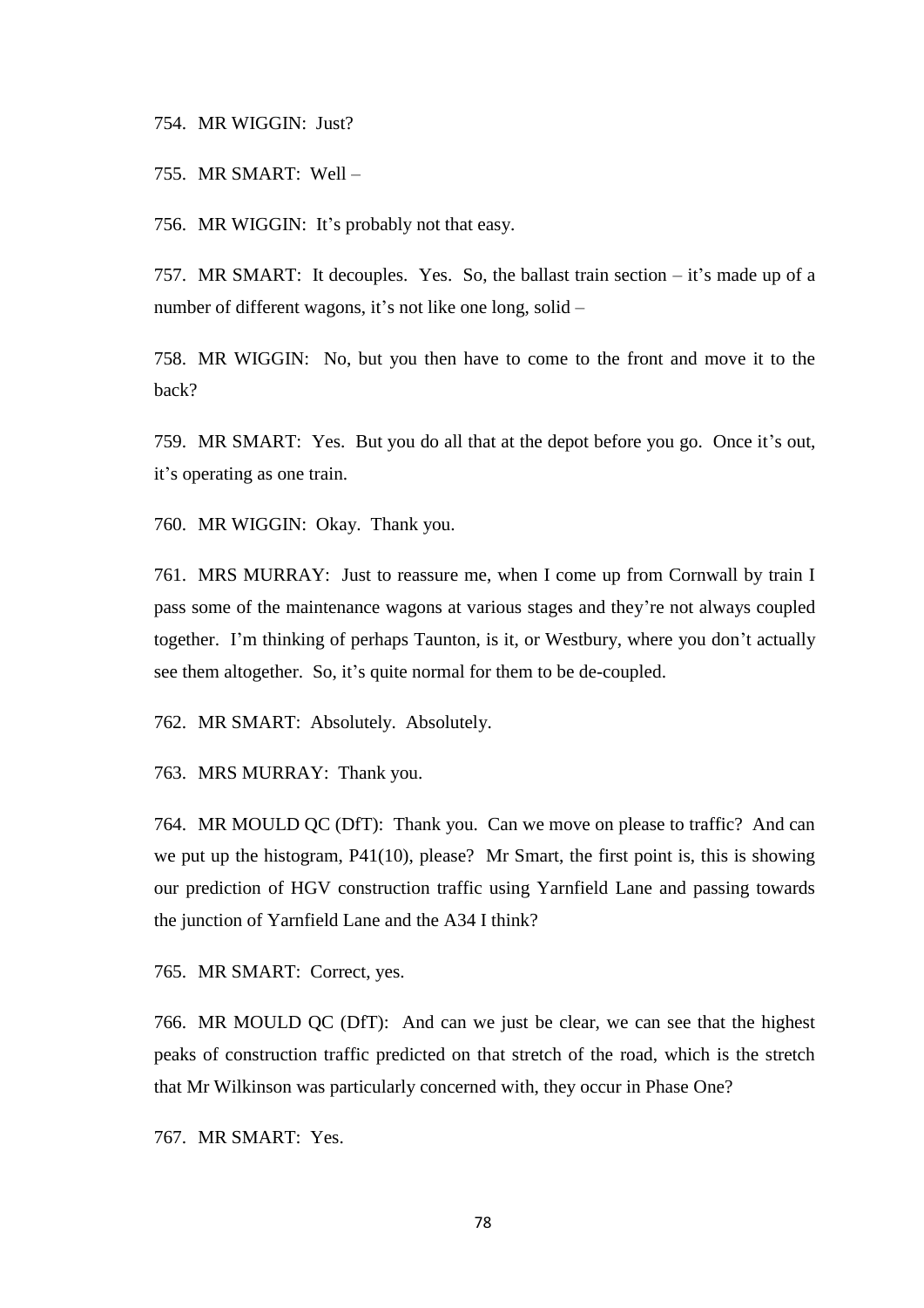754. MR WIGGIN: Just?

755. MR SMART: Well –

756. MR WIGGIN: It's probably not that easy.

757. MR SMART: It decouples. Yes. So, the ballast train section – it's made up of a number of different wagons, it's not like one long, solid –

758. MR WIGGIN: No, but you then have to come to the front and move it to the back?

759. MR SMART: Yes. But you do all that at the depot before you go. Once it's out, it's operating as one train.

760. MR WIGGIN: Okay. Thank you.

761. MRS MURRAY: Just to reassure me, when I come up from Cornwall by train I pass some of the maintenance wagons at various stages and they're not always coupled together. I'm thinking of perhaps Taunton, is it, or Westbury, where you don't actually see them altogether. So, it's quite normal for them to be de-coupled.

762. MR SMART: Absolutely. Absolutely.

763. MRS MURRAY: Thank you.

764. MR MOULD QC (DfT): Thank you. Can we move on please to traffic? And can we put up the histogram, P41(10), please? Mr Smart, the first point is, this is showing our prediction of HGV construction traffic using Yarnfield Lane and passing towards the junction of Yarnfield Lane and the A34 I think?

765. MR SMART: Correct, yes.

766. MR MOULD QC (DfT): And can we just be clear, we can see that the highest peaks of construction traffic predicted on that stretch of the road, which is the stretch that Mr Wilkinson was particularly concerned with, they occur in Phase One?

767. MR SMART: Yes.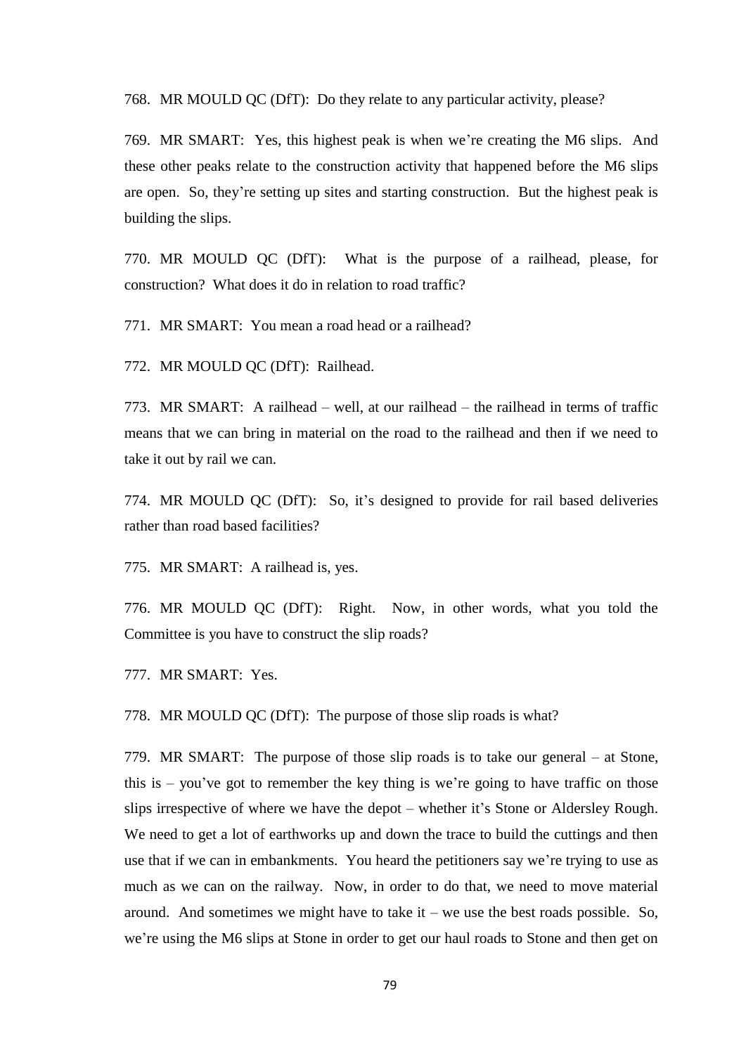768. MR MOULD QC (DfT): Do they relate to any particular activity, please?

769. MR SMART: Yes, this highest peak is when we're creating the M6 slips. And these other peaks relate to the construction activity that happened before the M6 slips are open. So, they're setting up sites and starting construction. But the highest peak is building the slips.

770. MR MOULD QC (DfT): What is the purpose of a railhead, please, for construction? What does it do in relation to road traffic?

771. MR SMART: You mean a road head or a railhead?

772. MR MOULD QC (DfT): Railhead.

773. MR SMART: A railhead – well, at our railhead – the railhead in terms of traffic means that we can bring in material on the road to the railhead and then if we need to take it out by rail we can.

774. MR MOULD QC (DfT): So, it's designed to provide for rail based deliveries rather than road based facilities?

775. MR SMART: A railhead is, yes.

776. MR MOULD QC (DfT): Right. Now, in other words, what you told the Committee is you have to construct the slip roads?

777. MR SMART: Yes.

778. MR MOULD QC (DfT): The purpose of those slip roads is what?

779. MR SMART: The purpose of those slip roads is to take our general – at Stone, this is – you've got to remember the key thing is we're going to have traffic on those slips irrespective of where we have the depot – whether it's Stone or Aldersley Rough. We need to get a lot of earthworks up and down the trace to build the cuttings and then use that if we can in embankments. You heard the petitioners say we're trying to use as much as we can on the railway. Now, in order to do that, we need to move material around. And sometimes we might have to take it – we use the best roads possible. So, we're using the M6 slips at Stone in order to get our haul roads to Stone and then get on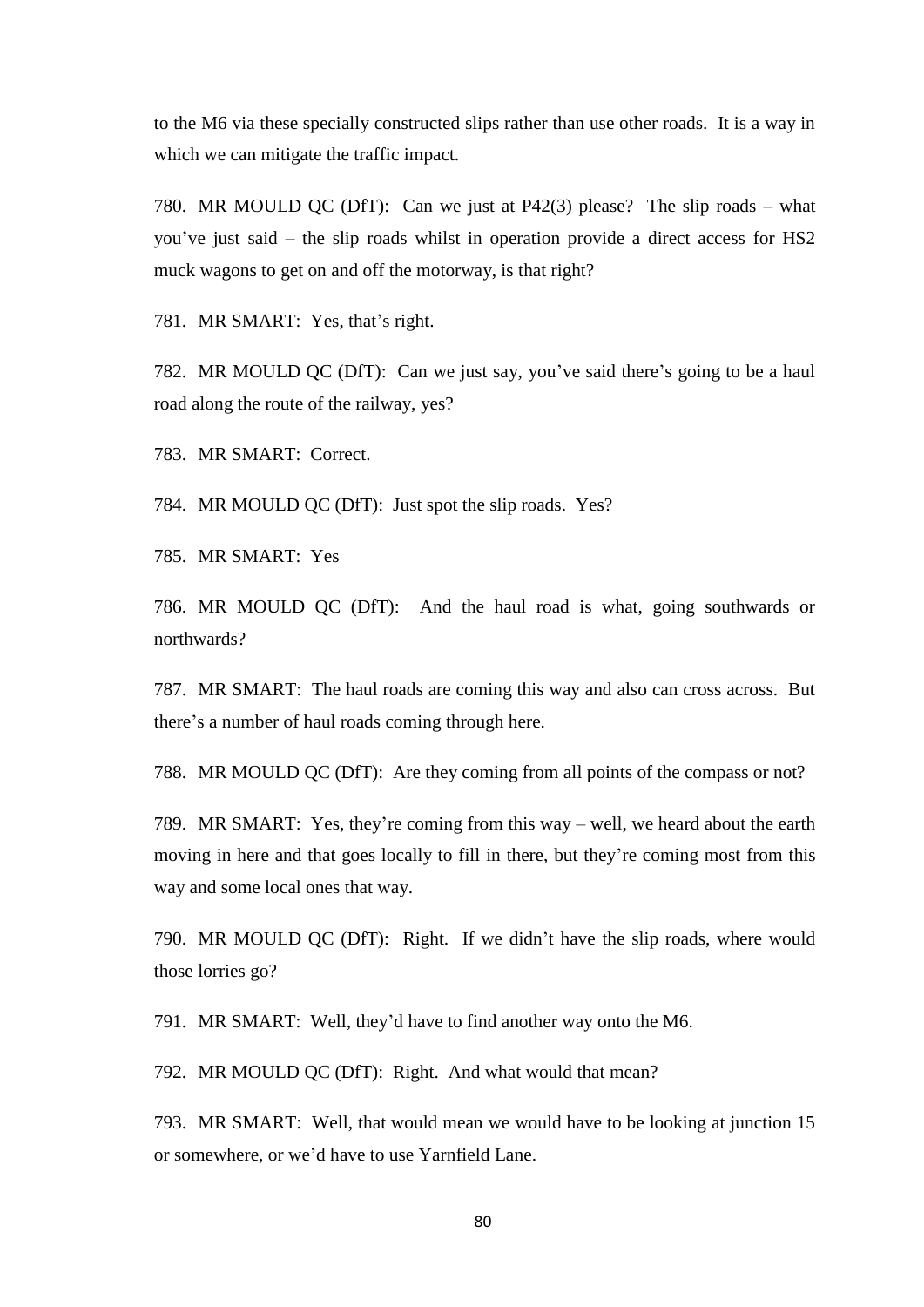to the M6 via these specially constructed slips rather than use other roads. It is a way in which we can mitigate the traffic impact.

780. MR MOULD QC (DfT): Can we just at P42(3) please? The slip roads – what you've just said – the slip roads whilst in operation provide a direct access for HS2 muck wagons to get on and off the motorway, is that right?

781. MR SMART: Yes, that's right.

782. MR MOULD QC (DfT): Can we just say, you've said there's going to be a haul road along the route of the railway, yes?

783. MR SMART: Correct.

784. MR MOULD QC (DfT): Just spot the slip roads. Yes?

785. MR SMART: Yes

786. MR MOULD QC (DfT): And the haul road is what, going southwards or northwards?

787. MR SMART: The haul roads are coming this way and also can cross across. But there's a number of haul roads coming through here.

788. MR MOULD QC (DfT): Are they coming from all points of the compass or not?

789. MR SMART: Yes, they're coming from this way – well, we heard about the earth moving in here and that goes locally to fill in there, but they're coming most from this way and some local ones that way.

790. MR MOULD QC (DfT): Right. If we didn't have the slip roads, where would those lorries go?

791. MR SMART: Well, they'd have to find another way onto the M6.

792. MR MOULD QC (DfT): Right. And what would that mean?

793. MR SMART: Well, that would mean we would have to be looking at junction 15 or somewhere, or we'd have to use Yarnfield Lane.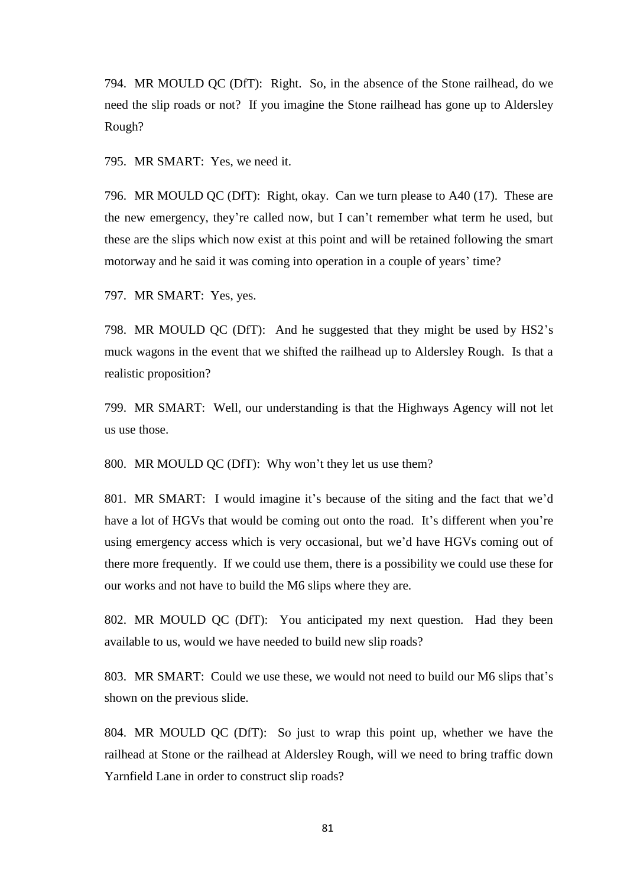794. MR MOULD QC (DfT): Right. So, in the absence of the Stone railhead, do we need the slip roads or not? If you imagine the Stone railhead has gone up to Aldersley Rough?

795. MR SMART: Yes, we need it.

796. MR MOULD QC (DfT): Right, okay. Can we turn please to A40 (17). These are the new emergency, they're called now, but I can't remember what term he used, but these are the slips which now exist at this point and will be retained following the smart motorway and he said it was coming into operation in a couple of years' time?

797. MR SMART: Yes, yes.

798. MR MOULD QC (DfT): And he suggested that they might be used by HS2's muck wagons in the event that we shifted the railhead up to Aldersley Rough. Is that a realistic proposition?

799. MR SMART: Well, our understanding is that the Highways Agency will not let us use those.

800. MR MOULD QC (DfT): Why won't they let us use them?

801. MR SMART: I would imagine it's because of the siting and the fact that we'd have a lot of HGVs that would be coming out onto the road. It's different when you're using emergency access which is very occasional, but we'd have HGVs coming out of there more frequently. If we could use them, there is a possibility we could use these for our works and not have to build the M6 slips where they are.

802. MR MOULD QC (DfT): You anticipated my next question. Had they been available to us, would we have needed to build new slip roads?

803. MR SMART: Could we use these, we would not need to build our M6 slips that's shown on the previous slide.

804. MR MOULD QC (DfT): So just to wrap this point up, whether we have the railhead at Stone or the railhead at Aldersley Rough, will we need to bring traffic down Yarnfield Lane in order to construct slip roads?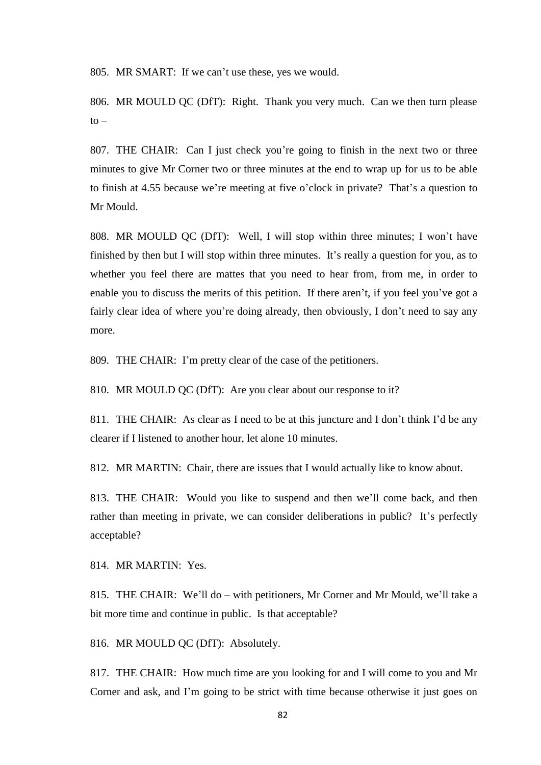805. MR SMART: If we can’t use these, yes we would.

806. MR MOULD QC (DfT): Right. Thank you very much. Can we then turn please to –

807. THE CHAIR: Can I just check you’re going to finish in the next two or three minutes to give Mr Corner two or three minutes at the end to wrap up for us to be able to finish at 4.55 because we’re meeting at five o’clock in private? That’s a question to Mr Mould.

808. MR MOULD QC (DfT): Well, I will stop within three minutes; I won’t have finished by then but I will stop within three minutes. It’s really a question for you, as to whether you feel there are mattes that you need to hear from, from me, in order to enable you to discuss the merits of this petition. If there aren’t, if you feel you’ve got a fairly clear idea of where you’re doing already, then obviously, I don’t need to say any more.

809. THE CHAIR: I’m pretty clear of the case of the petitioners.

810. MR MOULD QC (DfT): Are you clear about our response to it?

811. THE CHAIR: As clear as I need to be at this juncture and I don’t think I’d be any clearer if I listened to another hour, let alone 10 minutes.

812. MR MARTIN: Chair, there are issues that I would actually like to know about.

813. THE CHAIR: Would you like to suspend and then we’ll come back, and then rather than meeting in private, we can consider deliberations in public? It’s perfectly acceptable?

814. MR MARTIN: Yes.

815. THE CHAIR: We’ll do – with petitioners, Mr Corner and Mr Mould, we’ll take a bit more time and continue in public. Is that acceptable?

816. MR MOULD QC (DfT): Absolutely.

817. THE CHAIR: How much time are you looking for and I will come to you and Mr Corner and ask, and I’m going to be strict with time because otherwise it just goes on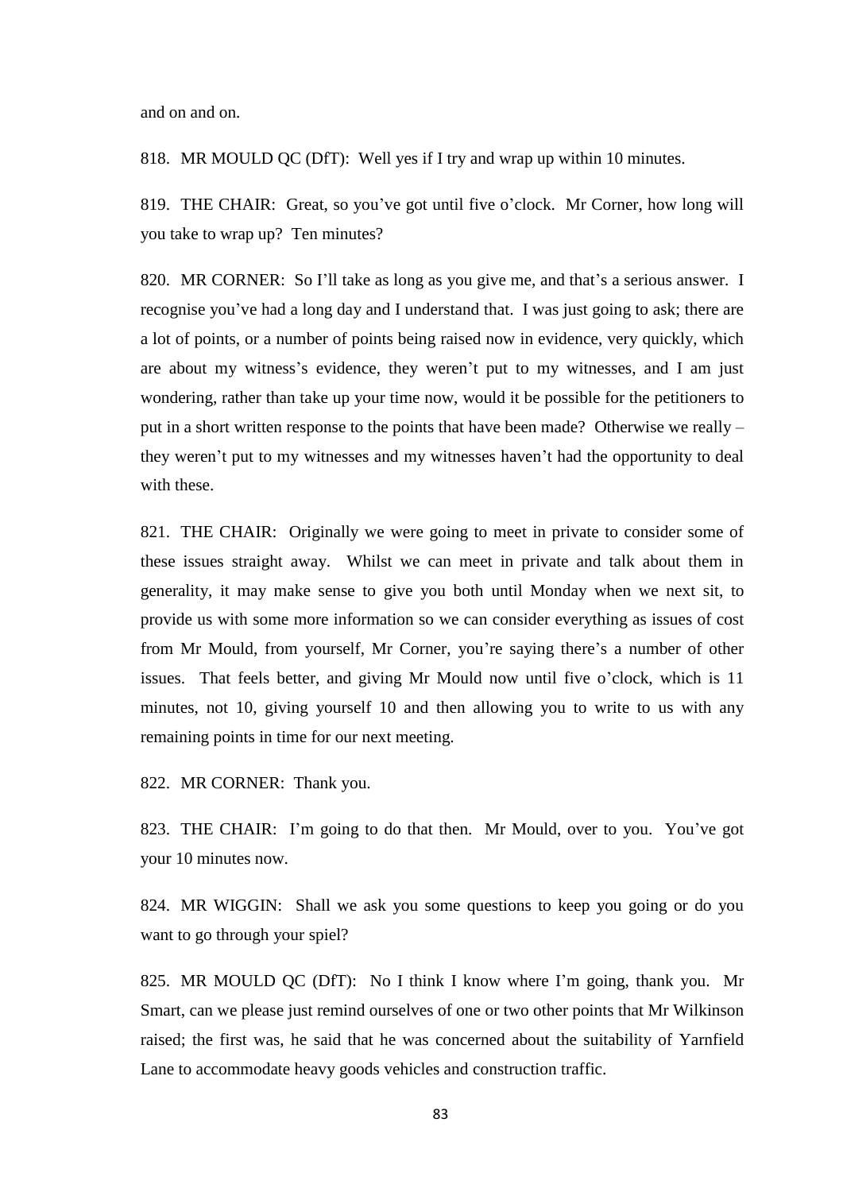and on and on.

818. MR MOULD QC (DfT): Well yes if I try and wrap up within 10 minutes.

819. THE CHAIR: Great, so you've got until five o'clock. Mr Corner, how long will you take to wrap up? Ten minutes?

820. MR CORNER: So I'll take as long as you give me, and that's a serious answer. I recognise you've had a long day and I understand that. I was just going to ask; there are a lot of points, or a number of points being raised now in evidence, very quickly, which are about my witness's evidence, they weren't put to my witnesses, and I am just wondering, rather than take up your time now, would it be possible for the petitioners to put in a short written response to the points that have been made? Otherwise we really – they weren't put to my witnesses and my witnesses haven't had the opportunity to deal with these.

821. THE CHAIR: Originally we were going to meet in private to consider some of these issues straight away. Whilst we can meet in private and talk about them in generality, it may make sense to give you both until Monday when we next sit, to provide us with some more information so we can consider everything as issues of cost from Mr Mould, from yourself, Mr Corner, you're saying there's a number of other issues. That feels better, and giving Mr Mould now until five o'clock, which is 11 minutes, not 10, giving yourself 10 and then allowing you to write to us with any remaining points in time for our next meeting.

822. MR CORNER: Thank you.

823. THE CHAIR: I'm going to do that then. Mr Mould, over to you. You've got your 10 minutes now.

824. MR WIGGIN: Shall we ask you some questions to keep you going or do you want to go through your spiel?

825. MR MOULD QC (DfT): No I think I know where I'm going, thank you. Mr Smart, can we please just remind ourselves of one or two other points that Mr Wilkinson raised; the first was, he said that he was concerned about the suitability of Yarnfield Lane to accommodate heavy goods vehicles and construction traffic.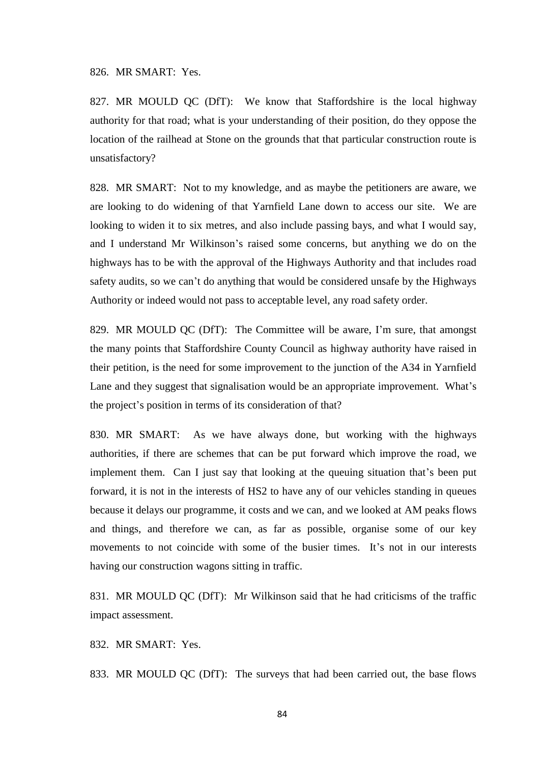826. MR SMART: Yes.

827. MR MOULD QC (DfT): We know that Staffordshire is the local highway authority for that road; what is your understanding of their position, do they oppose the location of the railhead at Stone on the grounds that that particular construction route is unsatisfactory?

828. MR SMART: Not to my knowledge, and as maybe the petitioners are aware, we are looking to do widening of that Yarnfield Lane down to access our site. We are looking to widen it to six metres, and also include passing bays, and what I would say, and I understand Mr Wilkinson's raised some concerns, but anything we do on the highways has to be with the approval of the Highways Authority and that includes road safety audits, so we can't do anything that would be considered unsafe by the Highways Authority or indeed would not pass to acceptable level, any road safety order.

829. MR MOULD QC (DfT): The Committee will be aware, I'm sure, that amongst the many points that Staffordshire County Council as highway authority have raised in their petition, is the need for some improvement to the junction of the A34 in Yarnfield Lane and they suggest that signalisation would be an appropriate improvement. What's the project's position in terms of its consideration of that?

830. MR SMART: As we have always done, but working with the highways authorities, if there are schemes that can be put forward which improve the road, we implement them. Can I just say that looking at the queuing situation that's been put forward, it is not in the interests of HS2 to have any of our vehicles standing in queues because it delays our programme, it costs and we can, and we looked at AM peaks flows and things, and therefore we can, as far as possible, organise some of our key movements to not coincide with some of the busier times. It's not in our interests having our construction wagons sitting in traffic.

831. MR MOULD QC (DfT): Mr Wilkinson said that he had criticisms of the traffic impact assessment.

832. MR SMART: Yes.

833. MR MOULD QC (DfT): The surveys that had been carried out, the base flows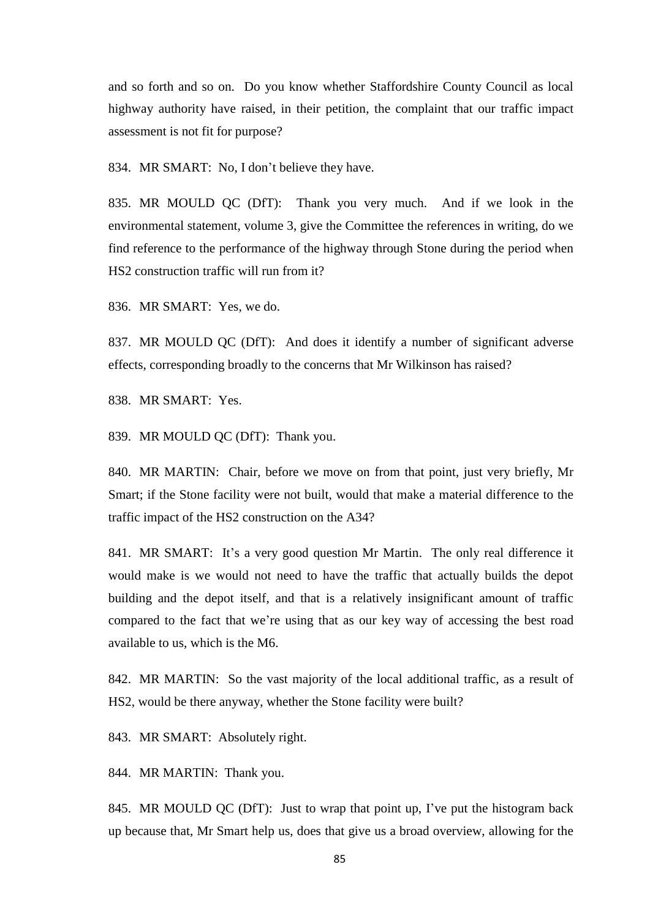and so forth and so on. Do you know whether Staffordshire County Council as local highway authority have raised, in their petition, the complaint that our traffic impact assessment is not fit for purpose?

834. MR SMART: No, I don't believe they have.

835. MR MOULD QC (DfT): Thank you very much. And if we look in the environmental statement, volume 3, give the Committee the references in writing, do we find reference to the performance of the highway through Stone during the period when HS2 construction traffic will run from it?

836. MR SMART: Yes, we do.

837. MR MOULD QC (DfT): And does it identify a number of significant adverse effects, corresponding broadly to the concerns that Mr Wilkinson has raised?

838. MR SMART: Yes.

839. MR MOULD QC (DfT): Thank you.

840. MR MARTIN: Chair, before we move on from that point, just very briefly, Mr Smart; if the Stone facility were not built, would that make a material difference to the traffic impact of the HS2 construction on the A34?

841. MR SMART: It's a very good question Mr Martin. The only real difference it would make is we would not need to have the traffic that actually builds the depot building and the depot itself, and that is a relatively insignificant amount of traffic compared to the fact that we're using that as our key way of accessing the best road available to us, which is the M6.

842. MR MARTIN: So the vast majority of the local additional traffic, as a result of HS2, would be there anyway, whether the Stone facility were built?

843. MR SMART: Absolutely right.

844. MR MARTIN: Thank you.

845. MR MOULD QC (DfT): Just to wrap that point up, I've put the histogram back up because that, Mr Smart help us, does that give us a broad overview, allowing for the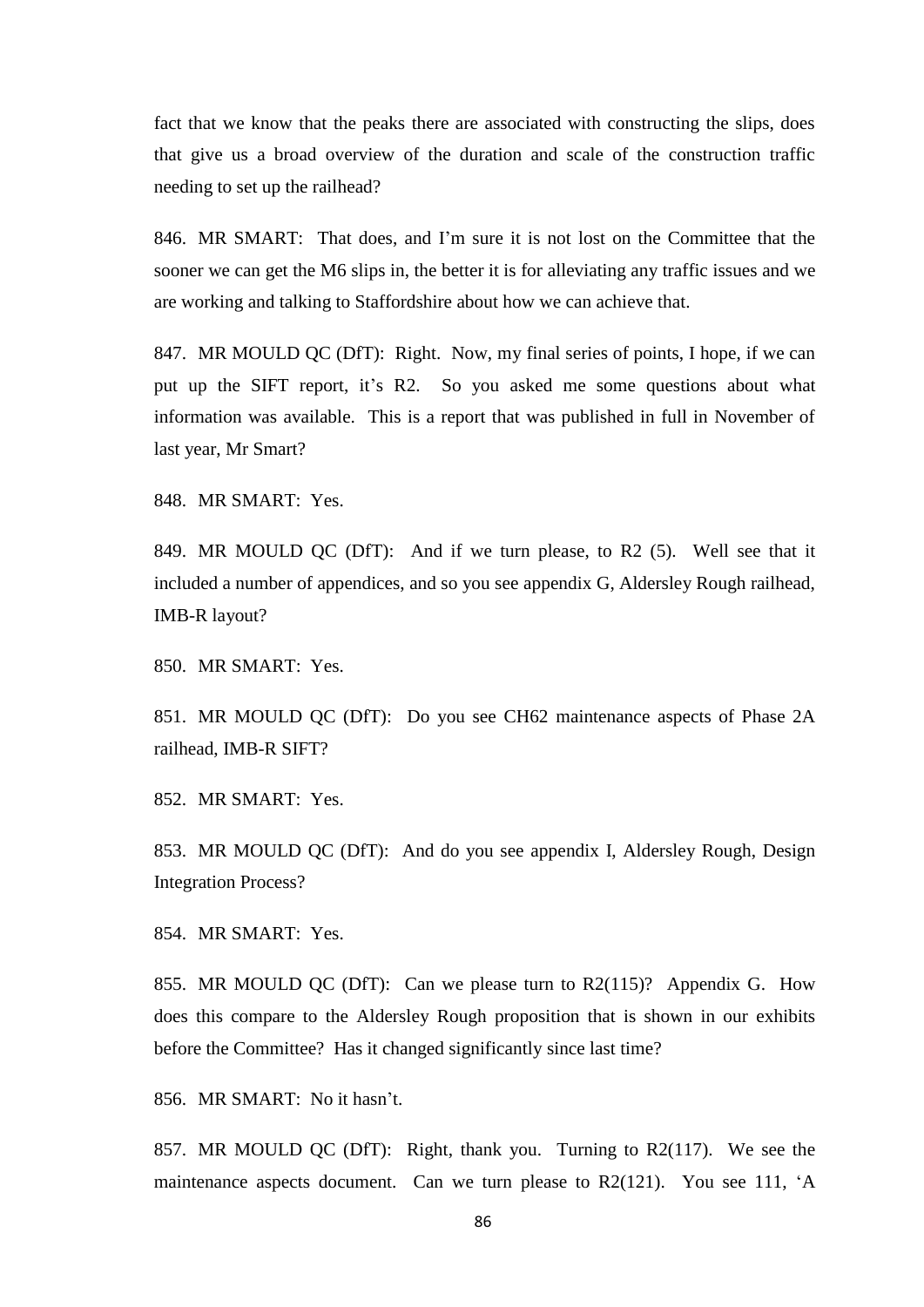fact that we know that the peaks there are associated with constructing the slips, does that give us a broad overview of the duration and scale of the construction traffic needing to set up the railhead?

846. MR SMART: That does, and I'm sure it is not lost on the Committee that the sooner we can get the M6 slips in, the better it is for alleviating any traffic issues and we are working and talking to Staffordshire about how we can achieve that.

847. MR MOULD QC (DfT): Right. Now, my final series of points, I hope, if we can put up the SIFT report, it's R2. So you asked me some questions about what information was available. This is a report that was published in full in November of last year, Mr Smart?

848. MR SMART: Yes.

849. MR MOULD QC (DfT): And if we turn please, to R2 (5). Well see that it included a number of appendices, and so you see appendix G, Aldersley Rough railhead, IMB-R layout?

850. MR SMART: Yes.

851. MR MOULD QC (DfT): Do you see CH62 maintenance aspects of Phase 2A railhead, IMB-R SIFT?

852. MR SMART: Yes.

853. MR MOULD QC (DfT): And do you see appendix I, Aldersley Rough, Design Integration Process?

854. MR SMART: Yes.

855. MR MOULD QC (DfT): Can we please turn to R2(115)? Appendix G. How does this compare to the Aldersley Rough proposition that is shown in our exhibits before the Committee? Has it changed significantly since last time?

856. MR SMART: No it hasn't.

857. MR MOULD QC (DfT): Right, thank you. Turning to R2(117). We see the maintenance aspects document. Can we turn please to R2(121). You see 111, 'A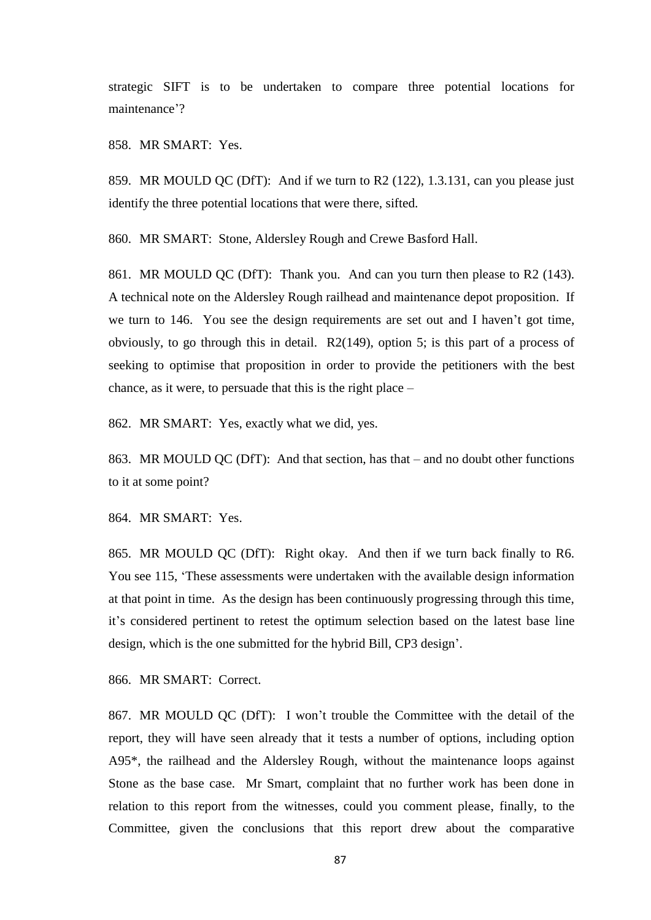strategic SIFT is to be undertaken to compare three potential locations for maintenance'?

858. MR SMART: Yes.

859. MR MOULD QC (DfT): And if we turn to R2 (122), 1.3.131, can you please just identify the three potential locations that were there, sifted.

860. MR SMART: Stone, Aldersley Rough and Crewe Basford Hall.

861. MR MOULD QC (DfT): Thank you. And can you turn then please to R2 (143). A technical note on the Aldersley Rough railhead and maintenance depot proposition. If we turn to 146. You see the design requirements are set out and I haven't got time, obviously, to go through this in detail. R2(149), option 5; is this part of a process of seeking to optimise that proposition in order to provide the petitioners with the best chance, as it were, to persuade that this is the right place –

862. MR SMART: Yes, exactly what we did, yes.

863. MR MOULD QC (DfT): And that section, has that – and no doubt other functions to it at some point?

864. MR SMART: Yes.

865. MR MOULD QC (DfT): Right okay. And then if we turn back finally to R6. You see 115, 'These assessments were undertaken with the available design information at that point in time. As the design has been continuously progressing through this time, it's considered pertinent to retest the optimum selection based on the latest base line design, which is the one submitted for the hybrid Bill, CP3 design'.

866. MR SMART: Correct.

867. MR MOULD QC (DfT): I won't trouble the Committee with the detail of the report, they will have seen already that it tests a number of options, including option A95*, the railhead and the Aldersley Rough, without the maintenance loops against Stone as the base case. Mr Smart, complaint that no further work has been done in relation to this report from the witnesses, could you comment please, finally, to the Committee, given the conclusions that this report drew about the comparative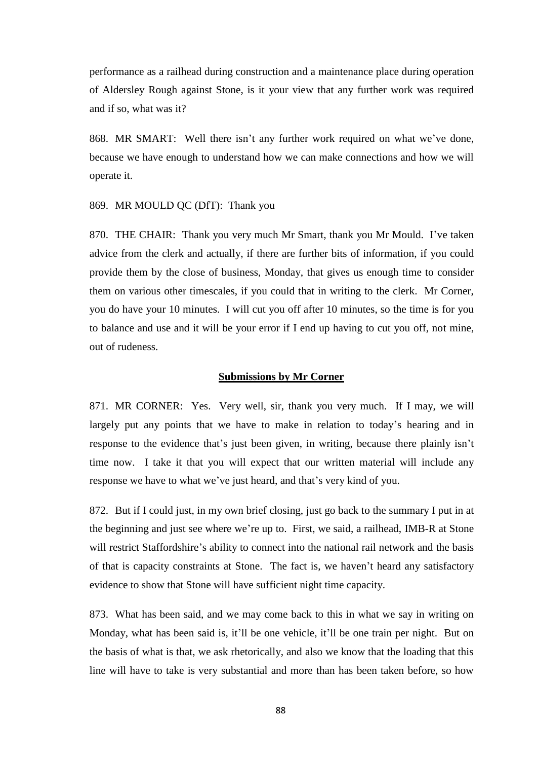performance as a railhead during construction and a maintenance place during operation of Aldersley Rough against Stone, is it your view that any further work was required and if so, what was it?

868. MR SMART: Well there isn't any further work required on what we've done, because we have enough to understand how we can make connections and how we will operate it.

869. MR MOULD QC (DfT): Thank you

870. THE CHAIR: Thank you very much Mr Smart, thank you Mr Mould. I've taken advice from the clerk and actually, if there are further bits of information, if you could provide them by the close of business, Monday, that gives us enough time to consider them on various other timescales, if you could that in writing to the clerk. Mr Corner, you do have your 10 minutes. I will cut you off after 10 minutes, so the time is for you to balance and use and it will be your error if I end up having to cut you off, not mine, out of rudeness.

**Submissions by Mr Corner**

871. MR CORNER: Yes. Very well, sir, thank you very much. If I may, we will largely put any points that we have to make in relation to today's hearing and in response to the evidence that's just been given, in writing, because there plainly isn't time now. I take it that you will expect that our written material will include any response we have to what we've just heard, and that's very kind of you.

872. But if I could just, in my own brief closing, just go back to the summary I put in at the beginning and just see where we're up to. First, we said, a railhead, IMB-R at Stone will restrict Staffordshire's ability to connect into the national rail network and the basis of that is capacity constraints at Stone. The fact is, we haven't heard any satisfactory evidence to show that Stone will have sufficient night time capacity.

873. What has been said, and we may come back to this in what we say in writing on Monday, what has been said is, it'll be one vehicle, it'll be one train per night. But on the basis of what is that, we ask rhetorically, and also we know that the loading that this line will have to take is very substantial and more than has been taken before, so how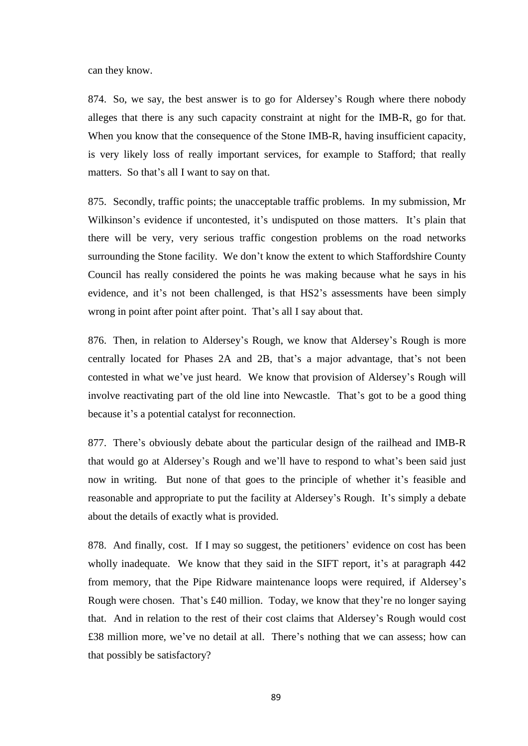can they know.

874. So, we say, the best answer is to go for Aldersey's Rough where there nobody alleges that there is any such capacity constraint at night for the IMB-R, go for that. When you know that the consequence of the Stone IMB-R, having insufficient capacity, is very likely loss of really important services, for example to Stafford; that really matters. So that's all I want to say on that.

875. Secondly, traffic points; the unacceptable traffic problems. In my submission, Mr Wilkinson's evidence if uncontested, it's undisputed on those matters. It's plain that there will be very, very serious traffic congestion problems on the road networks surrounding the Stone facility. We don't know the extent to which Staffordshire County Council has really considered the points he was making because what he says in his evidence, and it's not been challenged, is that HS2's assessments have been simply wrong in point after point after point. That's all I say about that.

876. Then, in relation to Aldersey's Rough, we know that Aldersey's Rough is more centrally located for Phases 2A and 2B, that's a major advantage, that's not been contested in what we've just heard. We know that provision of Aldersey's Rough will involve reactivating part of the old line into Newcastle. That's got to be a good thing because it's a potential catalyst for reconnection.

877. There's obviously debate about the particular design of the railhead and IMB-R that would go at Aldersey's Rough and we'll have to respond to what's been said just now in writing. But none of that goes to the principle of whether it's feasible and reasonable and appropriate to put the facility at Aldersey's Rough. It's simply a debate about the details of exactly what is provided.

878. And finally, cost. If I may so suggest, the petitioners' evidence on cost has been wholly inadequate. We know that they said in the SIFT report, it's at paragraph 442 from memory, that the Pipe Ridware maintenance loops were required, if Aldersey's Rough were chosen. That's £40 million. Today, we know that they're no longer saying that. And in relation to the rest of their cost claims that Aldersey's Rough would cost £38 million more, we've no detail at all. There's nothing that we can assess; how can that possibly be satisfactory?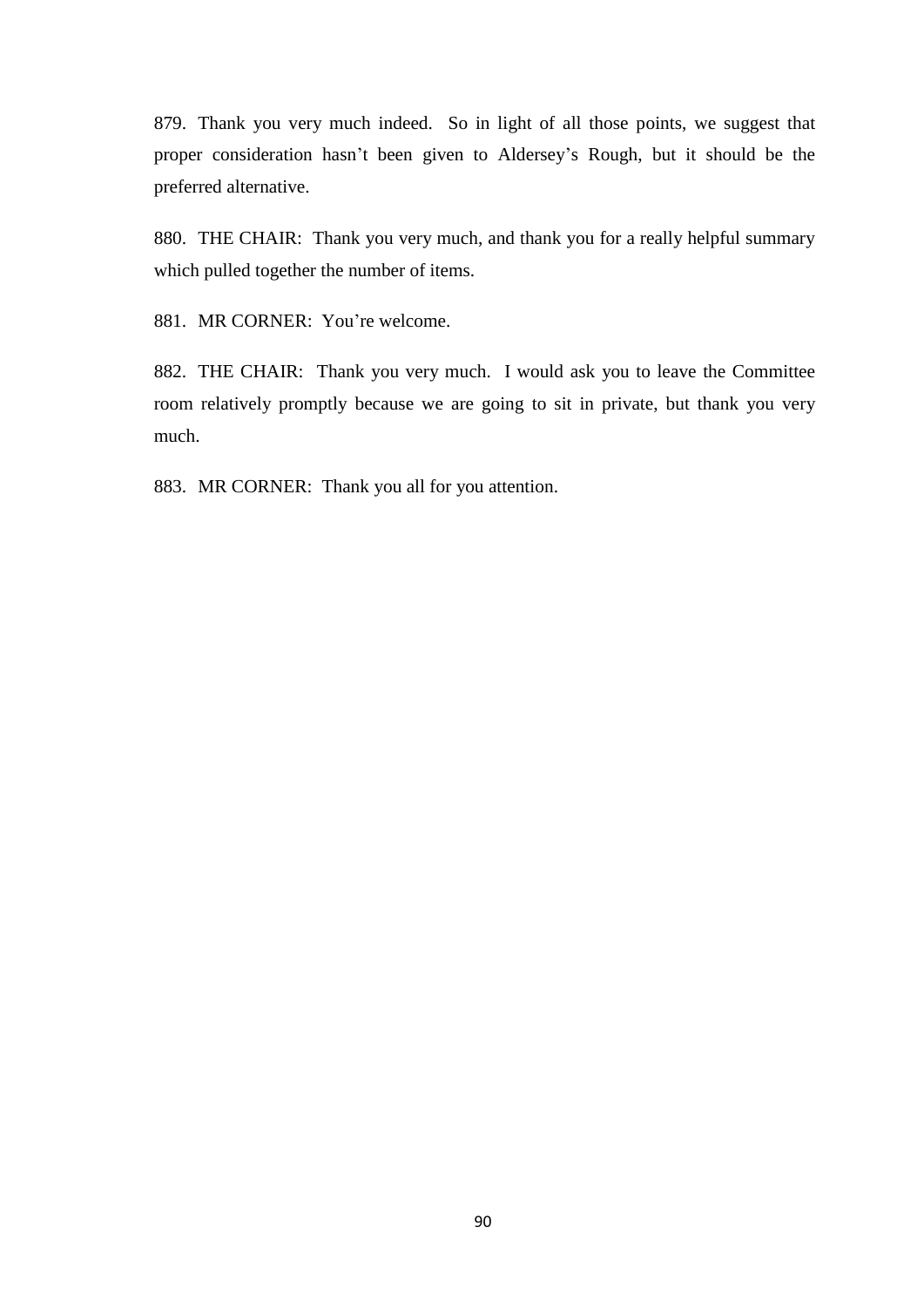879. Thank you very much indeed. So in light of all those points, we suggest that proper consideration hasn't been given to Aldersey's Rough, but it should be the preferred alternative.

880. THE CHAIR: Thank you very much, and thank you for a really helpful summary which pulled together the number of items.

881. MR CORNER: You're welcome.

882. THE CHAIR: Thank you very much. I would ask you to leave the Committee room relatively promptly because we are going to sit in private, but thank you very much.

883. MR CORNER: Thank you all for you attention.